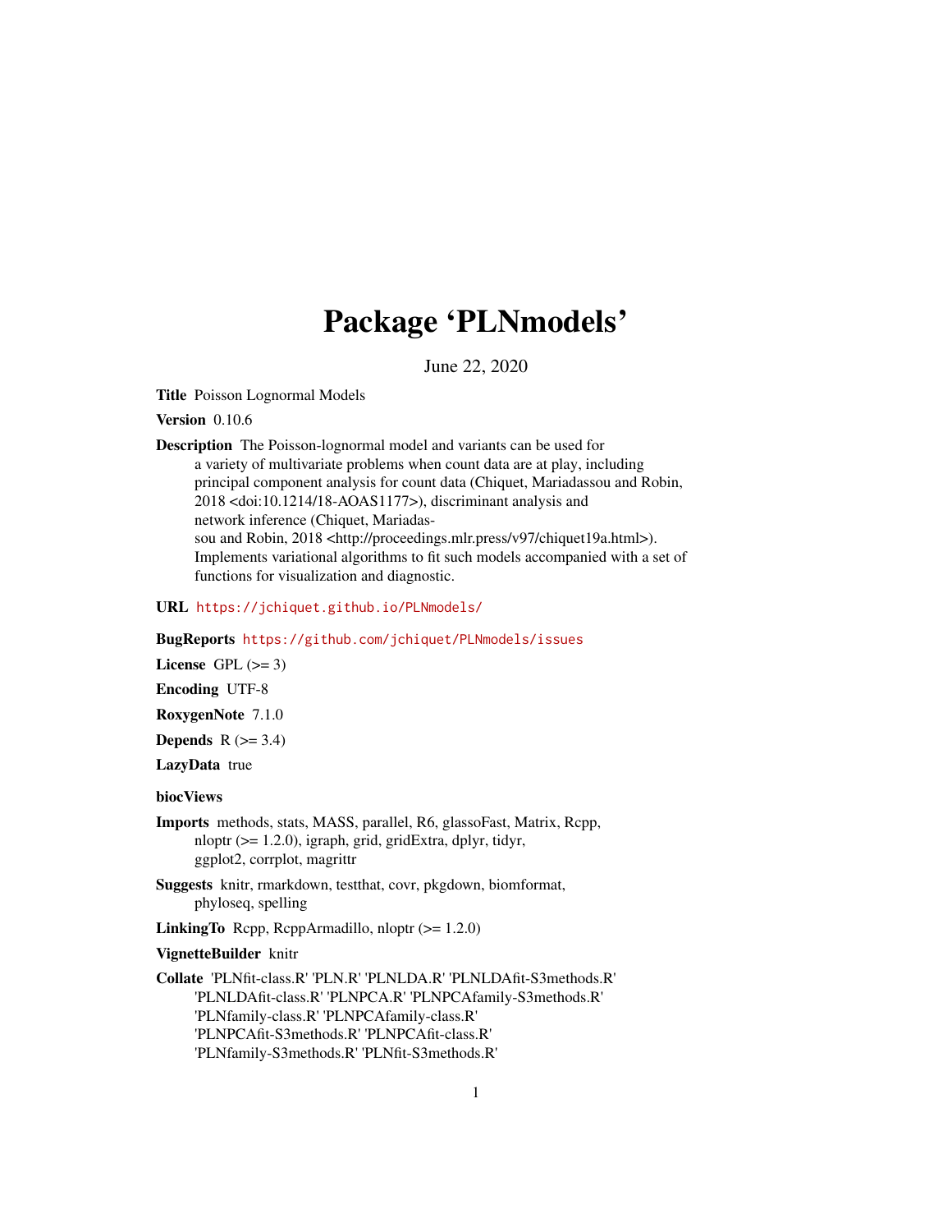# Package 'PLNmodels'

June 22, 2020

**Title** Poisson Lognormal Models

**Version** 0.10.6

**Description** The Poisson-lognormal model and variants can be used for a variety of multivariate problems when count data are at play, including principal component analysis for count data (Chiquet, Mariadassou and Robin, 2018 <doi:10.1214/18-AOAS1177>), discriminant analysis and network inference (Chiquet, Mariadassou and Robin, 2018 <http://proceedings.mlr.press/v97/chiquet19a.html>). Implements variational algorithms to fit such models accompanied with a set of functions for visualization and diagnostic.

**URL** https://jchiquet.github.io/PLNmodels/

**BugReports** https://github.com/jchiquet/PLNmodels/issues

**License** GPL (>= 3)

**Encoding** UTF-8

**RoxygenNote** 7.1.0

**Depends** R (>= 3.4)

**LazyData** true

**biocViews**

**Imports** methods, stats, MASS, parallel, R6, glassoFast, Matrix, Rcpp, nloptr (>= 1.2.0), igraph, grid, gridExtra, dplyr, tidyr, ggplot2, corrplot, magrittr

**Suggests** knitr, rmarkdown, testthat, covr, pkgdown, biomformat, phyloseq, spelling

**LinkingTo** Rcpp, RcppArmadillo, nloptr (>= 1.2.0)

**VignetteBuilder** knitr

**Collate** 'PLNfit-class.R' 'PLN.R' 'PLNLDA.R' 'PLNLDAfit-S3methods.R' 'PLNLDAfit-class.R' 'PLNPCA.R' 'PLNPCAfamily-S3methods.R' 'PLNfamily-class.R' 'PLNPCAfamily-class.R' 'PLNPCAfit-S3methods.R' 'PLNPCAfit-class.R' 'PLNfamily-S3methods.R' 'PLNfit-S3methods.R'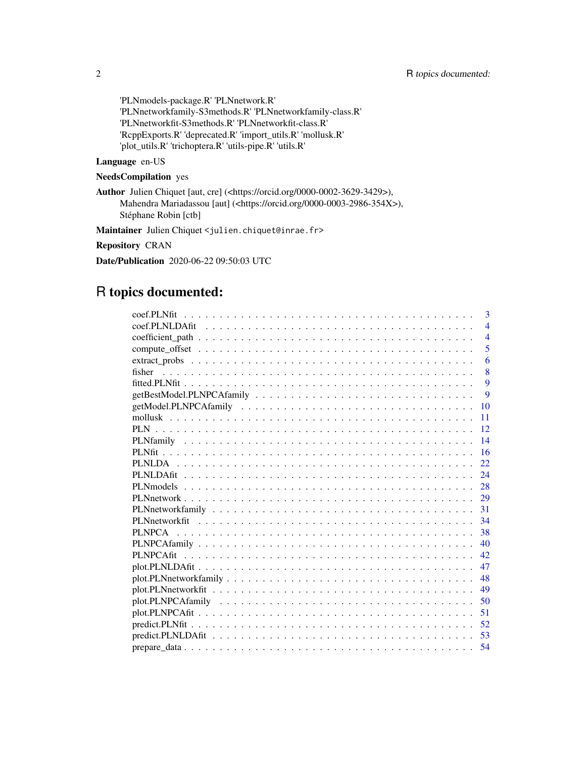'PLNmodels-package.R' 'PLNnetwork.R'
'PLNnetworkfamily-S3methods.R' 'PLNnetworkfamily-class.R'
'PLNnetworkfit-S3methods.R' 'PLNnetworkfit-class.R'
'RcppExports.R' 'deprecated.R' 'import_utils.R' 'mollusk.R'
'plot_utils.R' 'trichoptera.R' 'utils-pipe.R' 'utils.R'

**Language** en-US

**NeedsCompilation** yes

**Author** Julien Chiquet [aut, cre] (<https://orcid.org/0000-0002-3629-3429>),
Mahendra Mariadassou [aut] (<https://orcid.org/0000-0003-2986-354X>),
Stéphane Robin [ctb]

**Maintainer** Julien Chiquet <julien.chiquet@inrae.fr>

**Repository** CRAN

**Date/Publication** 2020-06-22 09:50:03 UTC

# R topics documented:

| | |
|---|---|
| coef.PLNfit | 3 |
| coef.PLNLDAfit | 4 |
| coefficient_path | 4 |
| compute_offset | 5 |
| extract_probs | 6 |
| fisher | 8 |
| fitted.PLNfit | 9 |
| getBestModel.PLNPCAfamily | 9 |
| getModel.PLNPCAfamily | 10 |
| mollusk | 11 |
| PLN | 12 |
| PLNfamily | 14 |
| PLNfit | 16 |
| PLNLDA | 22 |
| PLNLDAfit | 24 |
| PLNmodels | 28 |
| PLNnetwork | 29 |
| PLNnetworkfamily | 31 |
| PLNnetworkfit | 34 |
| PLNPCA | 38 |
| PLNPCAfamily | 40 |
| PLNPCAfit | 42 |
| plot.PLNLDAfit | 47 |
| plot.PLNnetworkfamily | 48 |
| plot.PLNnetworkfit | 49 |
| plot.PLNPCAfamily | 50 |
| plot.PLNPCAfit | 51 |
| predict.PLNfit | 52 |
| predict.PLNLDAfit | 53 |
| prepare_data | 54 |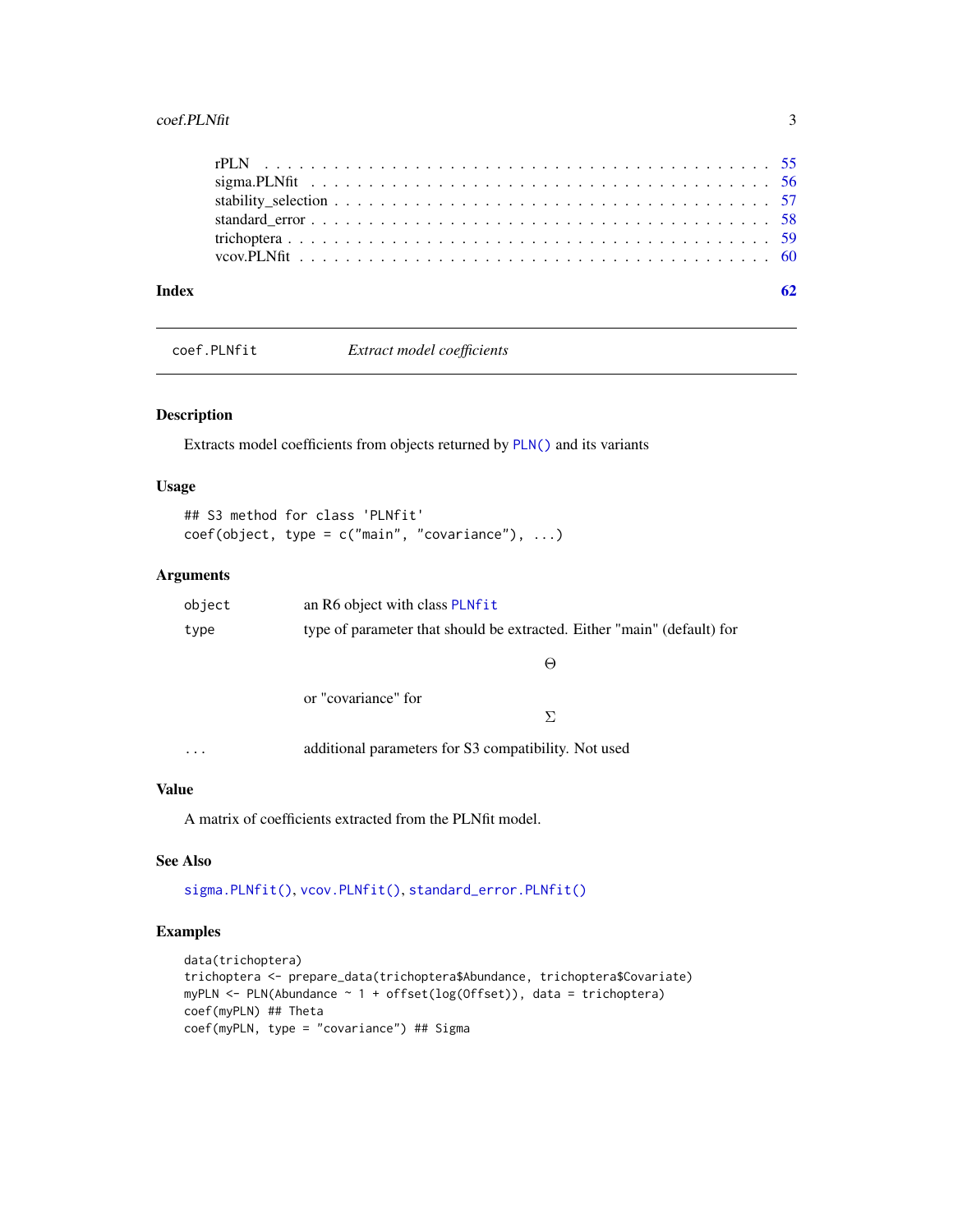| | |
|---|---|
| rPLN | 55 |
| sigma.PLNfit | 56 |
| stability_selection | 57 |
| standard_error | 58 |
| trichoptera | 59 |
| vcov.PLNfit | 60 |

**Index** **62**

---

`coef.PLNfit` *Extract model coefficients*

---

## Description

Extracts model coefficients from objects returned by `PLN()` and its variants

## Usage

```
## S3 method for class 'PLNfit'
coef(object, type = c("main", "covariance"), ...)
```

## Arguments

| | |
|---|---|
| `object` | an R6 object with class `PLNfit` |
| `type` | type of parameter that should be extracted. Either "main" (default) for $$\Theta$$ or "covariance" for $$\Sigma$$ |
| `...` | additional parameters for S3 compatibility. Not used |

## Value

A matrix of coefficients extracted from the PLNfit model.

## See Also

`sigma.PLNfit()`, `vcov.PLNfit()`, `standard_error.PLNfit()`

## Examples

```
data(trichoptera)
trichoptera <- prepare_data(trichoptera$Abundance, trichoptera$Covariate)
myPLN <- PLN(Abundance ~ 1 + offset(log(Offset)), data = trichoptera)
coef(myPLN) ## Theta
coef(myPLN, type = "covariance") ## Sigma
```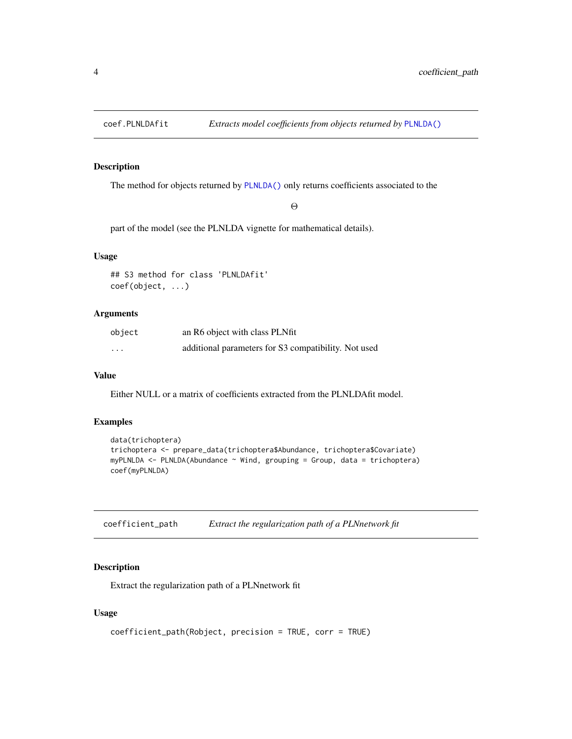## coef.PLNLDAfit — *Extracts model coefficients from objects returned by* `PLNLDA()`

### Description

The method for objects returned by `PLNLDA()` only returns coefficients associated to the

$$\Theta$$

part of the model (see the PLNLDA vignette for mathematical details).

### Usage

```
## S3 method for class 'PLNLDAfit'
coef(object, ...)
```

### Arguments

| | |
|---|---|
| `object` | an R6 object with class PLNfit |
| `...` | additional parameters for S3 compatibility. Not used |

### Value

Either NULL or a matrix of coefficients extracted from the PLNLDAfit model.

### Examples

```
data(trichoptera)
trichoptera <- prepare_data(trichoptera$Abundance, trichoptera$Covariate)
myPLNLDA <- PLNLDA(Abundance ~ Wind, grouping = Group, data = trichoptera)
coef(myPLNLDA)
```

## coefficient_path — *Extract the regularization path of a PLNnetwork fit*

### Description

Extract the regularization path of a PLNnetwork fit

### Usage

```
coefficient_path(Robject, precision = TRUE, corr = TRUE)
```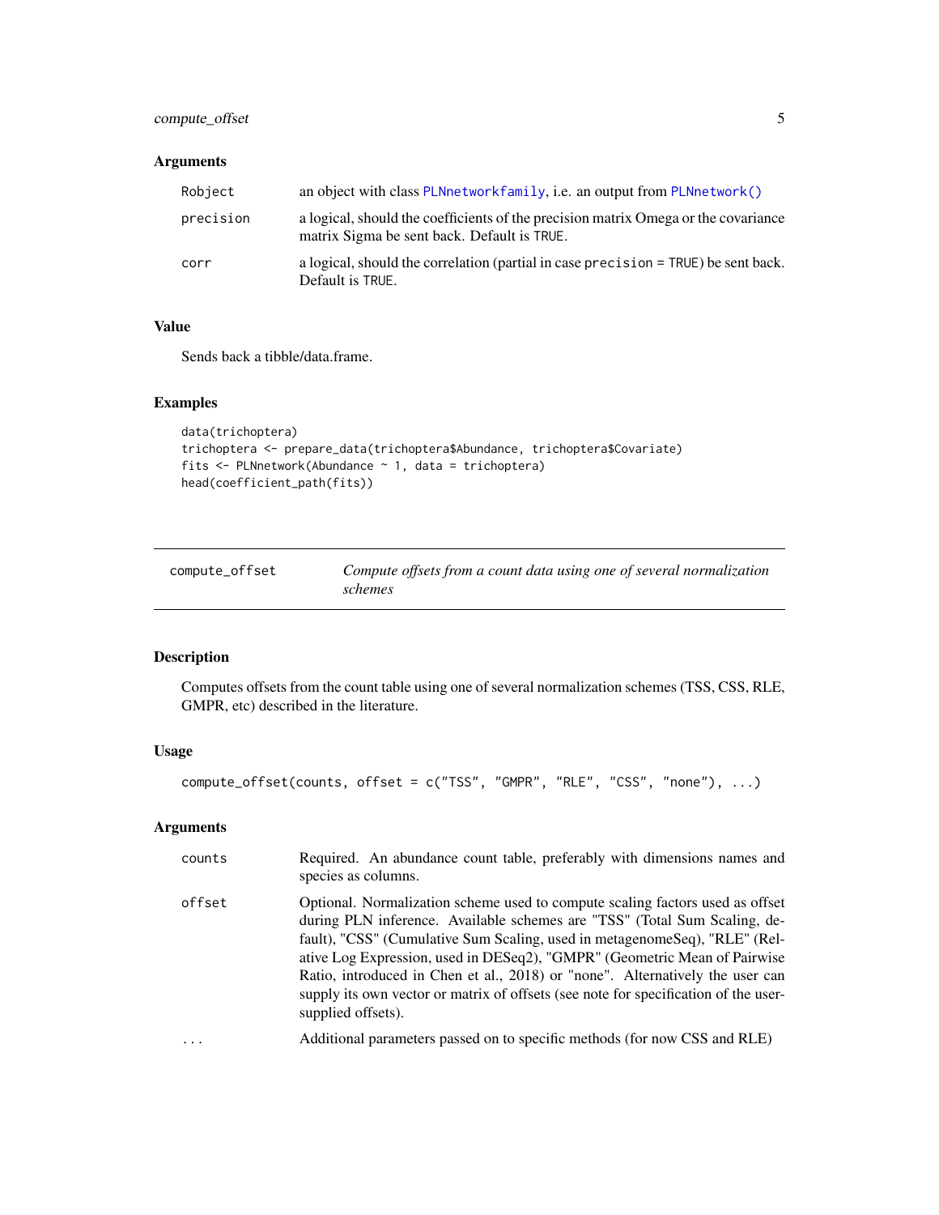## Arguments

| | |
|---|---|
| Robject | an object with class PLNnetworkfamily, i.e. an output from PLNnetwork() |
| precision | a logical, should the coefficients of the precision matrix Omega or the covariance matrix Sigma be sent back. Default is TRUE. |
| corr | a logical, should the correlation (partial in case precision = TRUE) be sent back. Default is TRUE. |

## Value

Sends back a tibble/data.frame.

## Examples

```
data(trichoptera)
trichoptera <- prepare_data(trichoptera$Abundance, trichoptera$Covariate)
fits <- PLNnetwork(Abundance ~ 1, data = trichoptera)
head(coefficient_path(fits))
```

---

# compute_offset — *Compute offsets from a count data using one of several normalization schemes*

## Description

Computes offsets from the count table using one of several normalization schemes (TSS, CSS, RLE, GMPR, etc) described in the literature.

## Usage

```
compute_offset(counts, offset = c("TSS", "GMPR", "RLE", "CSS", "none"), ...)
```

## Arguments

| | |
|---|---|
| counts | Required. An abundance count table, preferably with dimensions names and species as columns. |
| offset | Optional. Normalization scheme used to compute scaling factors used as offset during PLN inference. Available schemes are "TSS" (Total Sum Scaling, default), "CSS" (Cumulative Sum Scaling, used in metagenomeSeq), "RLE" (Relative Log Expression, used in DESeq2), "GMPR" (Geometric Mean of Pairwise Ratio, introduced in Chen et al., 2018) or "none". Alternatively the user can supply its own vector or matrix of offsets (see note for specification of the user-supplied offsets). |
| ... | Additional parameters passed on to specific methods (for now CSS and RLE) |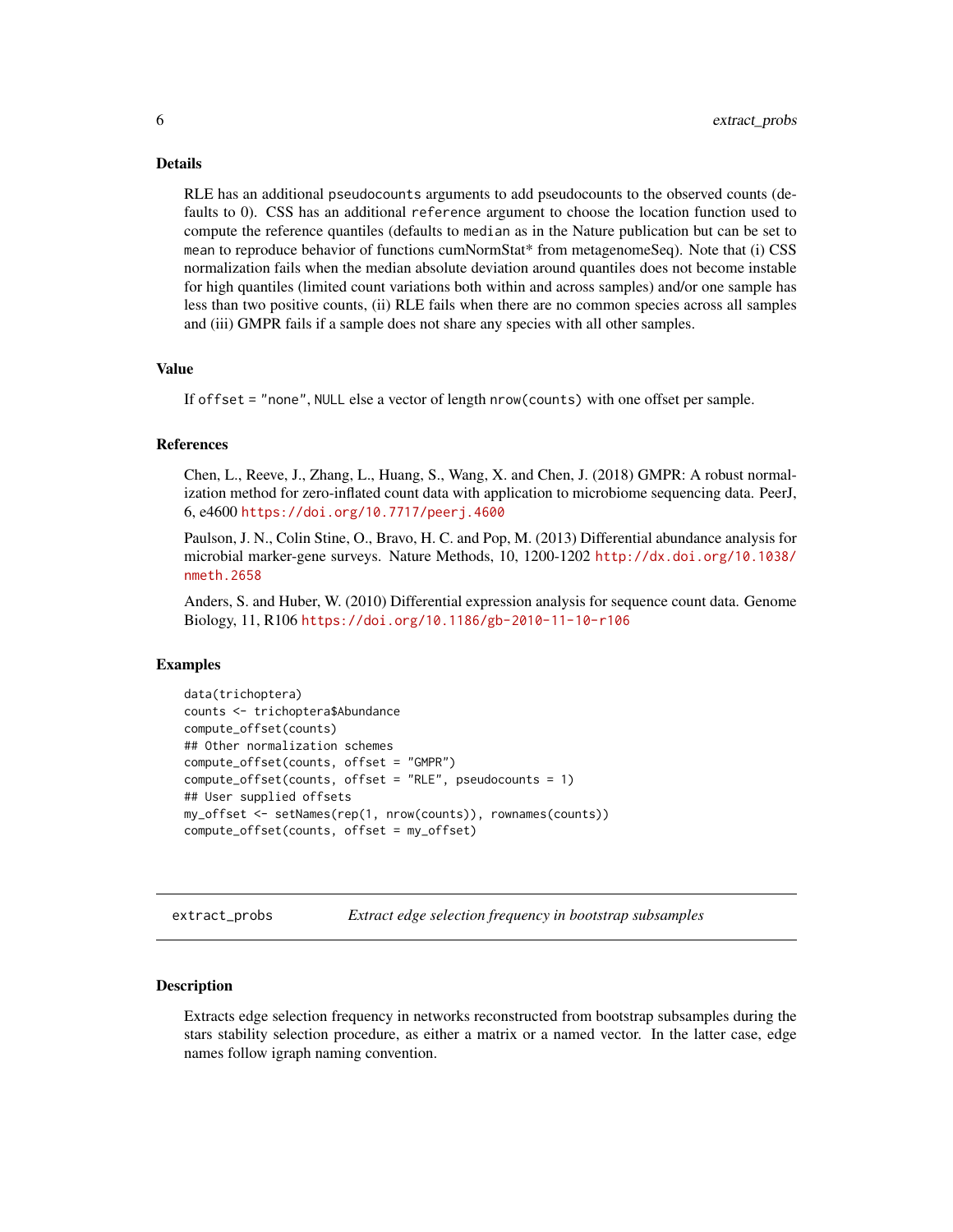## Details

RLE has an additional `pseudocounts` arguments to add pseudocounts to the observed counts (defaults to 0). CSS has an additional `reference` argument to choose the location function used to compute the reference quantiles (defaults to `median` as in the Nature publication but can be set to `mean` to reproduce behavior of functions cumNormStat* from metagenomeSeq). Note that (i) CSS normalization fails when the median absolute deviation around quantiles does not become instable for high quantiles (limited count variations both within and across samples) and/or one sample has less than two positive counts, (ii) RLE fails when there are no common species across all samples and (iii) GMPR fails if a sample does not share any species with all other samples.

## Value

If `offset = "none"`, `NULL` else a vector of length `nrow(counts)` with one offset per sample.

## References

Chen, L., Reeve, J., Zhang, L., Huang, S., Wang, X. and Chen, J. (2018) GMPR: A robust normalization method for zero-inflated count data with application to microbiome sequencing data. PeerJ, 6, e4600 https://doi.org/10.7717/peerj.4600

Paulson, J. N., Colin Stine, O., Bravo, H. C. and Pop, M. (2013) Differential abundance analysis for microbial marker-gene surveys. Nature Methods, 10, 1200-1202 http://dx.doi.org/10.1038/nmeth.2658

Anders, S. and Huber, W. (2010) Differential expression analysis for sequence count data. Genome Biology, 11, R106 https://doi.org/10.1186/gb-2010-11-10-r106

## Examples

```
data(trichoptera)
counts <- trichoptera$Abundance
compute_offset(counts)
## Other normalization schemes
compute_offset(counts, offset = "GMPR")
compute_offset(counts, offset = "RLE", pseudocounts = 1)
## User supplied offsets
my_offset <- setNames(rep(1, nrow(counts)), rownames(counts))
compute_offset(counts, offset = my_offset)
```

---

# extract_probs — *Extract edge selection frequency in bootstrap subsamples*

## Description

Extracts edge selection frequency in networks reconstructed from bootstrap subsamples during the stars stability selection procedure, as either a matrix or a named vector. In the latter case, edge names follow igraph naming convention.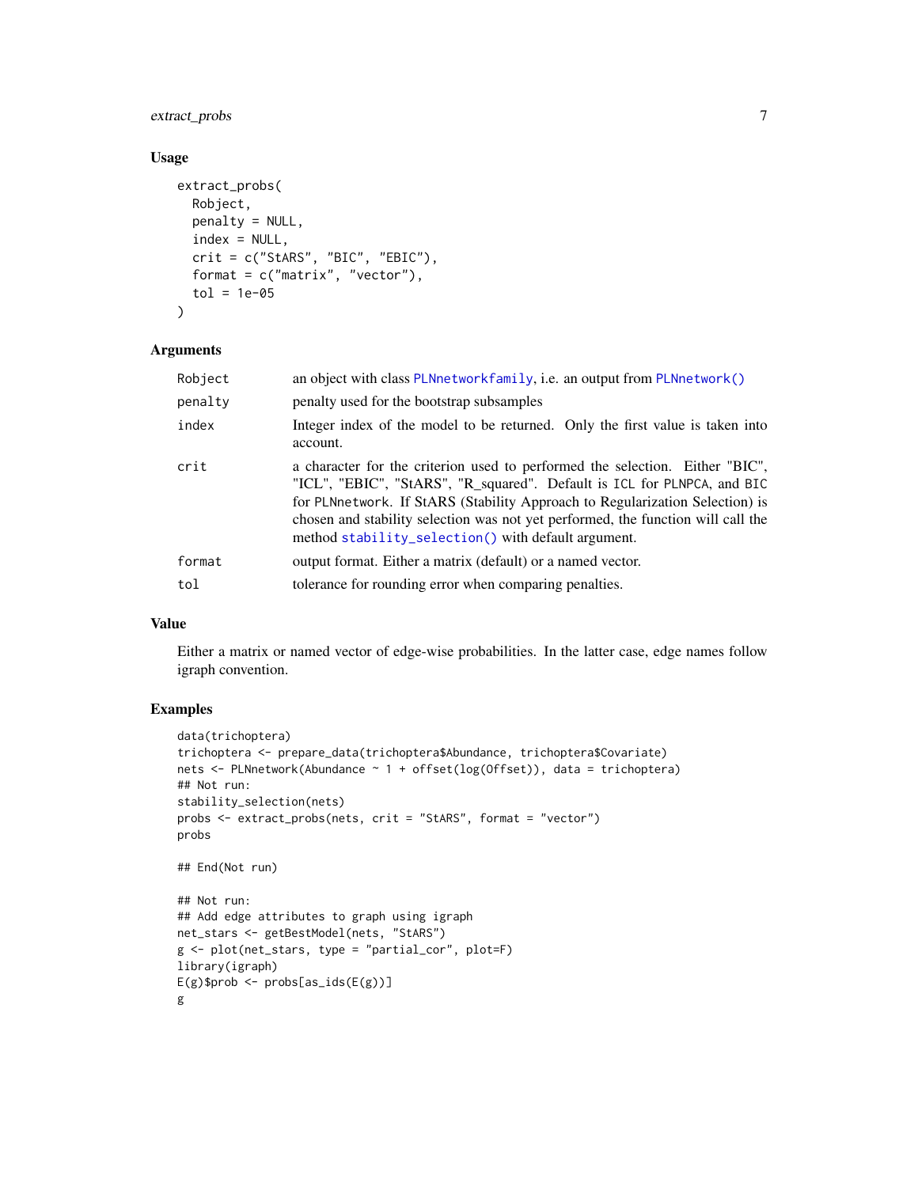## Usage

```
extract_probs(
  Robject,
  penalty = NULL,
  index = NULL,
  crit = c("StARS", "BIC", "EBIC"),
  format = c("matrix", "vector"),
  tol = 1e-05
)
```

## Arguments

| | |
|---|---|
| Robject | an object with class PLNnetworkfamily, i.e. an output from PLNnetwork() |
| penalty | penalty used for the bootstrap subsamples |
| index | Integer index of the model to be returned. Only the first value is taken into account. |
| crit | a character for the criterion used to performed the selection. Either "BIC", "ICL", "EBIC", "StARS", "R_squared". Default is ICL for PLNPCA, and BIC for PLNnetwork. If StARS (Stability Approach to Regularization Selection) is chosen and stability selection was not yet performed, the function will call the method stability_selection() with default argument. |
| format | output format. Either a matrix (default) or a named vector. |
| tol | tolerance for rounding error when comparing penalties. |

## Value

Either a matrix or named vector of edge-wise probabilities. In the latter case, edge names follow igraph convention.

## Examples

```
data(trichoptera)
trichoptera <- prepare_data(trichoptera$Abundance, trichoptera$Covariate)
nets <- PLNnetwork(Abundance ~ 1 + offset(log(Offset)), data = trichoptera)
## Not run:
stability_selection(nets)
probs <- extract_probs(nets, crit = "StARS", format = "vector")
probs

## End(Not run)

## Not run:
## Add edge attributes to graph using igraph
net_stars <- getBestModel(nets, "StARS")
g <- plot(net_stars, type = "partial_cor", plot=F)
library(igraph)
E(g)$prob <- probs[as_ids(E(g))]
g
```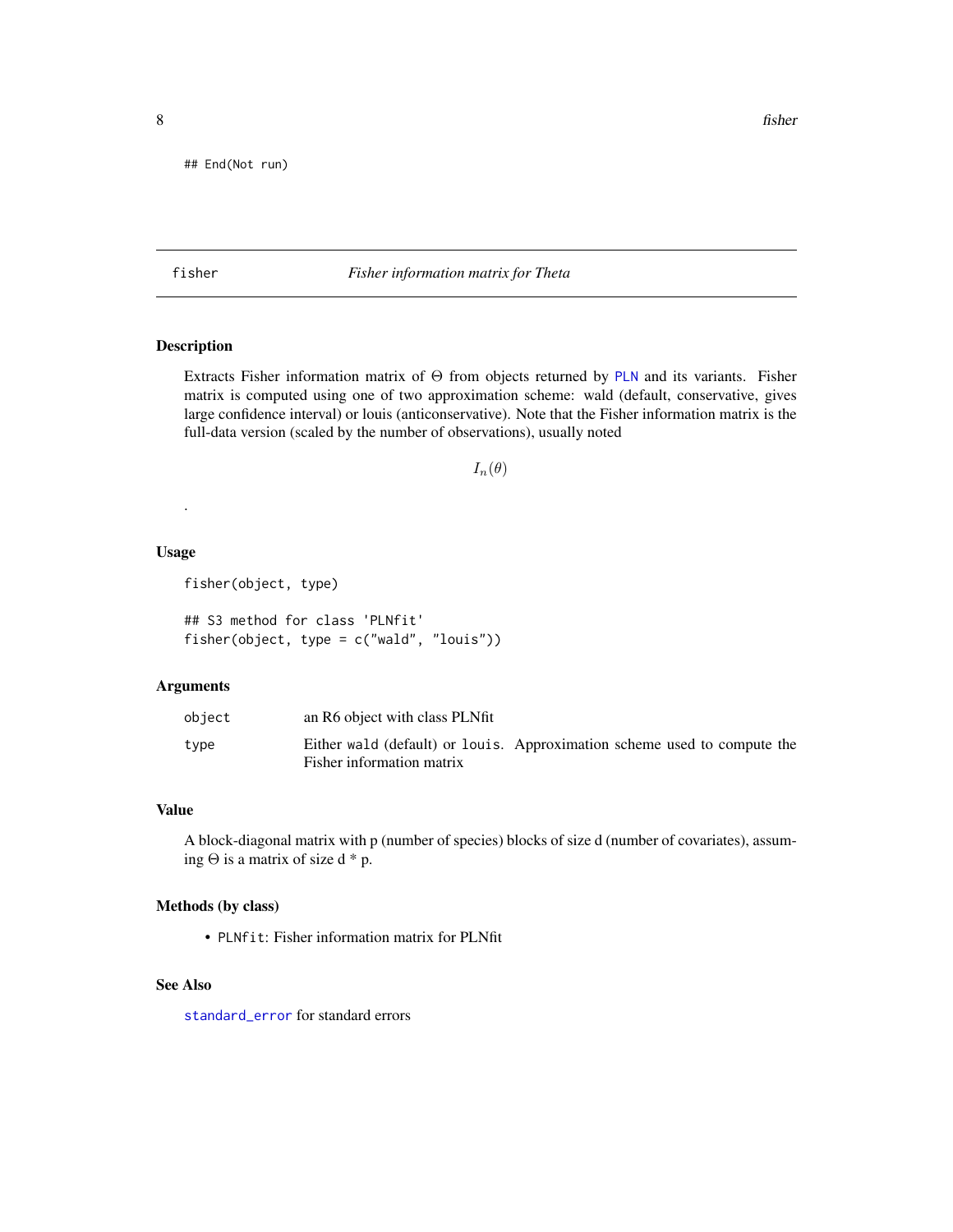```
## End(Not run)
```

## fisher — *Fisher information matrix for Theta*

### Description

Extracts Fisher information matrix of $\Theta$ from objects returned by PLN and its variants. Fisher matrix is computed using one of two approximation scheme: wald (default, conservative, gives large confidence interval) or louis (anticonservative). Note that the Fisher information matrix is the full-data version (scaled by the number of observations), usually noted

$$I_n(\theta)$$

.

### Usage

```
fisher(object, type)

## S3 method for class 'PLNfit'
fisher(object, type = c("wald", "louis"))
```

### Arguments

| | |
|---|---|
| `object` | an R6 object with class PLNfit |
| `type` | Either `wald` (default) or `louis`. Approximation scheme used to compute the Fisher information matrix |

### Value

A block-diagonal matrix with p (number of species) blocks of size d (number of covariates), assuming $\Theta$ is a matrix of size d * p.

### Methods (by class)

- `PLNfit`: Fisher information matrix for PLNfit

### See Also

standard_error for standard errors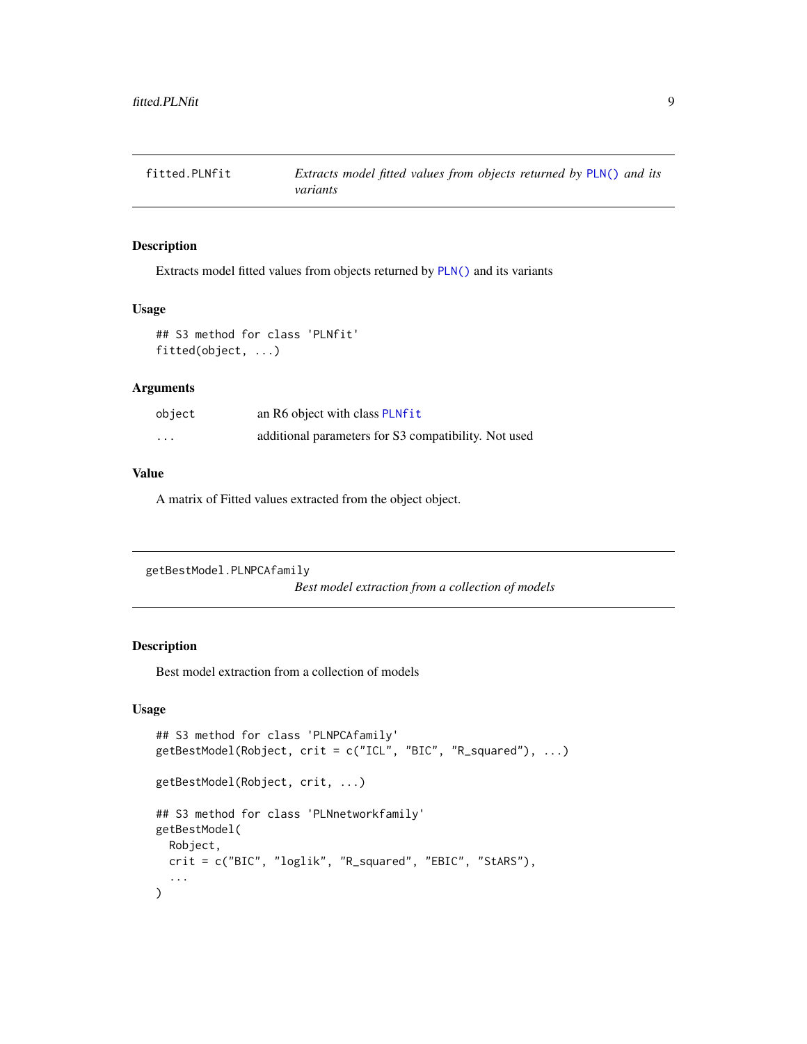## fitted.PLNfit

*Extracts model fitted values from objects returned by PLN() and its variants*

### Description

Extracts model fitted values from objects returned by PLN() and its variants

### Usage

```
## S3 method for class 'PLNfit'
fitted(object, ...)
```

### Arguments

| | |
|---|---|
| object | an R6 object with class PLNfit |
| ... | additional parameters for S3 compatibility. Not used |

### Value

A matrix of Fitted values extracted from the object object.

## getBestModel.PLNPCAfamily

*Best model extraction from a collection of models*

### Description

Best model extraction from a collection of models

### Usage

```
## S3 method for class 'PLNPCAfamily'
getBestModel(Robject, crit = c("ICL", "BIC", "R_squared"), ...)

getBestModel(Robject, crit, ...)

## S3 method for class 'PLNnetworkfamily'
getBestModel(
  Robject,
  crit = c("BIC", "loglik", "R_squared", "EBIC", "StARS"),
  ...
)
```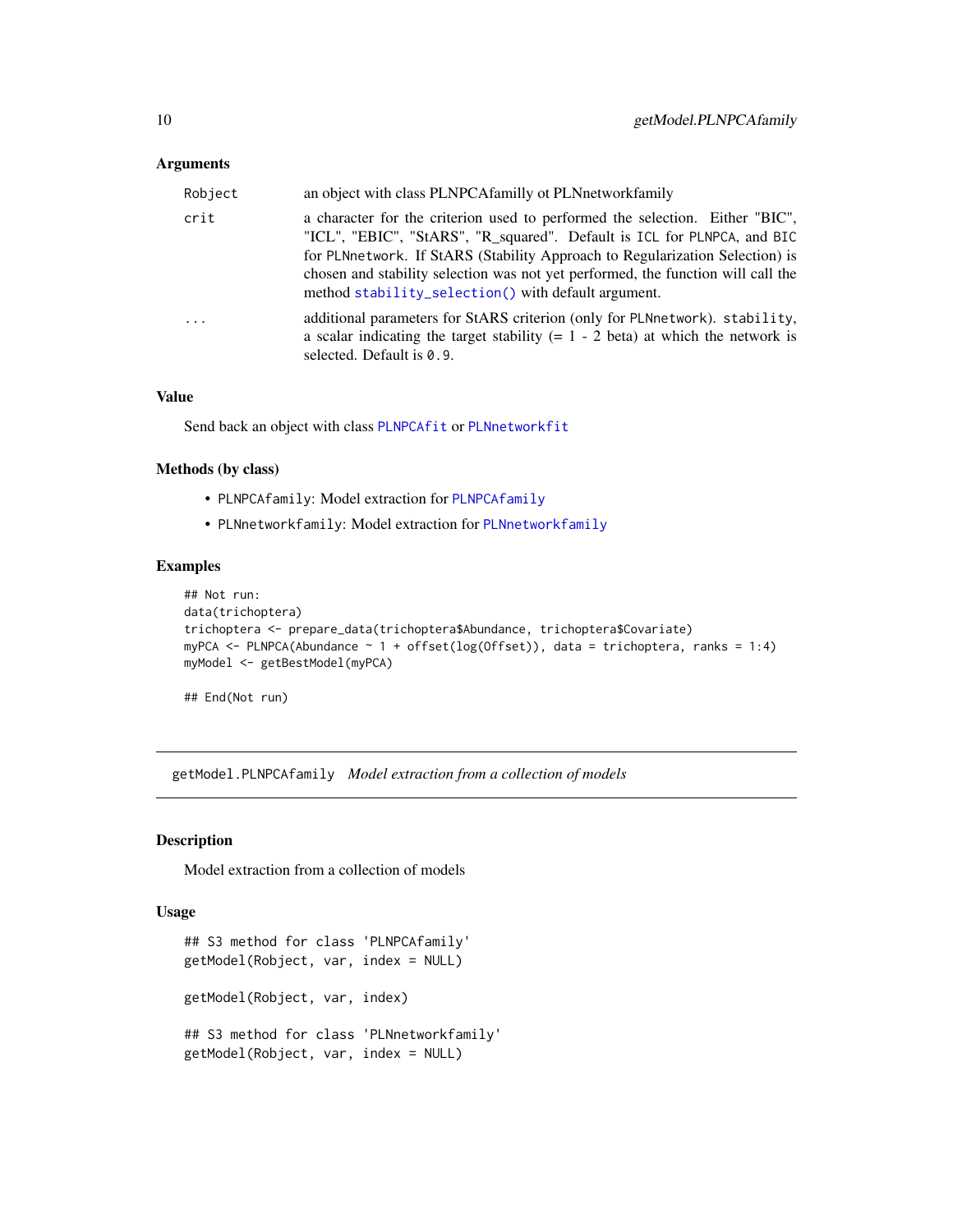### Arguments

| | |
|---|---|
| `Robject` | an object with class PLNPCAfamilly ot PLNnetworkfamily |
| `crit` | a character for the criterion used to performed the selection. Either "BIC", "ICL", "EBIC", "StARS", "R_squared". Default is `ICL` for `PLNPCA`, and `BIC` for `PLNnetwork`. If StARS (Stability Approach to Regularization Selection) is chosen and stability selection was not yet performed, the function will call the method `stability_selection()` with default argument. |
| `...` | additional parameters for StARS criterion (only for `PLNnetwork`). `stability`, a scalar indicating the target stability (= 1 - 2 beta) at which the network is selected. Default is `0.9`. |

### Value

Send back an object with class `PLNPCAfit` or `PLNnetworkfit`

### Methods (by class)

- `PLNPCAfamily`: Model extraction for `PLNPCAfamily`
- `PLNnetworkfamily`: Model extraction for `PLNnetworkfamily`

### Examples

```
## Not run:
data(trichoptera)
trichoptera <- prepare_data(trichoptera$Abundance, trichoptera$Covariate)
myPCA <- PLNPCA(Abundance ~ 1 + offset(log(Offset)), data = trichoptera, ranks = 1:4)
myModel <- getBestModel(myPCA)

## End(Not run)
```

---

## getModel.PLNPCAfamily *Model extraction from a collection of models*

### Description

Model extraction from a collection of models

### Usage

```
## S3 method for class 'PLNPCAfamily'
getModel(Robject, var, index = NULL)

getModel(Robject, var, index)

## S3 method for class 'PLNnetworkfamily'
getModel(Robject, var, index = NULL)
```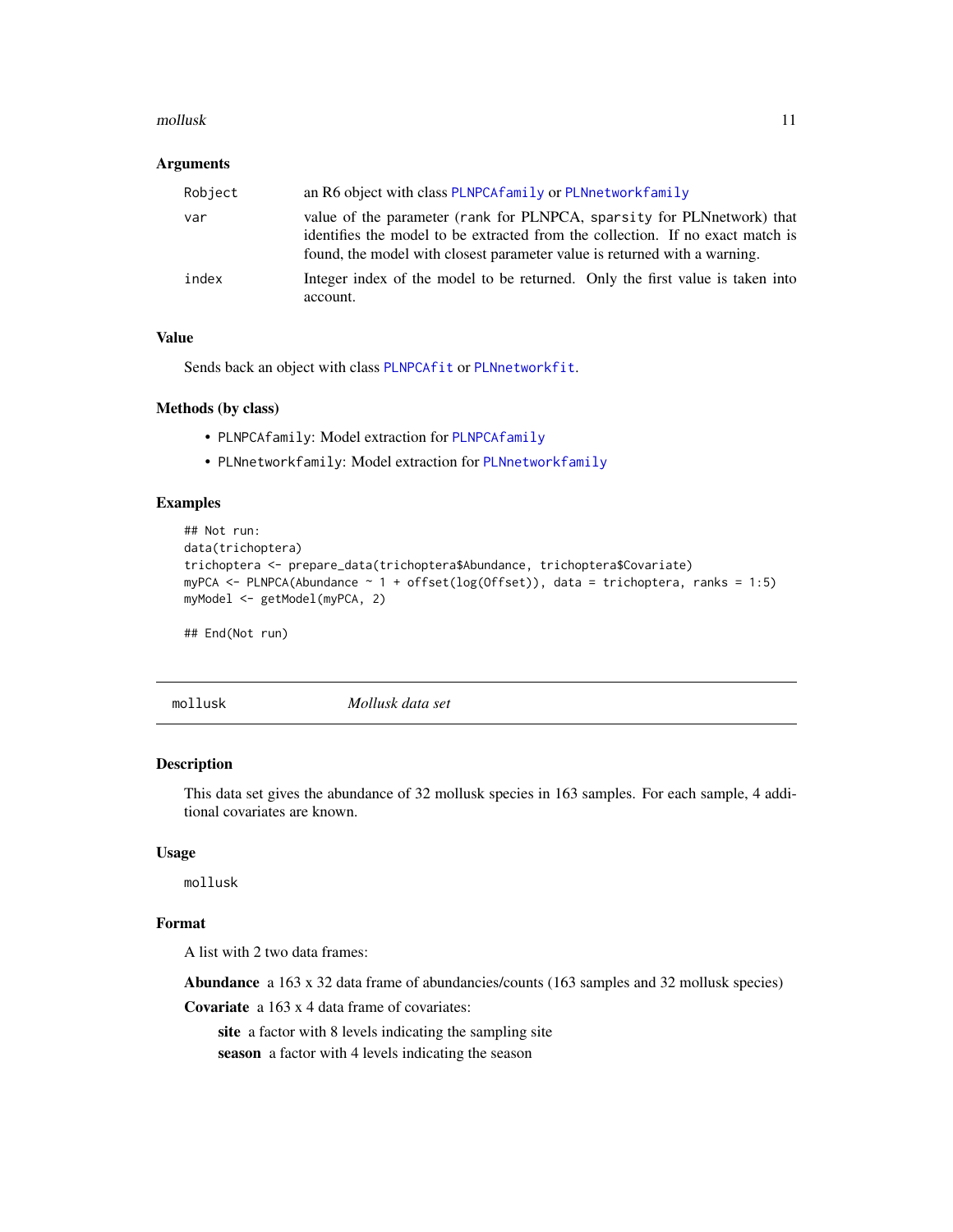### Arguments

| | |
|---|---|
| Robject | an R6 object with class PLNPCAfamily or PLNnetworkfamily |
| var | value of the parameter (rank for PLNPCA, sparsity for PLNnetwork) that identifies the model to be extracted from the collection. If no exact match is found, the model with closest parameter value is returned with a warning. |
| index | Integer index of the model to be returned. Only the first value is taken into account. |

### Value

Sends back an object with class PLNPCAfit or PLNnetworkfit.

### Methods (by class)

- PLNPCAfamily: Model extraction for PLNPCAfamily
- PLNnetworkfamily: Model extraction for PLNnetworkfamily

### Examples

```
## Not run:
data(trichoptera)
trichoptera <- prepare_data(trichoptera$Abundance, trichoptera$Covariate)
myPCA <- PLNPCA(Abundance ~ 1 + offset(log(Offset)), data = trichoptera, ranks = 1:5)
myModel <- getModel(myPCA, 2)

## End(Not run)
```

---

## mollusk *Mollusk data set*

### Description

This data set gives the abundance of 32 mollusk species in 163 samples. For each sample, 4 additional covariates are known.

### Usage

```
mollusk
```

### Format

A list with 2 two data frames:

**Abundance** a 163 x 32 data frame of abundancies/counts (163 samples and 32 mollusk species)

**Covariate** a 163 x 4 data frame of covariates:

- **site** a factor with 8 levels indicating the sampling site
- **season** a factor with 4 levels indicating the season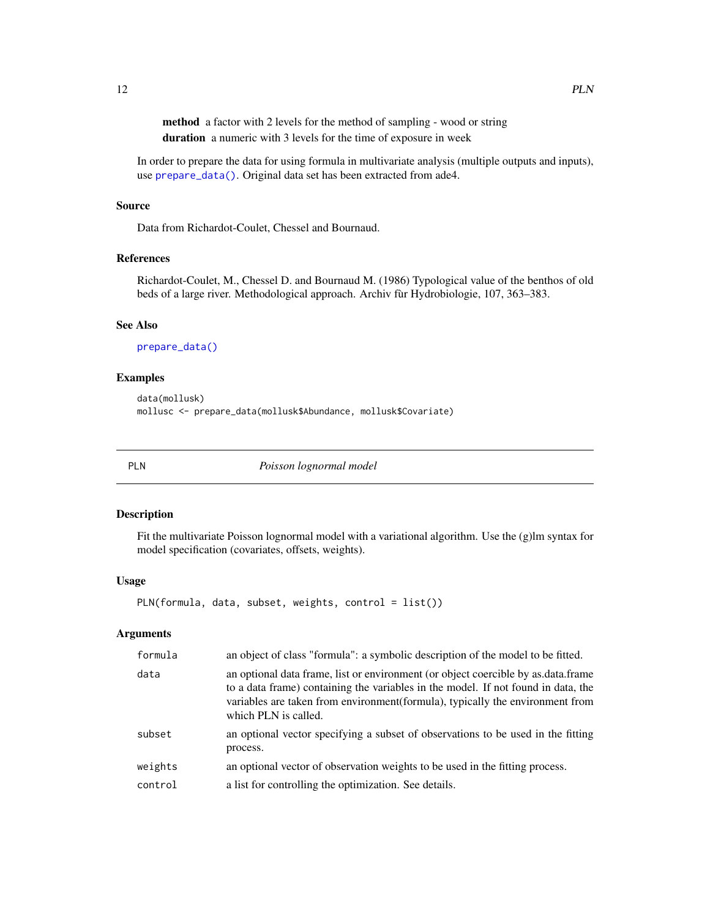**method** a factor with 2 levels for the method of sampling - wood or string
**duration** a numeric with 3 levels for the time of exposure in week

In order to prepare the data for using formula in multivariate analysis (multiple outputs and inputs), use `prepare_data()`. Original data set has been extracted from ade4.

### Source

Data from Richardot-Coulet, Chessel and Bournaud.

### References

Richardot-Coulet, M., Chessel D. and Bournaud M. (1986) Typological value of the benthos of old beds of a large river. Methodological approach. Archiv fùr Hydrobiologie, 107, 363–383.

### See Also

`prepare_data()`

### Examples

```
data(mollusk)
mollusc <- prepare_data(mollusk$Abundance, mollusk$Covariate)
```

---

## PLN — *Poisson lognormal model*

### Description

Fit the multivariate Poisson lognormal model with a variational algorithm. Use the (g)lm syntax for model specification (covariates, offsets, weights).

### Usage

```
PLN(formula, data, subset, weights, control = list())
```

### Arguments

| | |
|---|---|
| `formula` | an object of class "formula": a symbolic description of the model to be fitted. |
| `data` | an optional data frame, list or environment (or object coercible by as.data.frame to a data frame) containing the variables in the model. If not found in data, the variables are taken from environment(formula), typically the environment from which PLN is called. |
| `subset` | an optional vector specifying a subset of observations to be used in the fitting process. |
| `weights` | an optional vector of observation weights to be used in the fitting process. |
| `control` | a list for controlling the optimization. See details. |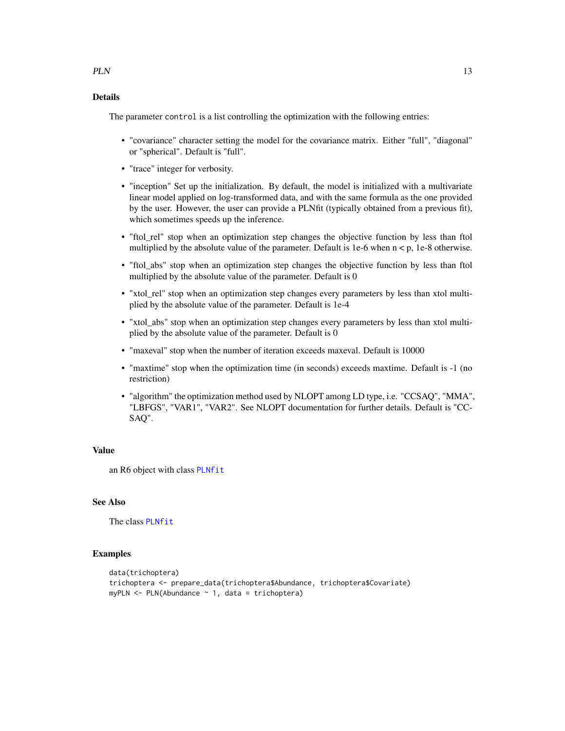### Details

The parameter `control` is a list controlling the optimization with the following entries:

- "covariance" character setting the model for the covariance matrix. Either "full", "diagonal" or "spherical". Default is "full".
- "trace" integer for verbosity.
- "inception" Set up the initialization. By default, the model is initialized with a multivariate linear model applied on log-transformed data, and with the same formula as the one provided by the user. However, the user can provide a PLNfit (typically obtained from a previous fit), which sometimes speeds up the inference.
- "ftol_rel" stop when an optimization step changes the objective function by less than ftol multiplied by the absolute value of the parameter. Default is 1e-6 when n < p, 1e-8 otherwise.
- "ftol_abs" stop when an optimization step changes the objective function by less than ftol multiplied by the absolute value of the parameter. Default is 0
- "xtol_rel" stop when an optimization step changes every parameters by less than xtol multiplied by the absolute value of the parameter. Default is 1e-4
- "xtol_abs" stop when an optimization step changes every parameters by less than xtol multiplied by the absolute value of the parameter. Default is 0
- "maxeval" stop when the number of iteration exceeds maxeval. Default is 10000
- "maxtime" stop when the optimization time (in seconds) exceeds maxtime. Default is -1 (no restriction)
- "algorithm" the optimization method used by NLOPT among LD type, i.e. "CCSAQ", "MMA", "LBFGS", "VAR1", "VAR2". See NLOPT documentation for further details. Default is "CCSAQ".

### Value

an R6 object with class `PLNfit`

### See Also

The class `PLNfit`

### Examples

```
data(trichoptera)
trichoptera <- prepare_data(trichoptera$Abundance, trichoptera$Covariate)
myPLN <- PLN(Abundance ~ 1, data = trichoptera)
```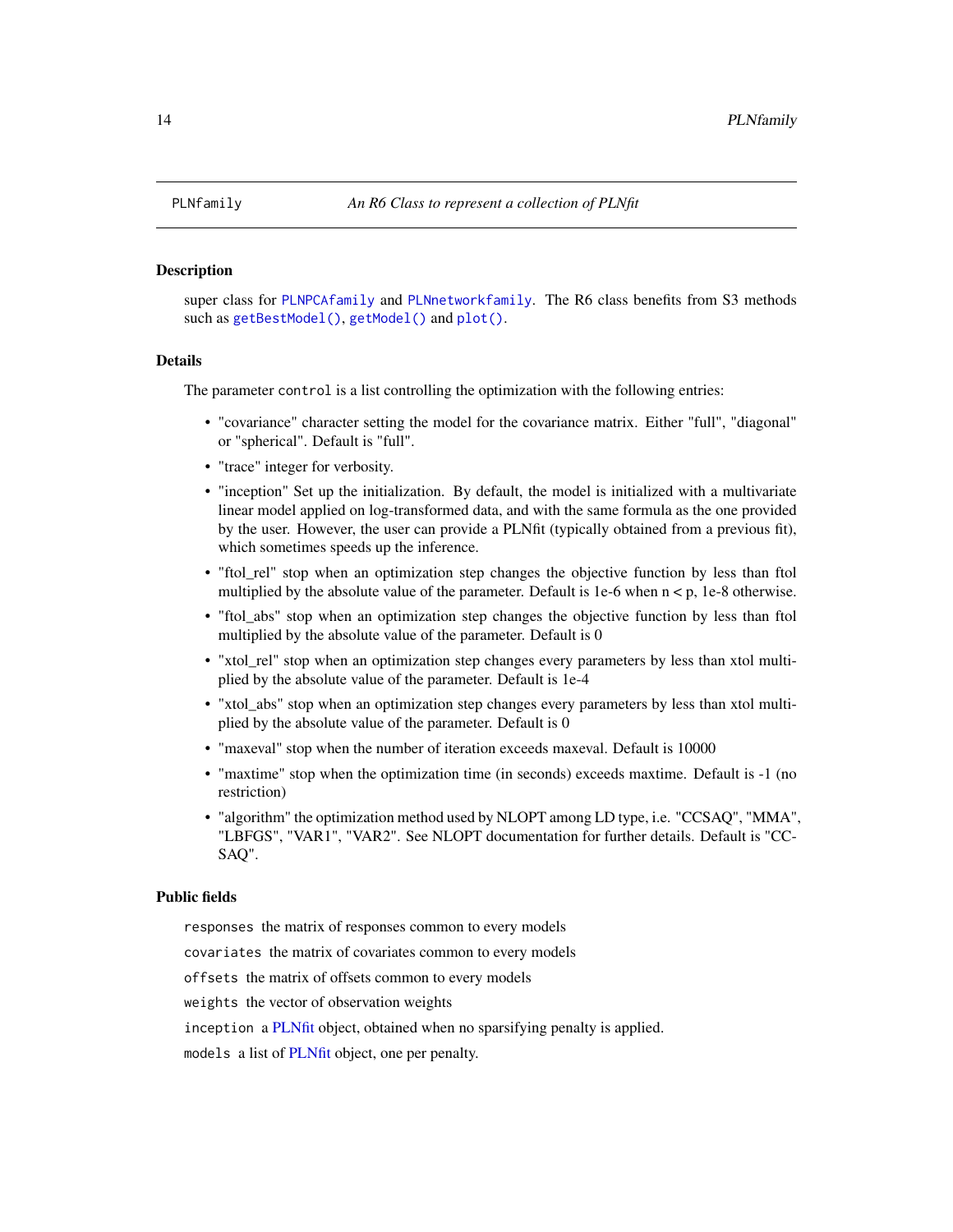PLNfamily *An R6 Class to represent a collection of PLNfit*

## Description

super class for `PLNPCAfamily` and `PLNnetworkfamily`. The R6 class benefits from S3 methods such as `getBestModel()`, `getModel()` and `plot()`.

## Details

The parameter `control` is a list controlling the optimization with the following entries:

- "covariance" character setting the model for the covariance matrix. Either "full", "diagonal" or "spherical". Default is "full".
- "trace" integer for verbosity.
- "inception" Set up the initialization. By default, the model is initialized with a multivariate linear model applied on log-transformed data, and with the same formula as the one provided by the user. However, the user can provide a PLNfit (typically obtained from a previous fit), which sometimes speeds up the inference.
- "ftol_rel" stop when an optimization step changes the objective function by less than ftol multiplied by the absolute value of the parameter. Default is 1e-6 when n < p, 1e-8 otherwise.
- "ftol_abs" stop when an optimization step changes the objective function by less than ftol multiplied by the absolute value of the parameter. Default is 0
- "xtol_rel" stop when an optimization step changes every parameters by less than xtol multiplied by the absolute value of the parameter. Default is 1e-4
- "xtol_abs" stop when an optimization step changes every parameters by less than xtol multiplied by the absolute value of the parameter. Default is 0
- "maxeval" stop when the number of iteration exceeds maxeval. Default is 10000
- "maxtime" stop when the optimization time (in seconds) exceeds maxtime. Default is -1 (no restriction)
- "algorithm" the optimization method used by NLOPT among LD type, i.e. "CCSAQ", "MMA", "LBFGS", "VAR1", "VAR2". See NLOPT documentation for further details. Default is "CCSAQ".

## Public fields

`responses` the matrix of responses common to every models

`covariates` the matrix of covariates common to every models

`offsets` the matrix of offsets common to every models

`weights` the vector of observation weights

`inception` a PLNfit object, obtained when no sparsifying penalty is applied.

`models` a list of PLNfit object, one per penalty.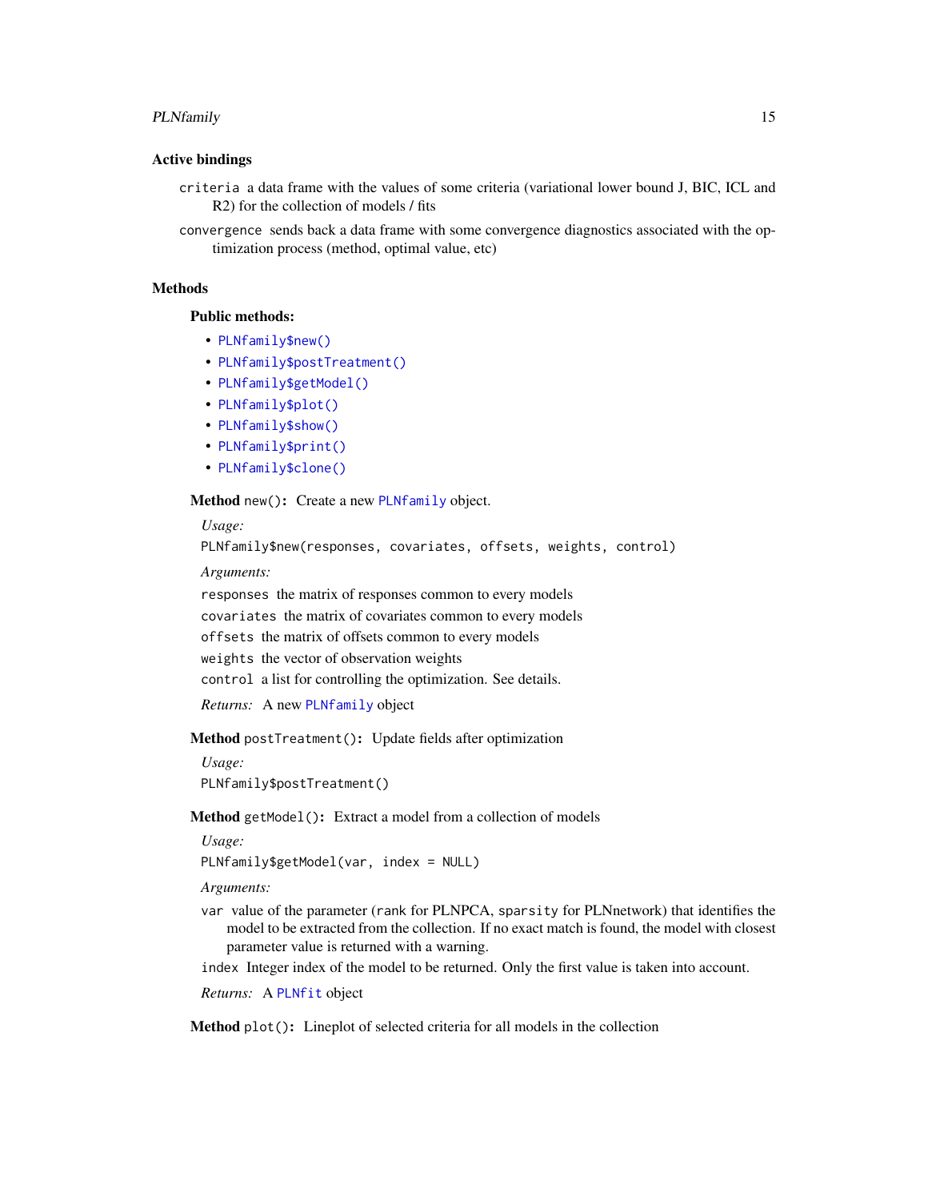### Active bindings

`criteria` a data frame with the values of some criteria (variational lower bound J, BIC, ICL and R2) for the collection of models / fits

`convergence` sends back a data frame with some convergence diagnostics associated with the optimization process (method, optimal value, etc)

### Methods

#### Public methods:

- `PLNfamily$new()`
- `PLNfamily$postTreatment()`
- `PLNfamily$getModel()`
- `PLNfamily$plot()`
- `PLNfamily$show()`
- `PLNfamily$print()`
- `PLNfamily$clone()`

**Method** `new()`: Create a new `PLNfamily` object.

*Usage:*

```
PLNfamily$new(responses, covariates, offsets, weights, control)
```

*Arguments:*

`responses` the matrix of responses common to every models

`covariates` the matrix of covariates common to every models

`offsets` the matrix of offsets common to every models

`weights` the vector of observation weights

`control` a list for controlling the optimization. See details.

*Returns:* A new `PLNfamily` object

**Method** `postTreatment()`: Update fields after optimization

*Usage:*

```
PLNfamily$postTreatment()
```

**Method** `getModel()`: Extract a model from a collection of models

*Usage:*

```
PLNfamily$getModel(var, index = NULL)
```

*Arguments:*

`var` value of the parameter (`rank` for PLNPCA, `sparsity` for PLNnetwork) that identifies the model to be extracted from the collection. If no exact match is found, the model with closest parameter value is returned with a warning.

`index` Integer index of the model to be returned. Only the first value is taken into account.

*Returns:* A `PLNfit` object

**Method** `plot()`: Lineplot of selected criteria for all models in the collection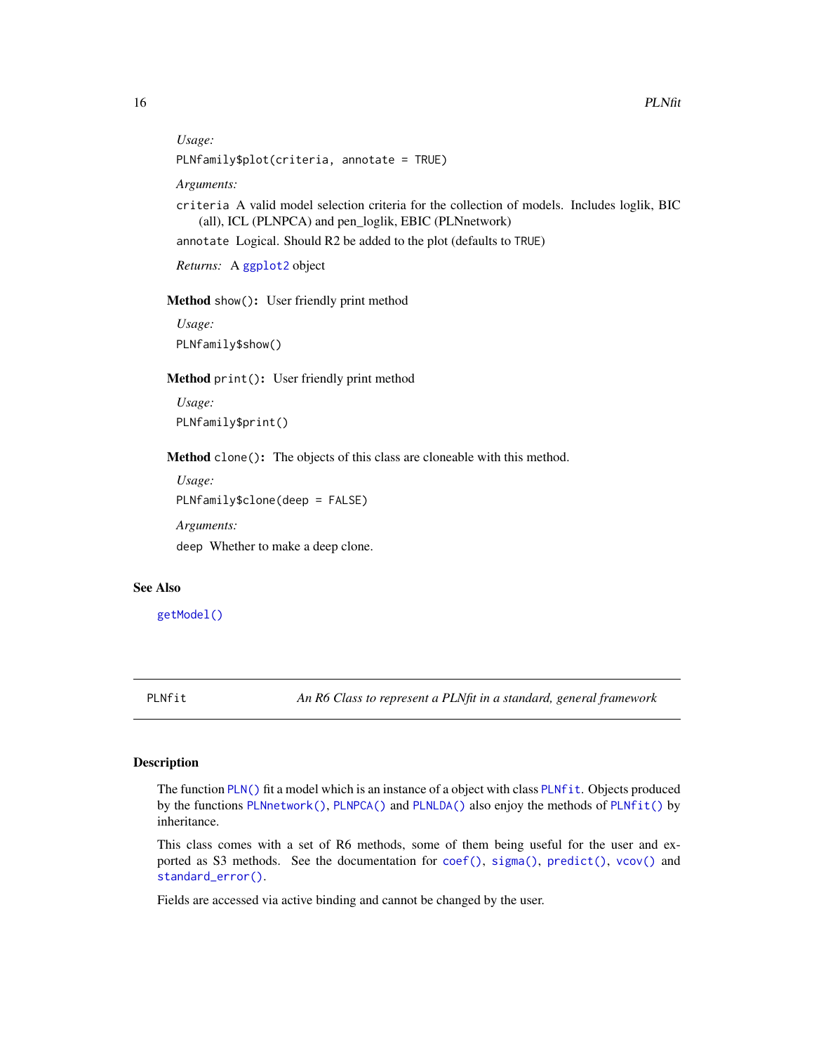*Usage:*

```
PLNfamily$plot(criteria, annotate = TRUE)
```

*Arguments:*

`criteria` A valid model selection criteria for the collection of models. Includes loglik, BIC (all), ICL (PLNPCA) and pen_loglik, EBIC (PLNnetwork)

`annotate` Logical. Should R2 be added to the plot (defaults to `TRUE`)

*Returns:* A `ggplot2` object

**Method** `show()`**:** User friendly print method

*Usage:*

```
PLNfamily$show()
```

**Method** `print()`**:** User friendly print method

*Usage:*

```
PLNfamily$print()
```

**Method** `clone()`**:** The objects of this class are cloneable with this method.

*Usage:*

```
PLNfamily$clone(deep = FALSE)
```

*Arguments:*

`deep` Whether to make a deep clone.

### See Also

`getModel()`

---

## PLNfit — *An R6 Class to represent a PLNfit in a standard, general framework*

### Description

The function `PLN()` fit a model which is an instance of a object with class `PLNfit`. Objects produced by the functions `PLNnetwork()`, `PLNPCA()` and `PLNLDA()` also enjoy the methods of `PLNfit()` by inheritance.

This class comes with a set of R6 methods, some of them being useful for the user and exported as S3 methods. See the documentation for `coef()`, `sigma()`, `predict()`, `vcov()` and `standard_error()`.

Fields are accessed via active binding and cannot be changed by the user.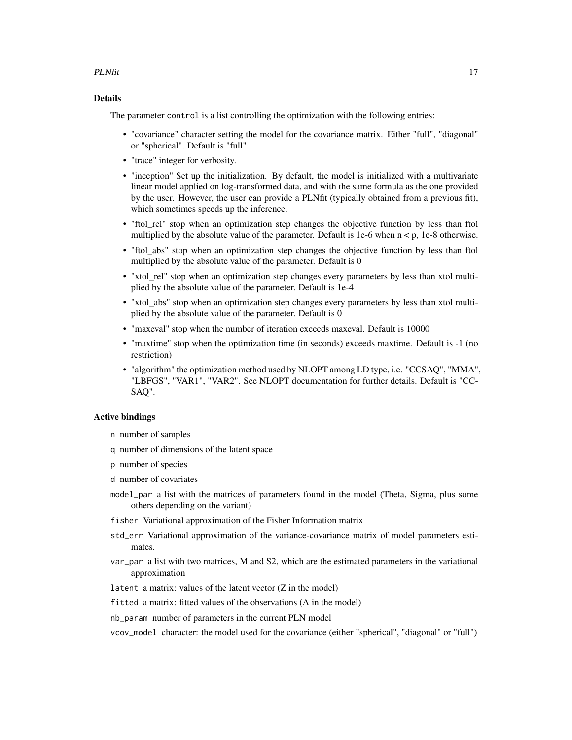### Details

The parameter `control` is a list controlling the optimization with the following entries:

- "covariance" character setting the model for the covariance matrix. Either "full", "diagonal" or "spherical". Default is "full".
- "trace" integer for verbosity.
- "inception" Set up the initialization. By default, the model is initialized with a multivariate linear model applied on log-transformed data, and with the same formula as the one provided by the user. However, the user can provide a PLNfit (typically obtained from a previous fit), which sometimes speeds up the inference.
- "ftol_rel" stop when an optimization step changes the objective function by less than ftol multiplied by the absolute value of the parameter. Default is 1e-6 when $n < p$, 1e-8 otherwise.
- "ftol_abs" stop when an optimization step changes the objective function by less than ftol multiplied by the absolute value of the parameter. Default is 0
- "xtol_rel" stop when an optimization step changes every parameters by less than xtol multiplied by the absolute value of the parameter. Default is 1e-4
- "xtol_abs" stop when an optimization step changes every parameters by less than xtol multiplied by the absolute value of the parameter. Default is 0
- "maxeval" stop when the number of iteration exceeds maxeval. Default is 10000
- "maxtime" stop when the optimization time (in seconds) exceeds maxtime. Default is -1 (no restriction)
- "algorithm" the optimization method used by NLOPT among LD type, i.e. "CCSAQ", "MMA", "LBFGS", "VAR1", "VAR2". See NLOPT documentation for further details. Default is "CCSAQ".

### Active bindings

`n` number of samples

`q` number of dimensions of the latent space

`p` number of species

`d` number of covariates

`model_par` a list with the matrices of parameters found in the model (Theta, Sigma, plus some others depending on the variant)

`fisher` Variational approximation of the Fisher Information matrix

`std_err` Variational approximation of the variance-covariance matrix of model parameters estimates.

`var_par` a list with two matrices, M and S2, which are the estimated parameters in the variational approximation

`latent` a matrix: values of the latent vector (Z in the model)

`fitted` a matrix: fitted values of the observations (A in the model)

`nb_param` number of parameters in the current PLN model

`vcov_model` character: the model used for the covariance (either "spherical", "diagonal" or "full")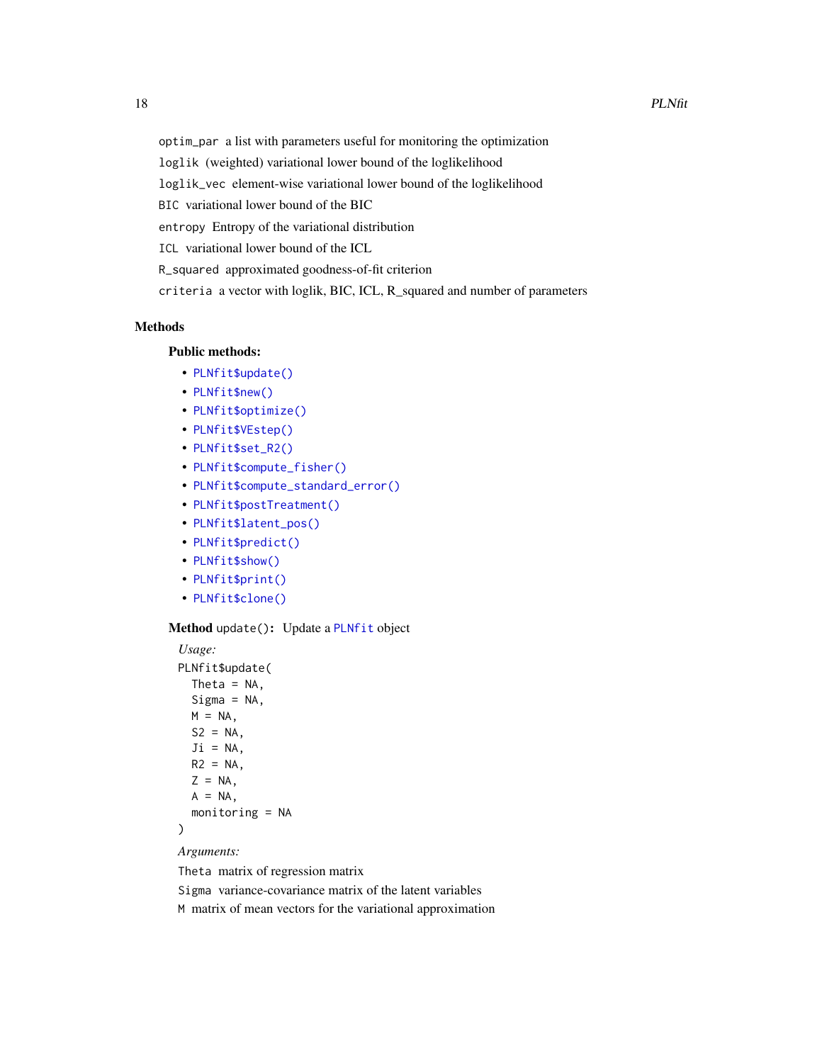`optim_par` a list with parameters useful for monitoring the optimization

`loglik` (weighted) variational lower bound of the loglikelihood

`loglik_vec` element-wise variational lower bound of the loglikelihood

`BIC` variational lower bound of the BIC

`entropy` Entropy of the variational distribution

`ICL` variational lower bound of the ICL

`R_squared` approximated goodness-of-fit criterion

`criteria` a vector with loglik, BIC, ICL, R_squared and number of parameters

## Methods

### Public methods:

- `PLNfit$update()`
- `PLNfit$new()`
- `PLNfit$optimize()`
- `PLNfit$VEstep()`
- `PLNfit$set_R2()`
- `PLNfit$compute_fisher()`
- `PLNfit$compute_standard_error()`
- `PLNfit$postTreatment()`
- `PLNfit$latent_pos()`
- `PLNfit$predict()`
- `PLNfit$show()`
- `PLNfit$print()`
- `PLNfit$clone()`

**Method** `update()`: Update a `PLNfit` object

*Usage:*

```
PLNfit$update(
  Theta = NA,
  Sigma = NA,
  M = NA,
  S2 = NA,
  Ji = NA,
  R2 = NA,
  Z = NA,
  A = NA,
  monitoring = NA
)
```

*Arguments:*

`Theta` matrix of regression matrix

`Sigma` variance-covariance matrix of the latent variables

`M` matrix of mean vectors for the variational approximation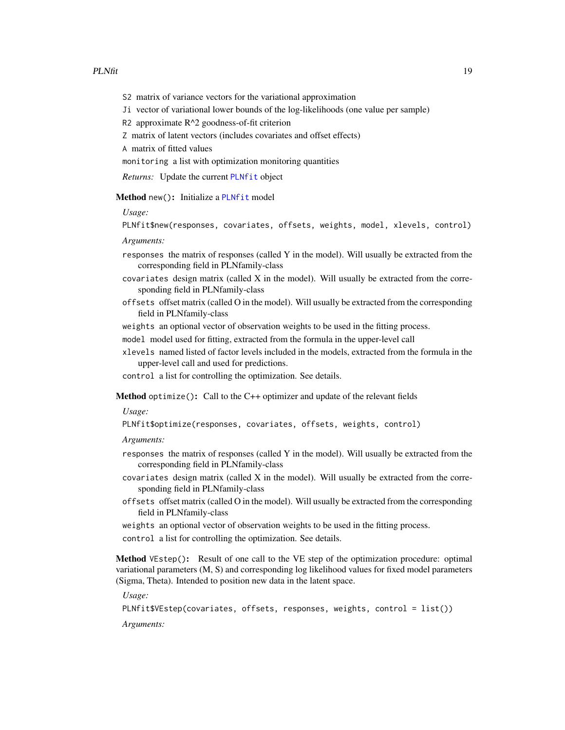`S2` matrix of variance vectors for the variational approximation

`Ji` vector of variational lower bounds of the log-likelihoods (one value per sample)

`R2` approximate R^2 goodness-of-fit criterion

`Z` matrix of latent vectors (includes covariates and offset effects)

`A` matrix of fitted values

`monitoring` a list with optimization monitoring quantities

*Returns:* Update the current `PLNfit` object

**Method** `new()`**:** Initialize a `PLNfit` model

*Usage:*

```
PLNfit$new(responses, covariates, offsets, weights, model, xlevels, control)
```

*Arguments:*

`responses` the matrix of responses (called Y in the model). Will usually be extracted from the corresponding field in PLNfamily-class

`covariates` design matrix (called X in the model). Will usually be extracted from the corresponding field in PLNfamily-class

`offsets` offset matrix (called O in the model). Will usually be extracted from the corresponding field in PLNfamily-class

`weights` an optional vector of observation weights to be used in the fitting process.

`model` model used for fitting, extracted from the formula in the upper-level call

`xlevels` named listed of factor levels included in the models, extracted from the formula in the upper-level call and used for predictions.

`control` a list for controlling the optimization. See details.

**Method** `optimize()`**:** Call to the C++ optimizer and update of the relevant fields

*Usage:*

```
PLNfit$optimize(responses, covariates, offsets, weights, control)
```

*Arguments:*

`responses` the matrix of responses (called Y in the model). Will usually be extracted from the corresponding field in PLNfamily-class

`covariates` design matrix (called X in the model). Will usually be extracted from the corresponding field in PLNfamily-class

`offsets` offset matrix (called O in the model). Will usually be extracted from the corresponding field in PLNfamily-class

`weights` an optional vector of observation weights to be used in the fitting process.

`control` a list for controlling the optimization. See details.

**Method** `VEstep()`**:** Result of one call to the VE step of the optimization procedure: optimal variational parameters (M, S) and corresponding log likelihood values for fixed model parameters (Sigma, Theta). Intended to position new data in the latent space.

*Usage:*

```
PLNfit$VEstep(covariates, offsets, responses, weights, control = list())
```

*Arguments:*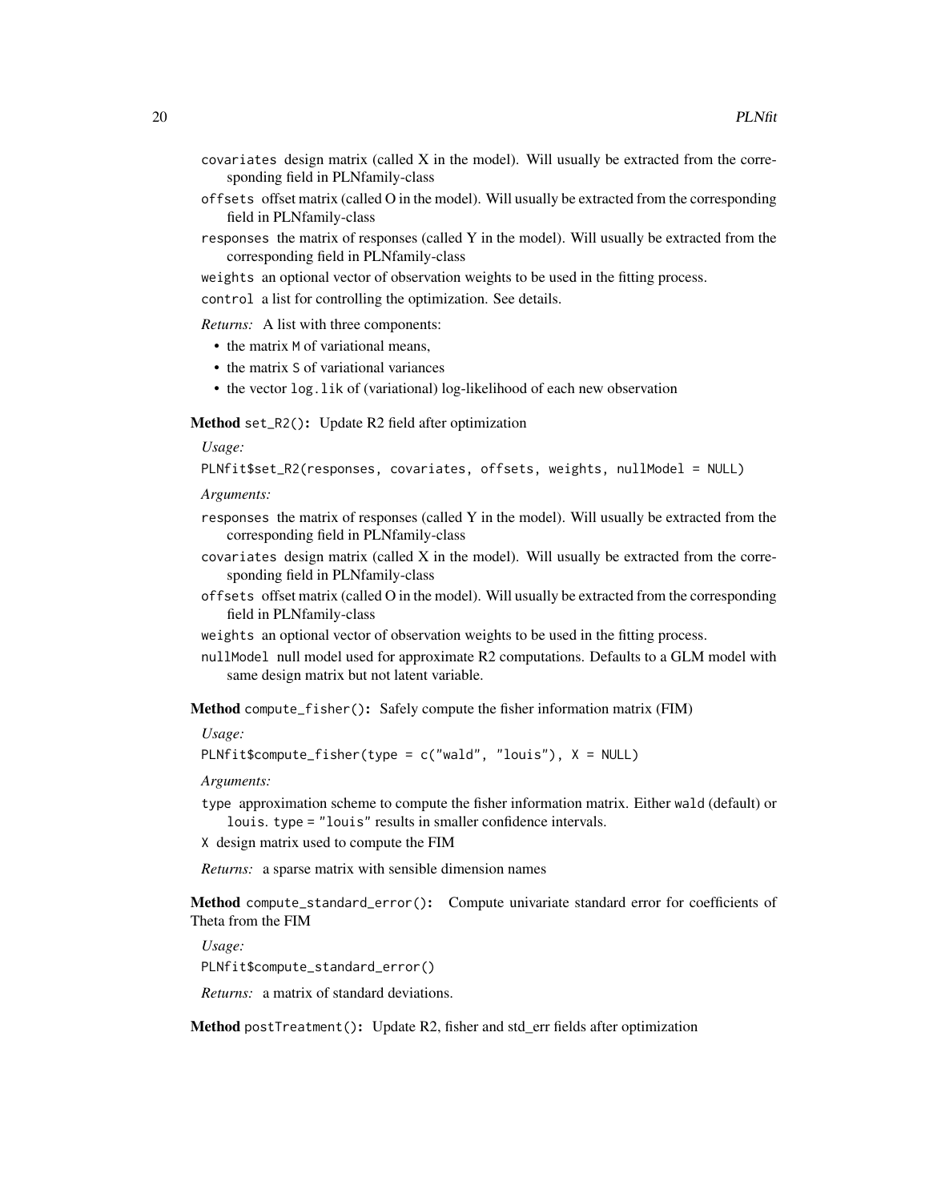`covariates` design matrix (called X in the model). Will usually be extracted from the corresponding field in PLNfamily-class

`offsets` offset matrix (called O in the model). Will usually be extracted from the corresponding field in PLNfamily-class

`responses` the matrix of responses (called Y in the model). Will usually be extracted from the corresponding field in PLNfamily-class

`weights` an optional vector of observation weights to be used in the fitting process.

`control` a list for controlling the optimization. See details.

*Returns:* A list with three components:

- the matrix `M` of variational means,
- the matrix `S` of variational variances
- the vector `log.lik` of (variational) log-likelihood of each new observation

**Method** `set_R2()`**:** Update R2 field after optimization

*Usage:*

```
PLNfit$set_R2(responses, covariates, offsets, weights, nullModel = NULL)
```

*Arguments:*

`responses` the matrix of responses (called Y in the model). Will usually be extracted from the corresponding field in PLNfamily-class

`covariates` design matrix (called X in the model). Will usually be extracted from the corresponding field in PLNfamily-class

`offsets` offset matrix (called O in the model). Will usually be extracted from the corresponding field in PLNfamily-class

`weights` an optional vector of observation weights to be used in the fitting process.

`nullModel` null model used for approximate R2 computations. Defaults to a GLM model with same design matrix but not latent variable.

**Method** `compute_fisher()`**:** Safely compute the fisher information matrix (FIM)

*Usage:*

```
PLNfit$compute_fisher(type = c("wald", "louis"), X = NULL)
```

*Arguments:*

`type` approximation scheme to compute the fisher information matrix. Either `wald` (default) or `louis`. `type = "louis"` results in smaller confidence intervals.

`X` design matrix used to compute the FIM

*Returns:* a sparse matrix with sensible dimension names

**Method** `compute_standard_error()`**:** Compute univariate standard error for coefficients of Theta from the FIM

*Usage:*

```
PLNfit$compute_standard_error()
```

*Returns:* a matrix of standard deviations.

**Method** `postTreatment()`**:** Update R2, fisher and std_err fields after optimization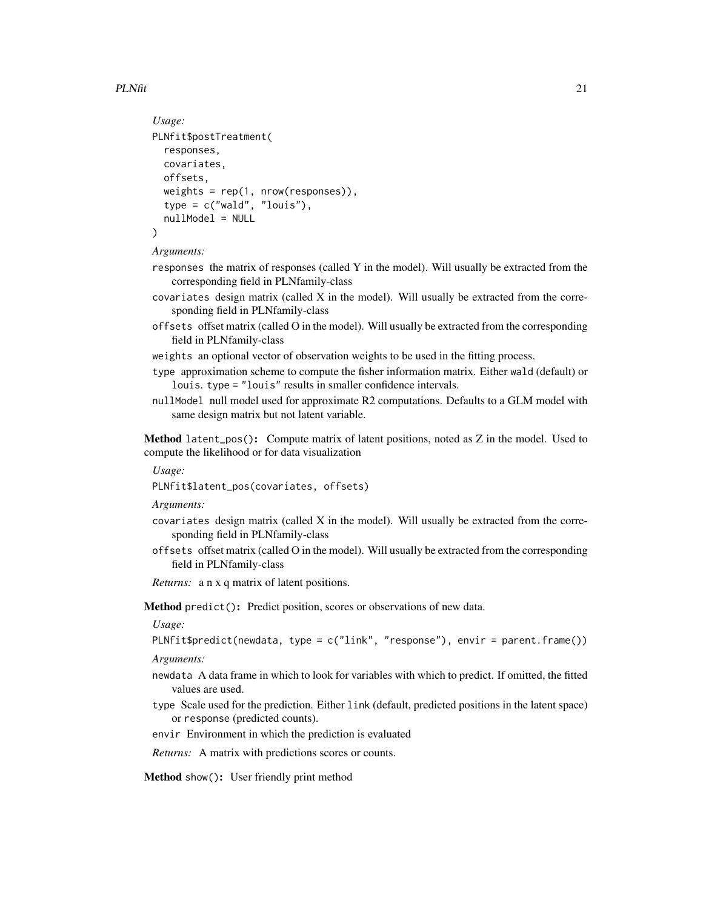*Usage:*

```
PLNfit$postTreatment(
  responses,
  covariates,
  offsets,
  weights = rep(1, nrow(responses)),
  type = c("wald", "louis"),
  nullModel = NULL
)
```

*Arguments:*

- `responses` the matrix of responses (called Y in the model). Will usually be extracted from the corresponding field in PLNfamily-class
- `covariates` design matrix (called X in the model). Will usually be extracted from the corresponding field in PLNfamily-class
- `offsets` offset matrix (called O in the model). Will usually be extracted from the corresponding field in PLNfamily-class
- `weights` an optional vector of observation weights to be used in the fitting process.
- `type` approximation scheme to compute the fisher information matrix. Either `wald` (default) or `louis`. `type = "louis"` results in smaller confidence intervals.
- `nullModel` null model used for approximate R2 computations. Defaults to a GLM model with same design matrix but not latent variable.

**Method** `latent_pos()`**:** Compute matrix of latent positions, noted as Z in the model. Used to compute the likelihood or for data visualization

*Usage:*

```
PLNfit$latent_pos(covariates, offsets)
```

*Arguments:*

- `covariates` design matrix (called X in the model). Will usually be extracted from the corresponding field in PLNfamily-class
- `offsets` offset matrix (called O in the model). Will usually be extracted from the corresponding field in PLNfamily-class

*Returns:* a n x q matrix of latent positions.

**Method** `predict()`**:** Predict position, scores or observations of new data.

*Usage:*

```
PLNfit$predict(newdata, type = c("link", "response"), envir = parent.frame())
```

*Arguments:*

- `newdata` A data frame in which to look for variables with which to predict. If omitted, the fitted values are used.
- `type` Scale used for the prediction. Either `link` (default, predicted positions in the latent space) or `response` (predicted counts).
- `envir` Environment in which the prediction is evaluated

*Returns:* A matrix with predictions scores or counts.

**Method** `show()`**:** User friendly print method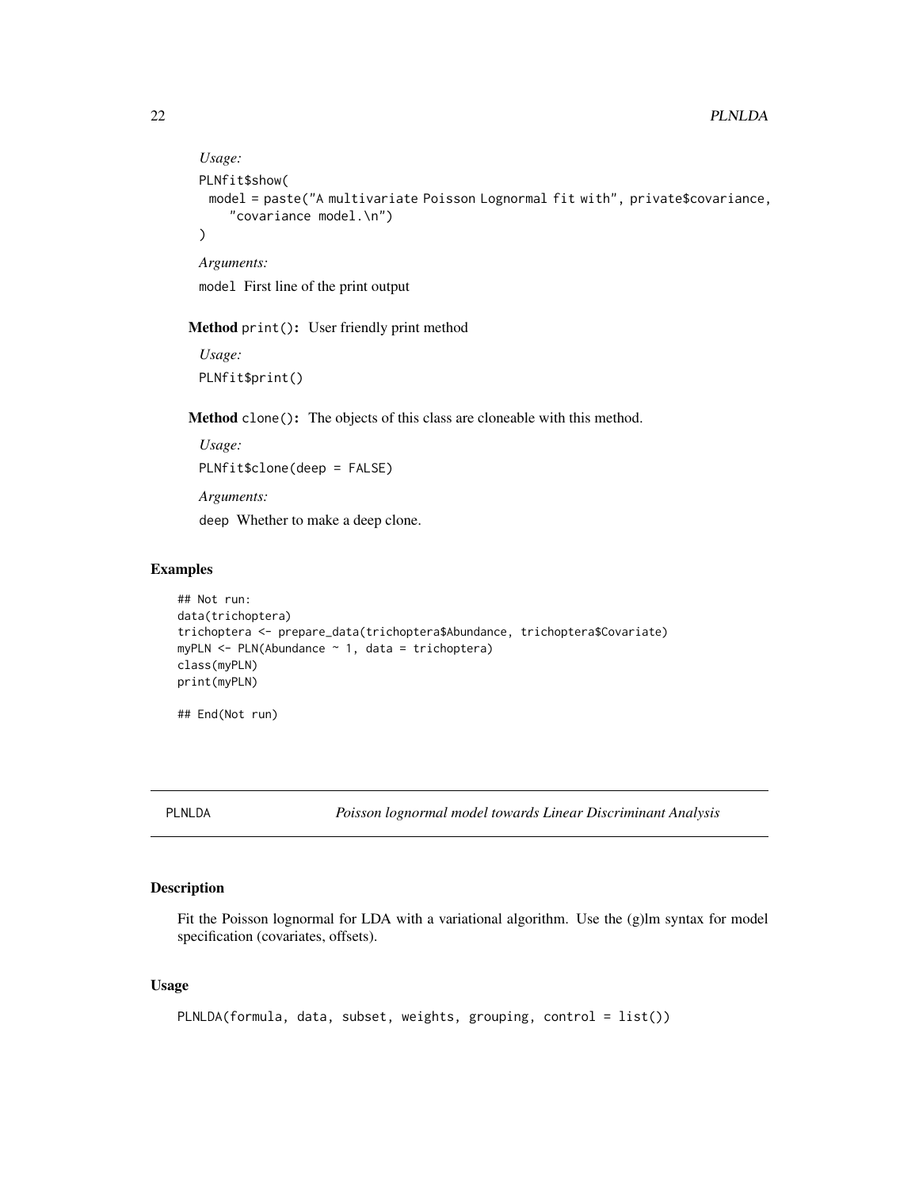*Usage:*

```
PLNfit$show(
  model = paste("A multivariate Poisson Lognormal fit with", private$covariance,
    "covariance model.\n")
)
```

*Arguments:*

`model` First line of the print output

**Method** `print()`**:** User friendly print method

*Usage:*

```
PLNfit$print()
```

**Method** `clone()`**:** The objects of this class are cloneable with this method.

*Usage:*

```
PLNfit$clone(deep = FALSE)
```

*Arguments:*

`deep` Whether to make a deep clone.

## Examples

```
## Not run:
data(trichoptera)
trichoptera <- prepare_data(trichoptera$Abundance, trichoptera$Covariate)
myPLN <- PLN(Abundance ~ 1, data = trichoptera)
class(myPLN)
print(myPLN)

## End(Not run)
```

---

# PLNLDA *Poisson lognormal model towards Linear Discriminant Analysis*

---

## Description

Fit the Poisson lognormal for LDA with a variational algorithm. Use the (g)lm syntax for model specification (covariates, offsets).

## Usage

```
PLNLDA(formula, data, subset, weights, grouping, control = list())
```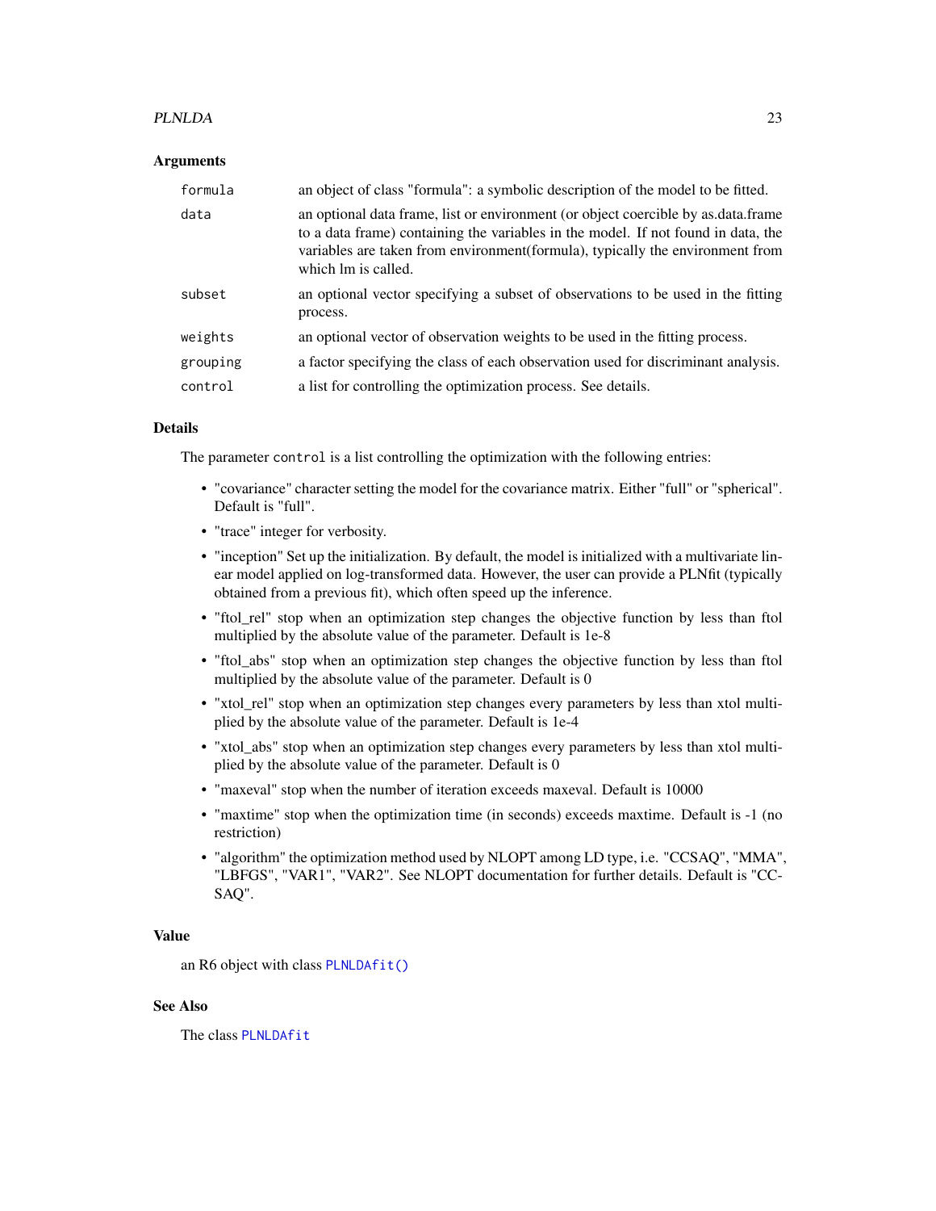### Arguments

| | |
|---|---|
| `formula` | an object of class "formula": a symbolic description of the model to be fitted. |
| `data` | an optional data frame, list or environment (or object coercible by as.data.frame to a data frame) containing the variables in the model. If not found in data, the variables are taken from environment(formula), typically the environment from which lm is called. |
| `subset` | an optional vector specifying a subset of observations to be used in the fitting process. |
| `weights` | an optional vector of observation weights to be used in the fitting process. |
| `grouping` | a factor specifying the class of each observation used for discriminant analysis. |
| `control` | a list for controlling the optimization process. See details. |

### Details

The parameter `control` is a list controlling the optimization with the following entries:

- "covariance" character setting the model for the covariance matrix. Either "full" or "spherical". Default is "full".
- "trace" integer for verbosity.
- "inception" Set up the initialization. By default, the model is initialized with a multivariate linear model applied on log-transformed data. However, the user can provide a PLNfit (typically obtained from a previous fit), which often speed up the inference.
- "ftol_rel" stop when an optimization step changes the objective function by less than ftol multiplied by the absolute value of the parameter. Default is 1e-8
- "ftol_abs" stop when an optimization step changes the objective function by less than ftol multiplied by the absolute value of the parameter. Default is 0
- "xtol_rel" stop when an optimization step changes every parameters by less than xtol multiplied by the absolute value of the parameter. Default is 1e-4
- "xtol_abs" stop when an optimization step changes every parameters by less than xtol multiplied by the absolute value of the parameter. Default is 0
- "maxeval" stop when the number of iteration exceeds maxeval. Default is 10000
- "maxtime" stop when the optimization time (in seconds) exceeds maxtime. Default is -1 (no restriction)
- "algorithm" the optimization method used by NLOPT among LD type, i.e. "CCSAQ", "MMA", "LBFGS", "VAR1", "VAR2". See NLOPT documentation for further details. Default is "CCSAQ".

### Value

an R6 object with class `PLNLDAfit()`

### See Also

The class `PLNLDAfit`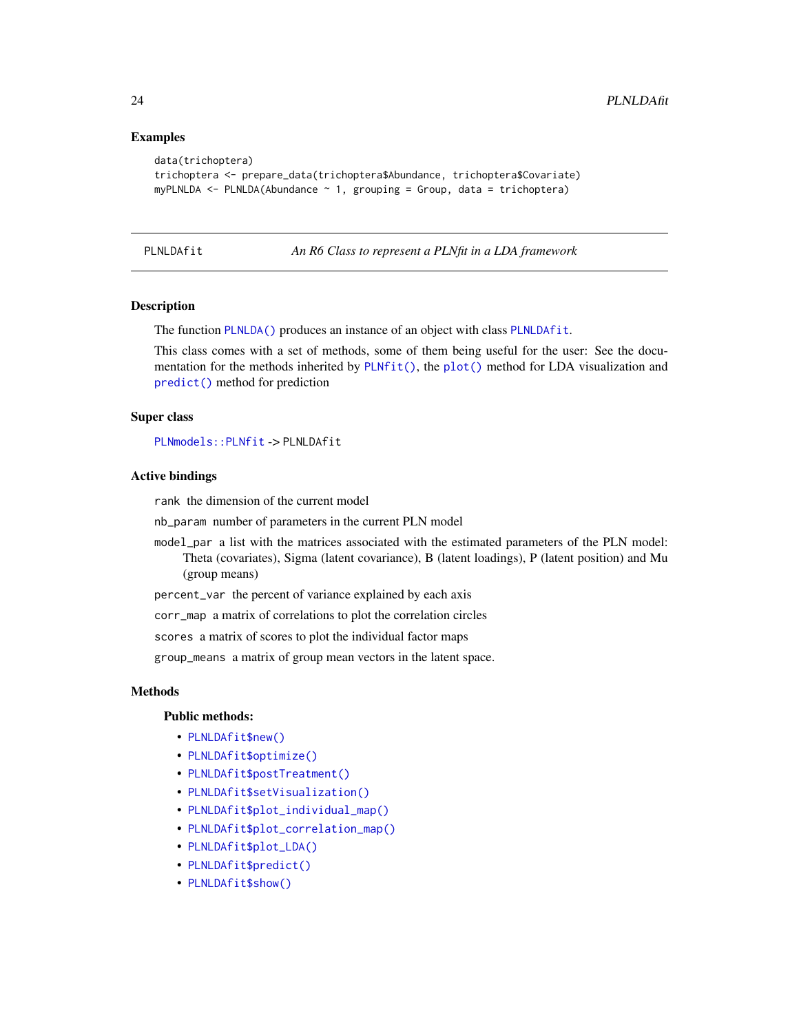## Examples

```
data(trichoptera)
trichoptera <- prepare_data(trichoptera$Abundance, trichoptera$Covariate)
myPLNLDA <- PLNLDA(Abundance ~ 1, grouping = Group, data = trichoptera)
```

---

# PLNLDAfit — *An R6 Class to represent a PLNfit in a LDA framework*

## Description

The function `PLNLDA()` produces an instance of an object with class `PLNLDAfit`.

This class comes with a set of methods, some of them being useful for the user: See the documentation for the methods inherited by `PLNfit()`, the `plot()` method for LDA visualization and `predict()` method for prediction

## Super class

`PLNmodels::PLNfit` -> `PLNLDAfit`

## Active bindings

`rank` the dimension of the current model

`nb_param` number of parameters in the current PLN model

`model_par` a list with the matrices associated with the estimated parameters of the PLN model: Theta (covariates), Sigma (latent covariance), B (latent loadings), P (latent position) and Mu (group means)

`percent_var` the percent of variance explained by each axis

`corr_map` a matrix of correlations to plot the correlation circles

`scores` a matrix of scores to plot the individual factor maps

`group_means` a matrix of group mean vectors in the latent space.

## Methods

### Public methods:

- `PLNLDAfit$new()`
- `PLNLDAfit$optimize()`
- `PLNLDAfit$postTreatment()`
- `PLNLDAfit$setVisualization()`
- `PLNLDAfit$plot_individual_map()`
- `PLNLDAfit$plot_correlation_map()`
- `PLNLDAfit$plot_LDA()`
- `PLNLDAfit$predict()`
- `PLNLDAfit$show()`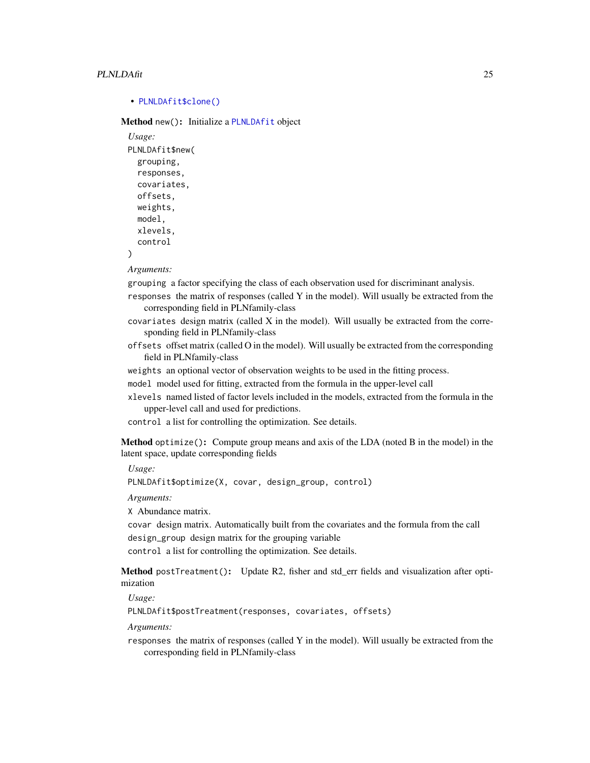- PLNLDAfit$clone()

**Method** `new()`: Initialize a `PLNLDAfit` object

*Usage:*

```
PLNLDAfit$new(
  grouping,
  responses,
  covariates,
  offsets,
  weights,
  model,
  xlevels,
  control
)
```

*Arguments:*

`grouping` a factor specifying the class of each observation used for discriminant analysis.

`responses` the matrix of responses (called Y in the model). Will usually be extracted from the corresponding field in PLNfamily-class

`covariates` design matrix (called X in the model). Will usually be extracted from the corresponding field in PLNfamily-class

`offsets` offset matrix (called O in the model). Will usually be extracted from the corresponding field in PLNfamily-class

`weights` an optional vector of observation weights to be used in the fitting process.

`model` model used for fitting, extracted from the formula in the upper-level call

`xlevels` named listed of factor levels included in the models, extracted from the formula in the upper-level call and used for predictions.

`control` a list for controlling the optimization. See details.

**Method** `optimize()`: Compute group means and axis of the LDA (noted B in the model) in the latent space, update corresponding fields

*Usage:*

```
PLNLDAfit$optimize(X, covar, design_group, control)
```

*Arguments:*

`X` Abundance matrix.

`covar` design matrix. Automatically built from the covariates and the formula from the call

`design_group` design matrix for the grouping variable

`control` a list for controlling the optimization. See details.

**Method** `postTreatment()`: Update R2, fisher and std_err fields and visualization after optimization

*Usage:*

```
PLNLDAfit$postTreatment(responses, covariates, offsets)
```

*Arguments:*

`responses` the matrix of responses (called Y in the model). Will usually be extracted from the corresponding field in PLNfamily-class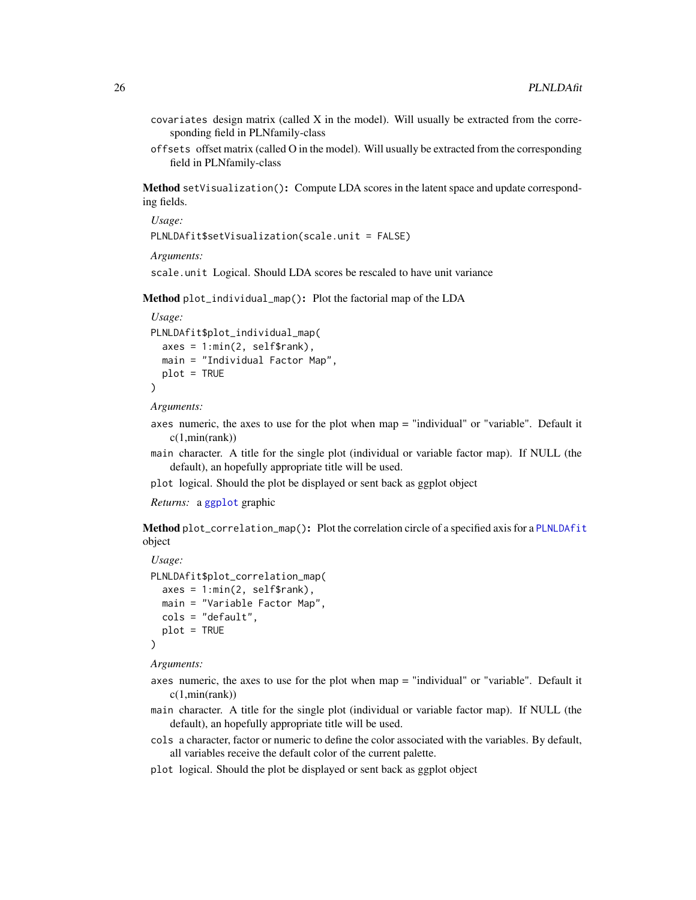`covariates` design matrix (called X in the model). Will usually be extracted from the corresponding field in PLNfamily-class

`offsets` offset matrix (called O in the model). Will usually be extracted from the corresponding field in PLNfamily-class

**Method** `setVisualization()`**:** Compute LDA scores in the latent space and update corresponding fields.

*Usage:*

```
PLNLDAfit$setVisualization(scale.unit = FALSE)
```

*Arguments:*

`scale.unit` Logical. Should LDA scores be rescaled to have unit variance

**Method** `plot_individual_map()`**:** Plot the factorial map of the LDA

*Usage:*

```
PLNLDAfit$plot_individual_map(
  axes = 1:min(2, self$rank),
  main = "Individual Factor Map",
  plot = TRUE
)
```

*Arguments:*

`axes` numeric, the axes to use for the plot when map = "individual" or "variable". Default it c(1,min(rank))

`main` character. A title for the single plot (individual or variable factor map). If NULL (the default), an hopefully appropriate title will be used.

`plot` logical. Should the plot be displayed or sent back as ggplot object

*Returns:* a `ggplot` graphic

**Method** `plot_correlation_map()`**:** Plot the correlation circle of a specified axis for a `PLNLDAfit` object

*Usage:*

```
PLNLDAfit$plot_correlation_map(
  axes = 1:min(2, self$rank),
  main = "Variable Factor Map",
  cols = "default",
  plot = TRUE
)
```

*Arguments:*

`axes` numeric, the axes to use for the plot when map = "individual" or "variable". Default it c(1,min(rank))

`main` character. A title for the single plot (individual or variable factor map). If NULL (the default), an hopefully appropriate title will be used.

`cols` a character, factor or numeric to define the color associated with the variables. By default, all variables receive the default color of the current palette.

`plot` logical. Should the plot be displayed or sent back as ggplot object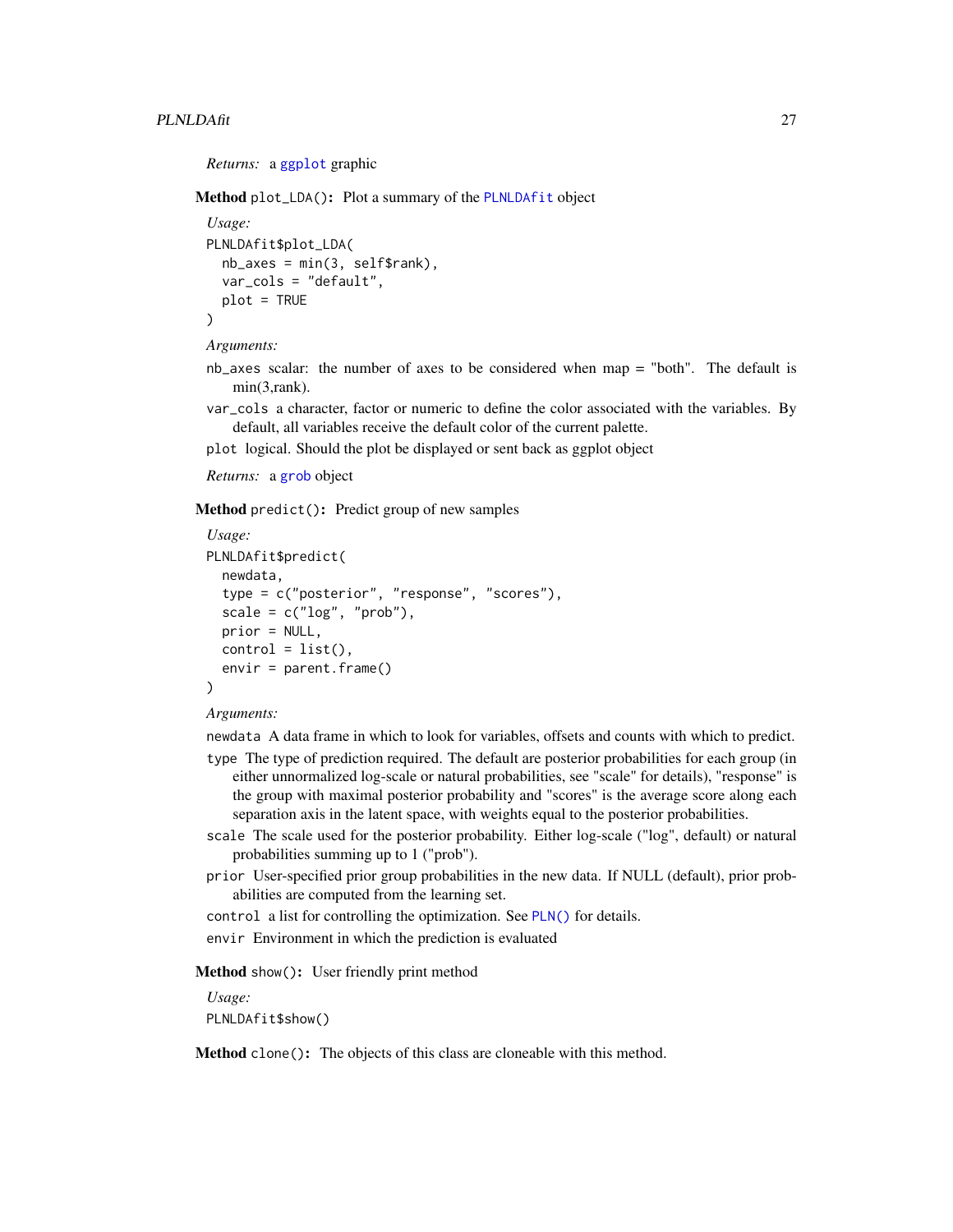*Returns:* a ggplot graphic

**Method** `plot_LDA()`**:** Plot a summary of the PLNLDAfit object

*Usage:*

```
PLNLDAfit$plot_LDA(
  nb_axes = min(3, self$rank),
  var_cols = "default",
  plot = TRUE
)
```

*Arguments:*

`nb_axes` scalar: the number of axes to be considered when map = "both". The default is min(3,rank).

`var_cols` a character, factor or numeric to define the color associated with the variables. By default, all variables receive the default color of the current palette.

`plot` logical. Should the plot be displayed or sent back as ggplot object

*Returns:* a grob object

**Method** `predict()`**:** Predict group of new samples

*Usage:*

```
PLNLDAfit$predict(
  newdata,
  type = c("posterior", "response", "scores"),
  scale = c("log", "prob"),
  prior = NULL,
  control = list(),
  envir = parent.frame()
)
```

*Arguments:*

`newdata` A data frame in which to look for variables, offsets and counts with which to predict.

`type` The type of prediction required. The default are posterior probabilities for each group (in either unnormalized log-scale or natural probabilities, see "scale" for details), "response" is the group with maximal posterior probability and "scores" is the average score along each separation axis in the latent space, with weights equal to the posterior probabilities.

`scale` The scale used for the posterior probability. Either log-scale ("log", default) or natural probabilities summing up to 1 ("prob").

`prior` User-specified prior group probabilities in the new data. If NULL (default), prior probabilities are computed from the learning set.

`control` a list for controlling the optimization. See `PLN()` for details.

`envir` Environment in which the prediction is evaluated

**Method** `show()`**:** User friendly print method

*Usage:*

```
PLNLDAfit$show()
```

**Method** `clone()`**:** The objects of this class are cloneable with this method.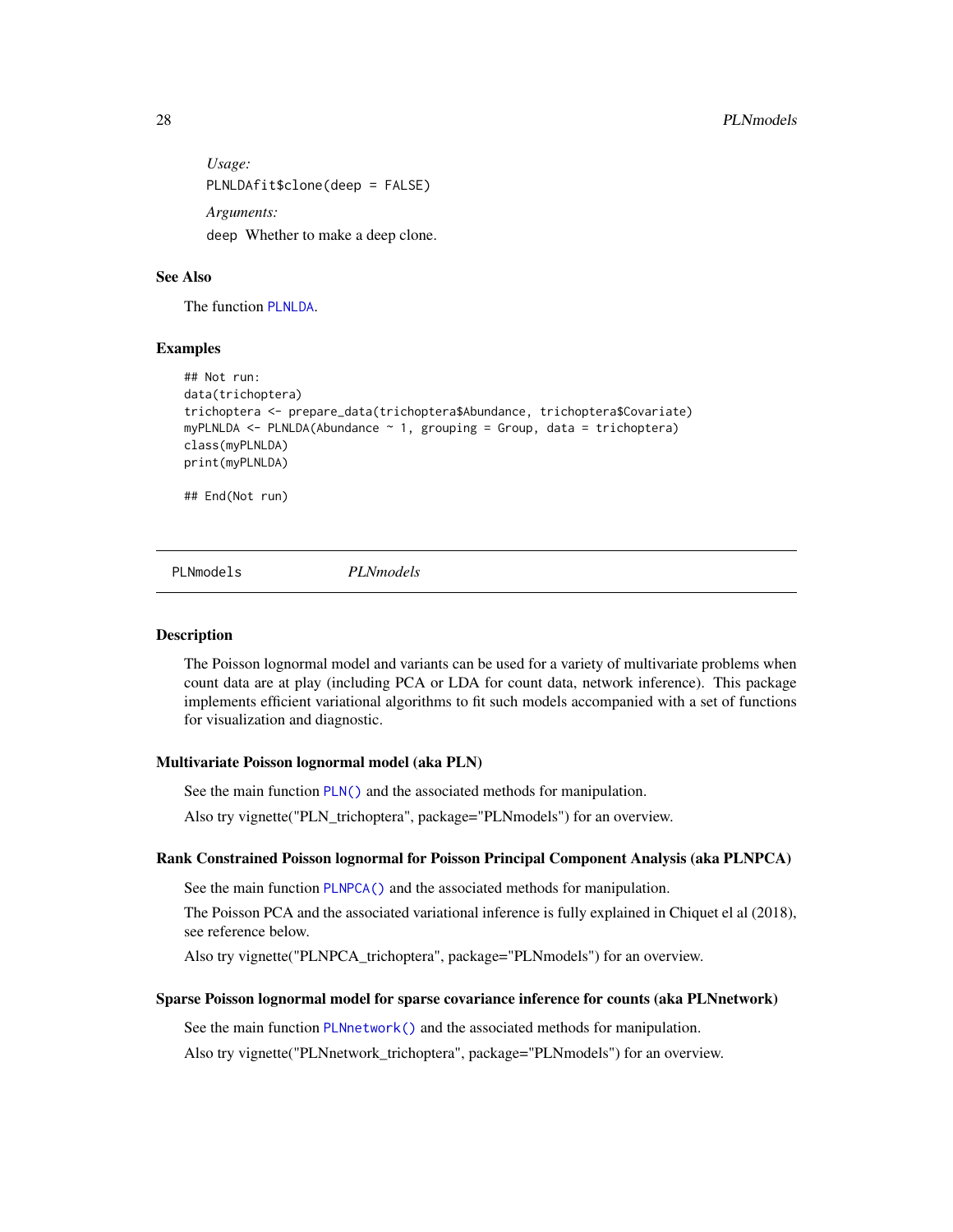*Usage:*

```
PLNLDAfit$clone(deep = FALSE)
```

*Arguments:*

`deep` Whether to make a deep clone.

### See Also

The function PLNLDA.

### Examples

```
## Not run:
data(trichoptera)
trichoptera <- prepare_data(trichoptera$Abundance, trichoptera$Covariate)
myPLNLDA <- PLNLDA(Abundance ~ 1, grouping = Group, data = trichoptera)
class(myPLNLDA)
print(myPLNLDA)

## End(Not run)
```

---

## PLNmodels *PLNmodels*

---

### Description

The Poisson lognormal model and variants can be used for a variety of multivariate problems when count data are at play (including PCA or LDA for count data, network inference). This package implements efficient variational algorithms to fit such models accompanied with a set of functions for visualization and diagnostic.

### Multivariate Poisson lognormal model (aka PLN)

See the main function PLN() and the associated methods for manipulation.

Also try vignette("PLN_trichoptera", package="PLNmodels") for an overview.

### Rank Constrained Poisson lognormal for Poisson Principal Component Analysis (aka PLNPCA)

See the main function PLNPCA() and the associated methods for manipulation.

The Poisson PCA and the associated variational inference is fully explained in Chiquet el al (2018), see reference below.

Also try vignette("PLNPCA_trichoptera", package="PLNmodels") for an overview.

### Sparse Poisson lognormal model for sparse covariance inference for counts (aka PLNnetwork)

See the main function PLNnetwork() and the associated methods for manipulation.

Also try vignette("PLNnetwork_trichoptera", package="PLNmodels") for an overview.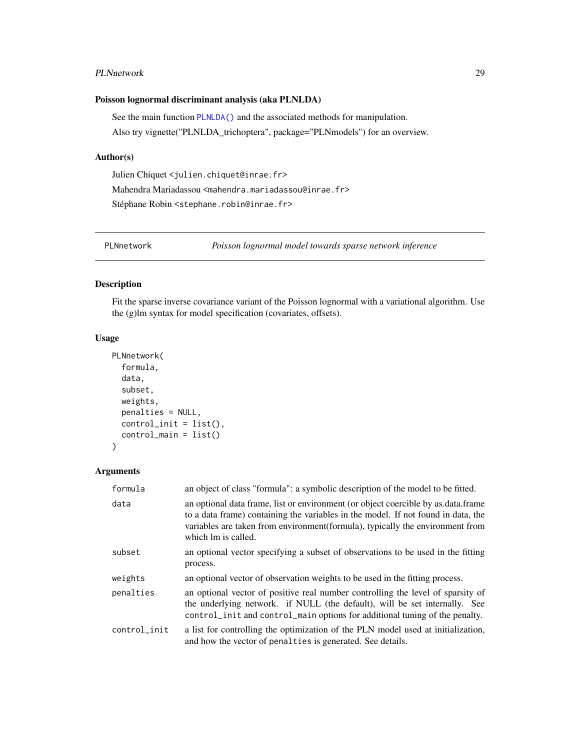### Poisson lognormal discriminant analysis (aka PLNLDA)

See the main function PLNLDA() and the associated methods for manipulation.

Also try vignette("PLNLDA_trichoptera", package="PLNmodels") for an overview.

### Author(s)

Julien Chiquet <julien.chiquet@inrae.fr>

Mahendra Mariadassou <mahendra.mariadassou@inrae.fr>

Stéphane Robin <stephane.robin@inrae.fr>

---

## PLNnetwork — *Poisson lognormal model towards sparse network inference*

### Description

Fit the sparse inverse covariance variant of the Poisson lognormal with a variational algorithm. Use the (g)lm syntax for model specification (covariates, offsets).

### Usage

```
PLNnetwork(
  formula,
  data,
  subset,
  weights,
  penalties = NULL,
  control_init = list(),
  control_main = list()
)
```

### Arguments

| | |
|---|---|
| `formula` | an object of class "formula": a symbolic description of the model to be fitted. |
| `data` | an optional data frame, list or environment (or object coercible by as.data.frame to a data frame) containing the variables in the model. If not found in data, the variables are taken from environment(formula), typically the environment from which lm is called. |
| `subset` | an optional vector specifying a subset of observations to be used in the fitting process. |
| `weights` | an optional vector of observation weights to be used in the fitting process. |
| `penalties` | an optional vector of positive real number controlling the level of sparsity of the underlying network. if NULL (the default), will be set internally. See `control_init` and `control_main` options for additional tuning of the penalty. |
| `control_init` | a list for controlling the optimization of the PLN model used at initialization, and how the vector of `penalties` is generated. See details. |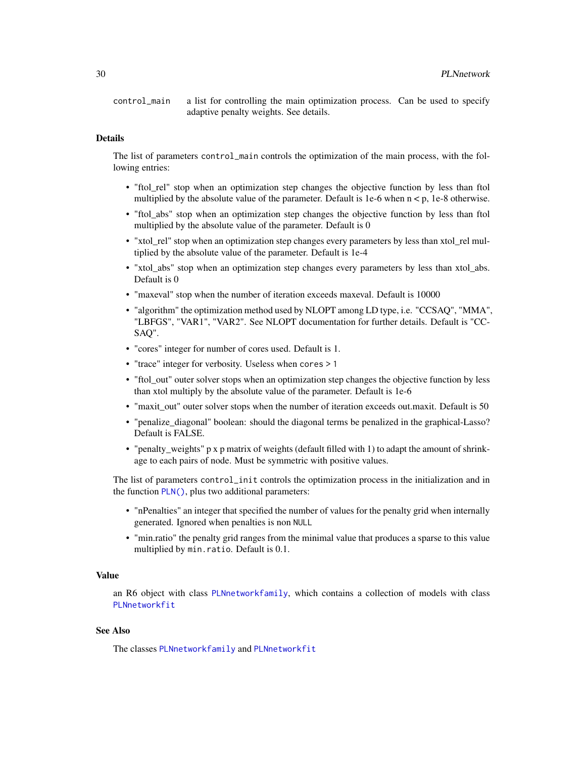control_main    a list for controlling the main optimization process. Can be used to specify adaptive penalty weights. See details.

### Details

The list of parameters `control_main` controls the optimization of the main process, with the following entries:

- "ftol_rel" stop when an optimization step changes the objective function by less than ftol multiplied by the absolute value of the parameter. Default is 1e-6 when n < p, 1e-8 otherwise.
- "ftol_abs" stop when an optimization step changes the objective function by less than ftol multiplied by the absolute value of the parameter. Default is 0
- "xtol_rel" stop when an optimization step changes every parameters by less than xtol_rel multiplied by the absolute value of the parameter. Default is 1e-4
- "xtol_abs" stop when an optimization step changes every parameters by less than xtol_abs. Default is 0
- "maxeval" stop when the number of iteration exceeds maxeval. Default is 10000
- "algorithm" the optimization method used by NLOPT among LD type, i.e. "CCSAQ", "MMA", "LBFGS", "VAR1", "VAR2". See NLOPT documentation for further details. Default is "CCSAQ".
- "cores" integer for number of cores used. Default is 1.
- "trace" integer for verbosity. Useless when `cores > 1`
- "ftol_out" outer solver stops when an optimization step changes the objective function by less than xtol multiply by the absolute value of the parameter. Default is 1e-6
- "maxit_out" outer solver stops when the number of iteration exceeds out.maxit. Default is 50
- "penalize_diagonal" boolean: should the diagonal terms be penalized in the graphical-Lasso? Default is FALSE.
- "penalty_weights" p x p matrix of weights (default filled with 1) to adapt the amount of shrinkage to each pairs of node. Must be symmetric with positive values.

The list of parameters `control_init` controls the optimization process in the initialization and in the function `PLN()`, plus two additional parameters:

- "nPenalties" an integer that specified the number of values for the penalty grid when internally generated. Ignored when penalties is non `NULL`
- "min.ratio" the penalty grid ranges from the minimal value that produces a sparse to this value multiplied by `min.ratio`. Default is 0.1.

### Value

an R6 object with class `PLNnetworkfamily`, which contains a collection of models with class `PLNnetworkfit`

### See Also

The classes `PLNnetworkfamily` and `PLNnetworkfit`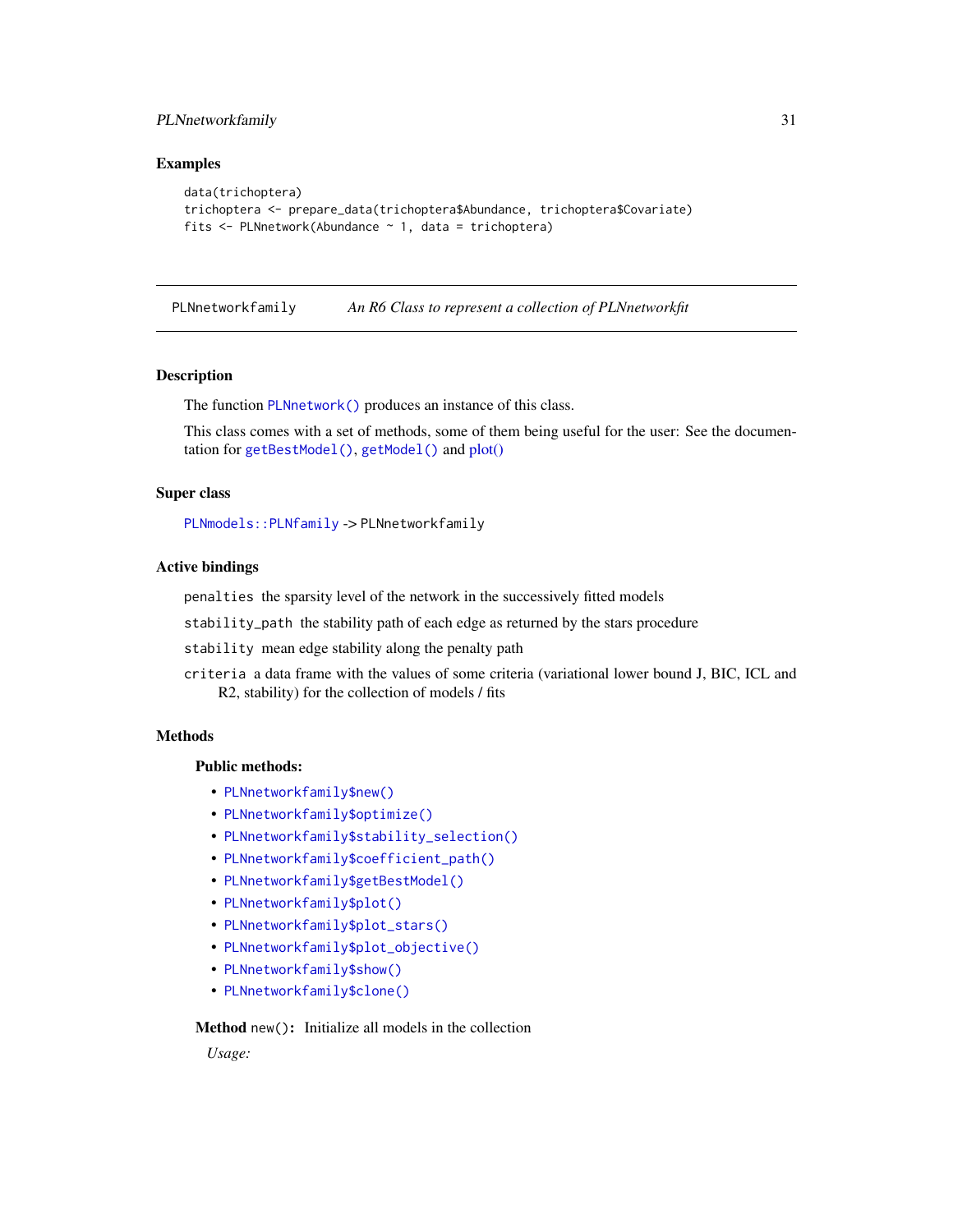## Examples

```
data(trichoptera)
trichoptera <- prepare_data(trichoptera$Abundance, trichoptera$Covariate)
fits <- PLNnetwork(Abundance ~ 1, data = trichoptera)
```

---

PLNnetworkfamily *An R6 Class to represent a collection of PLNnetworkfit*

---

## Description

The function PLNnetwork() produces an instance of this class.

This class comes with a set of methods, some of them being useful for the user: See the documentation for getBestModel(), getModel() and plot()

## Super class

PLNmodels::PLNfamily -> PLNnetworkfamily

## Active bindings

penalties the sparsity level of the network in the successively fitted models

stability_path the stability path of each edge as returned by the stars procedure

stability mean edge stability along the penalty path

criteria a data frame with the values of some criteria (variational lower bound J, BIC, ICL and R2, stability) for the collection of models / fits

## Methods

### Public methods:

- PLNnetworkfamily$new()
- PLNnetworkfamily$optimize()
- PLNnetworkfamily$stability_selection()
- PLNnetworkfamily$coefficient_path()
- PLNnetworkfamily$getBestModel()
- PLNnetworkfamily$plot()
- PLNnetworkfamily$plot_stars()
- PLNnetworkfamily$plot_objective()
- PLNnetworkfamily$show()
- PLNnetworkfamily$clone()

**Method** new(): Initialize all models in the collection

*Usage:*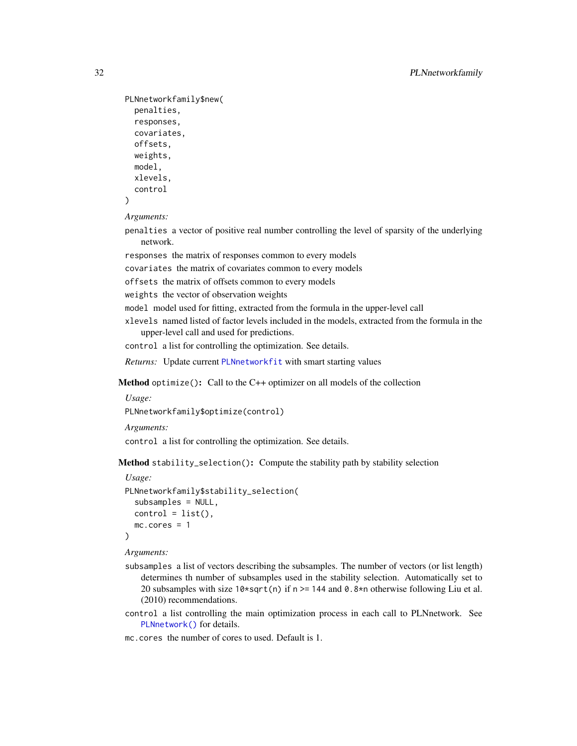```
PLNnetworkfamily$new(
  penalties,
  responses,
  covariates,
  offsets,
  weights,
  model,
  xlevels,
  control
)
```

*Arguments:*

`penalties` a vector of positive real number controlling the level of sparsity of the underlying network.

`responses` the matrix of responses common to every models

`covariates` the matrix of covariates common to every models

`offsets` the matrix of offsets common to every models

`weights` the vector of observation weights

`model` model used for fitting, extracted from the formula in the upper-level call

`xlevels` named listed of factor levels included in the models, extracted from the formula in the upper-level call and used for predictions.

`control` a list for controlling the optimization. See details.

*Returns:* Update current `PLNnetworkfit` with smart starting values

**Method** `optimize()`**:** Call to the C++ optimizer on all models of the collection

*Usage:*

```
PLNnetworkfamily$optimize(control)
```

*Arguments:*

`control` a list for controlling the optimization. See details.

**Method** `stability_selection()`**:** Compute the stability path by stability selection

*Usage:*

```
PLNnetworkfamily$stability_selection(
  subsamples = NULL,
  control = list(),
  mc.cores = 1
)
```

*Arguments:*

`subsamples` a list of vectors describing the subsamples. The number of vectors (or list length) determines th number of subsamples used in the stability selection. Automatically set to 20 subsamples with size `10*sqrt(n)` if `n >= 144` and `0.8*n` otherwise following Liu et al. (2010) recommendations.

`control` a list controlling the main optimization process in each call to PLNnetwork. See `PLNnetwork()` for details.

`mc.cores` the number of cores to used. Default is 1.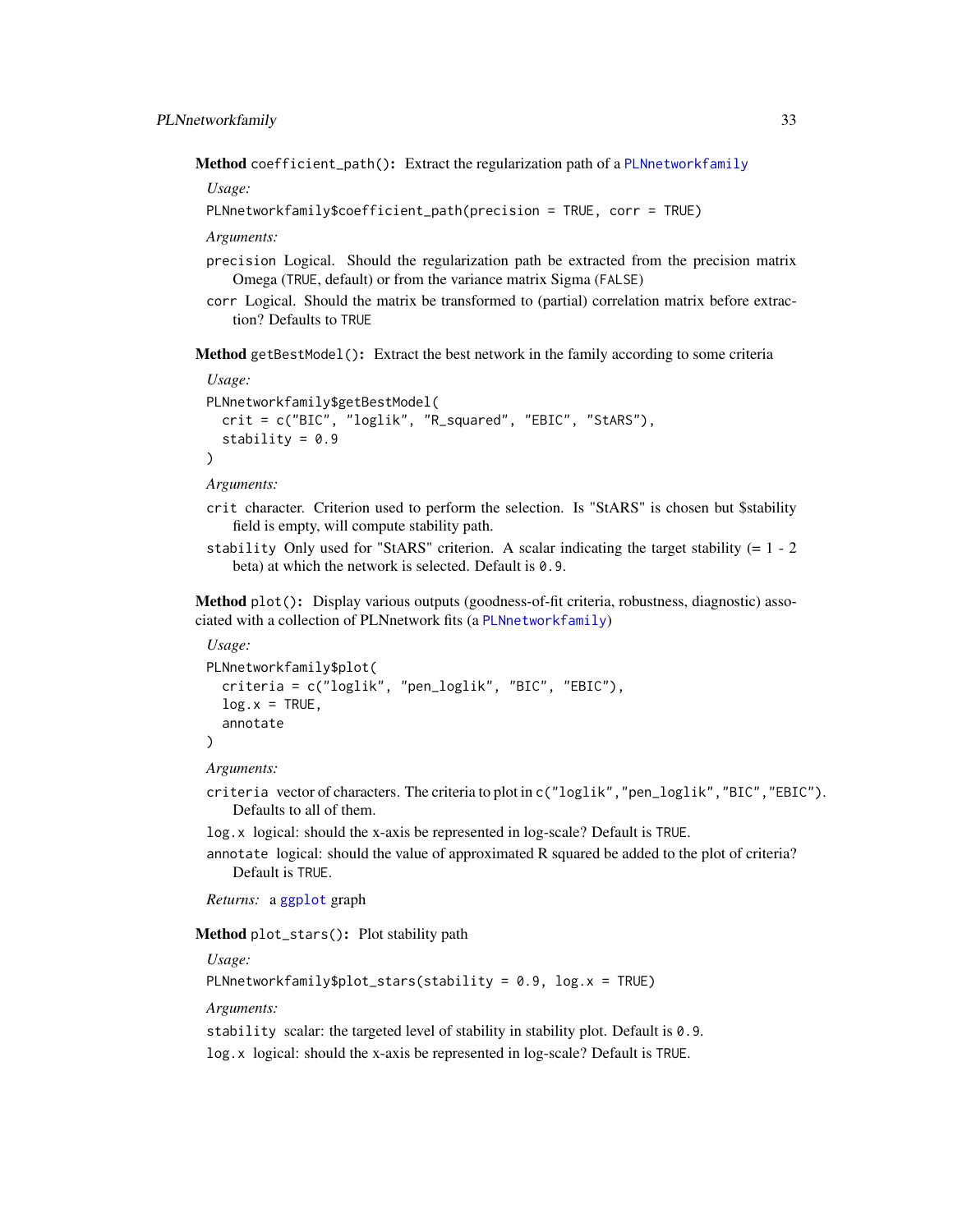**Method** `coefficient_path()`: Extract the regularization path of a `PLNnetworkfamily`

*Usage:*

```
PLNnetworkfamily$coefficient_path(precision = TRUE, corr = TRUE)
```

*Arguments:*

`precision` Logical. Should the regularization path be extracted from the precision matrix Omega (`TRUE`, default) or from the variance matrix Sigma (`FALSE`)

`corr` Logical. Should the matrix be transformed to (partial) correlation matrix before extraction? Defaults to `TRUE`

**Method** `getBestModel()`: Extract the best network in the family according to some criteria

*Usage:*

```
PLNnetworkfamily$getBestModel(
  crit = c("BIC", "loglik", "R_squared", "EBIC", "StARS"),
  stability = 0.9
)
```

*Arguments:*

`crit` character. Criterion used to perform the selection. Is "StARS" is chosen but $stability field is empty, will compute stability path.

`stability` Only used for "StARS" criterion. A scalar indicating the target stability (= 1 - 2 beta) at which the network is selected. Default is `0.9`.

**Method** `plot()`: Display various outputs (goodness-of-fit criteria, robustness, diagnostic) associated with a collection of PLNnetwork fits (a `PLNnetworkfamily`)

*Usage:*

```
PLNnetworkfamily$plot(
  criteria = c("loglik", "pen_loglik", "BIC", "EBIC"),
  log.x = TRUE,
  annotate
)
```

*Arguments:*

`criteria` vector of characters. The criteria to plot in `c("loglik","pen_loglik","BIC","EBIC")`. Defaults to all of them.

`log.x` logical: should the x-axis be represented in log-scale? Default is `TRUE`.

`annotate` logical: should the value of approximated R squared be added to the plot of criteria? Default is `TRUE`.

*Returns:* a `ggplot` graph

**Method** `plot_stars()`: Plot stability path

*Usage:*

```
PLNnetworkfamily$plot_stars(stability = 0.9, log.x = TRUE)
```

*Arguments:*

`stability` scalar: the targeted level of stability in stability plot. Default is `0.9`.

`log.x` logical: should the x-axis be represented in log-scale? Default is `TRUE`.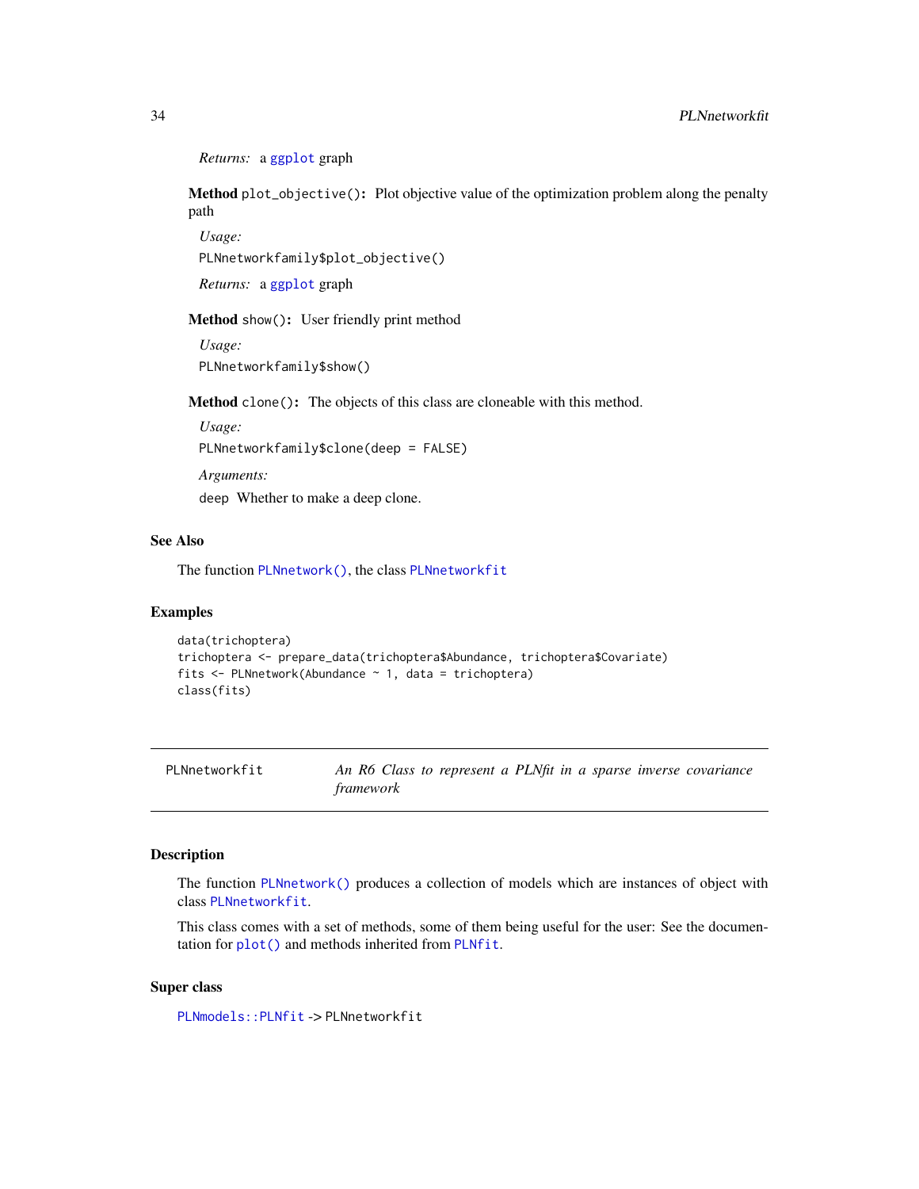*Returns:* a ggplot graph

**Method** `plot_objective()`**:** Plot objective value of the optimization problem along the penalty path

*Usage:*

```
PLNnetworkfamily$plot_objective()
```

*Returns:* a ggplot graph

**Method** `show()`**:** User friendly print method

*Usage:*

```
PLNnetworkfamily$show()
```

**Method** `clone()`**:** The objects of this class are cloneable with this method.

*Usage:*

```
PLNnetworkfamily$clone(deep = FALSE)
```

*Arguments:*

`deep` Whether to make a deep clone.

### See Also

The function `PLNnetwork()`, the class `PLNnetworkfit`

### Examples

```
data(trichoptera)
trichoptera <- prepare_data(trichoptera$Abundance, trichoptera$Covariate)
fits <- PLNnetwork(Abundance ~ 1, data = trichoptera)
class(fits)
```

---

## PLNnetworkfit — *An R6 Class to represent a PLNfit in a sparse inverse covariance framework*

---

### Description

The function `PLNnetwork()` produces a collection of models which are instances of object with class `PLNnetworkfit`.

This class comes with a set of methods, some of them being useful for the user: See the documentation for `plot()` and methods inherited from `PLNfit`.

### Super class

`PLNmodels::PLNfit` -> `PLNnetworkfit`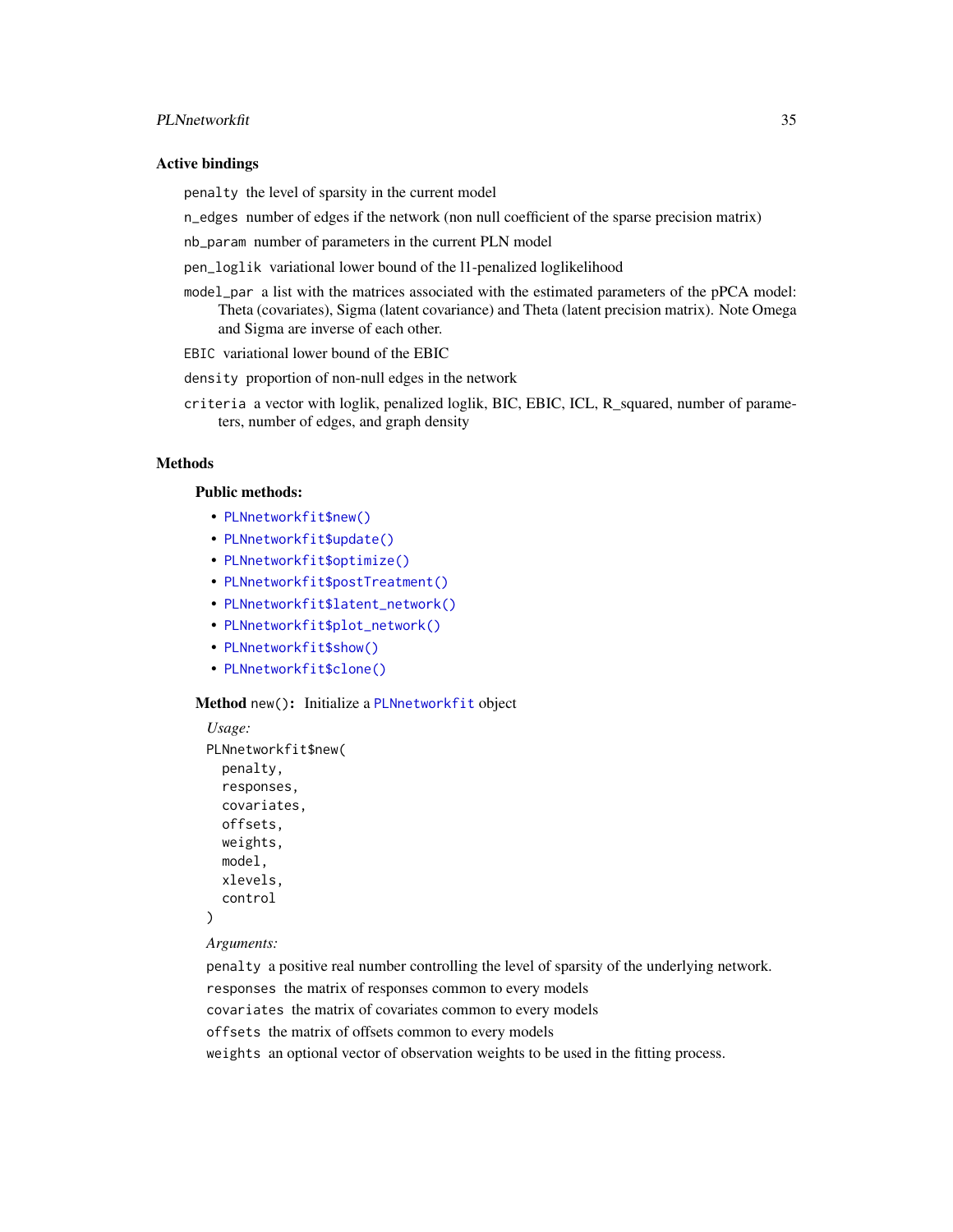### Active bindings

`penalty` the level of sparsity in the current model

`n_edges` number of edges if the network (non null coefficient of the sparse precision matrix)

`nb_param` number of parameters in the current PLN model

`pen_loglik` variational lower bound of the l1-penalized loglikelihood

`model_par` a list with the matrices associated with the estimated parameters of the pPCA model: Theta (covariates), Sigma (latent covariance) and Theta (latent precision matrix). Note Omega and Sigma are inverse of each other.

`EBIC` variational lower bound of the EBIC

`density` proportion of non-null edges in the network

`criteria` a vector with loglik, penalized loglik, BIC, EBIC, ICL, R_squared, number of parameters, number of edges, and graph density

### Methods

#### Public methods:

- `PLNnetworkfit$new()`
- `PLNnetworkfit$update()`
- `PLNnetworkfit$optimize()`
- `PLNnetworkfit$postTreatment()`
- `PLNnetworkfit$latent_network()`
- `PLNnetworkfit$plot_network()`
- `PLNnetworkfit$show()`
- `PLNnetworkfit$clone()`

**Method** `new()`**:** Initialize a `PLNnetworkfit` object

*Usage:*

```
PLNnetworkfit$new(
  penalty,
  responses,
  covariates,
  offsets,
  weights,
  model,
  xlevels,
  control
)
```

*Arguments:*

`penalty` a positive real number controlling the level of sparsity of the underlying network.

`responses` the matrix of responses common to every models

`covariates` the matrix of covariates common to every models

`offsets` the matrix of offsets common to every models

`weights` an optional vector of observation weights to be used in the fitting process.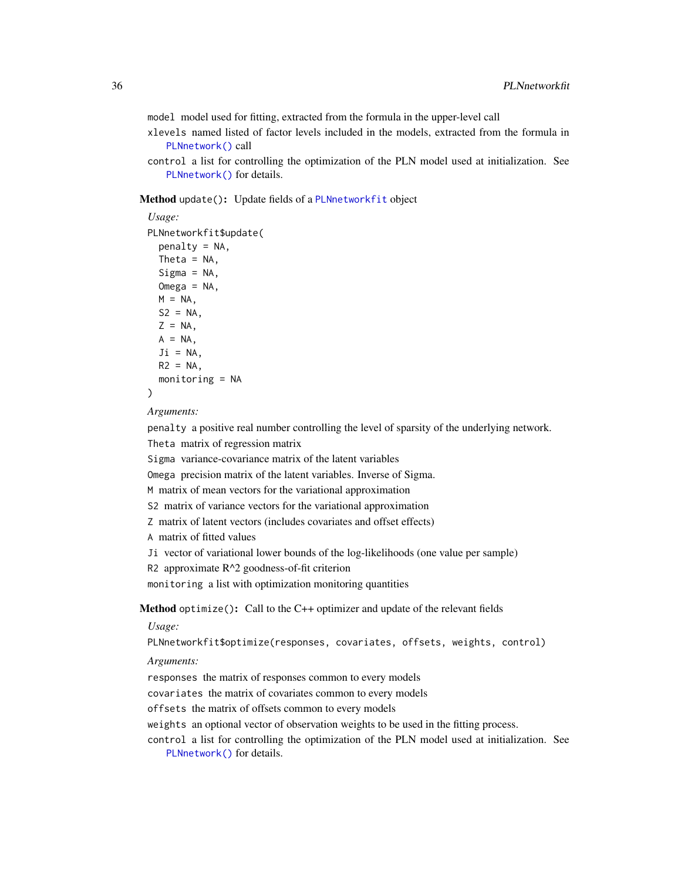`model` model used for fitting, extracted from the formula in the upper-level call

`xlevels` named listed of factor levels included in the models, extracted from the formula in `PLNnetwork()` call

`control` a list for controlling the optimization of the PLN model used at initialization. See `PLNnetwork()` for details.

**Method** `update()`**:** Update fields of a `PLNnetworkfit` object

*Usage:*

```
PLNnetworkfit$update(
  penalty = NA,
  Theta = NA,
  Sigma = NA,
  Omega = NA,
  M = NA,
  S2 = NA,
  Z = NA,
  A = NA,
  Ji = NA,
  R2 = NA,
  monitoring = NA
)
```

*Arguments:*

`penalty` a positive real number controlling the level of sparsity of the underlying network.

`Theta` matrix of regression matrix

`Sigma` variance-covariance matrix of the latent variables

`Omega` precision matrix of the latent variables. Inverse of Sigma.

`M` matrix of mean vectors for the variational approximation

`S2` matrix of variance vectors for the variational approximation

`Z` matrix of latent vectors (includes covariates and offset effects)

`A` matrix of fitted values

`Ji` vector of variational lower bounds of the log-likelihoods (one value per sample)

`R2` approximate R^2 goodness-of-fit criterion

`monitoring` a list with optimization monitoring quantities

**Method** `optimize()`**:** Call to the C++ optimizer and update of the relevant fields

*Usage:*

```
PLNnetworkfit$optimize(responses, covariates, offsets, weights, control)
```

*Arguments:*

`responses` the matrix of responses common to every models

`covariates` the matrix of covariates common to every models

`offsets` the matrix of offsets common to every models

`weights` an optional vector of observation weights to be used in the fitting process.

`control` a list for controlling the optimization of the PLN model used at initialization. See `PLNnetwork()` for details.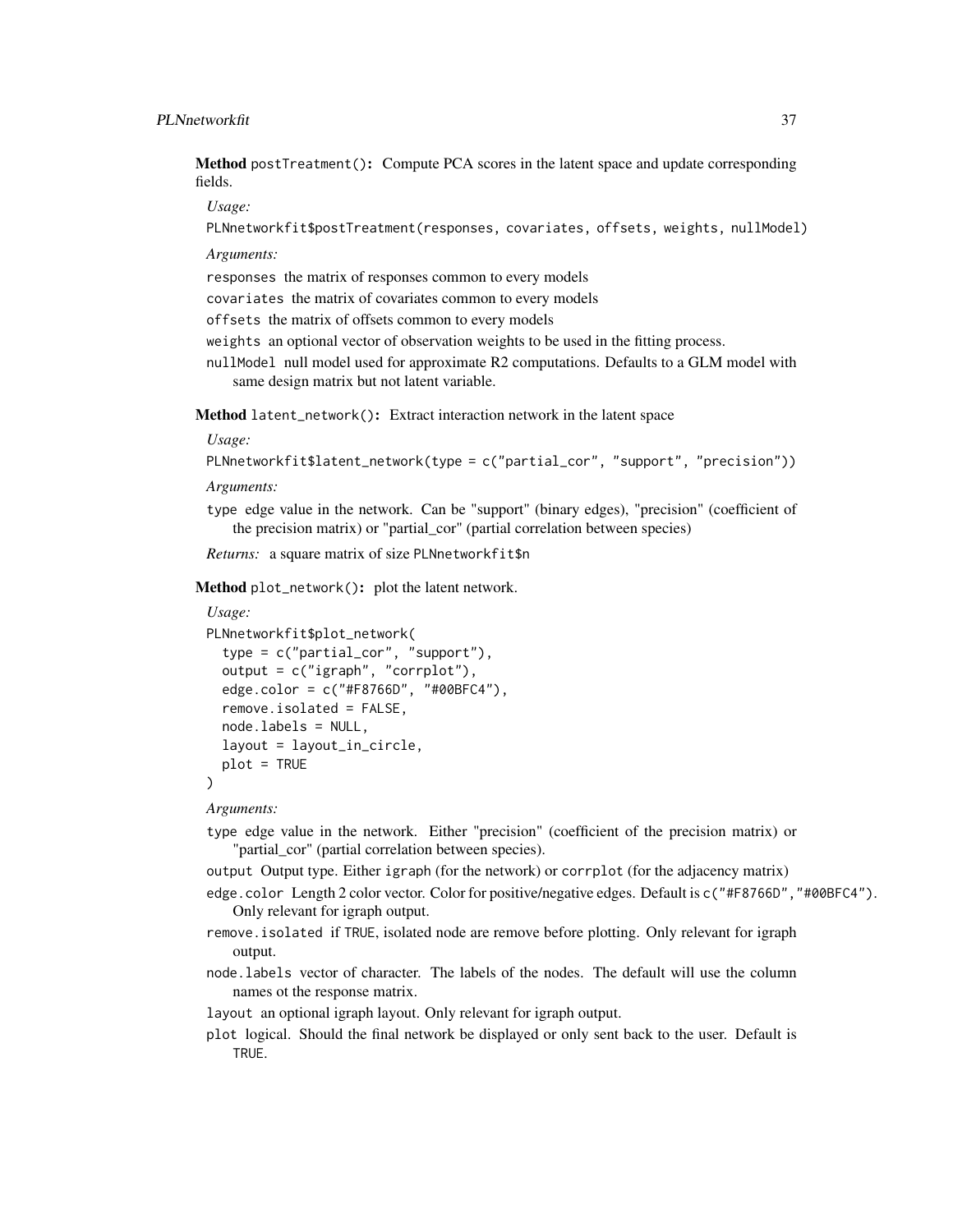**Method** `postTreatment()`**:** Compute PCA scores in the latent space and update corresponding fields.

*Usage:*

```
PLNnetworkfit$postTreatment(responses, covariates, offsets, weights, nullModel)
```

*Arguments:*

`responses` the matrix of responses common to every models

`covariates` the matrix of covariates common to every models

`offsets` the matrix of offsets common to every models

`weights` an optional vector of observation weights to be used in the fitting process.

`nullModel` null model used for approximate R2 computations. Defaults to a GLM model with same design matrix but not latent variable.

**Method** `latent_network()`**:** Extract interaction network in the latent space

*Usage:*

```
PLNnetworkfit$latent_network(type = c("partial_cor", "support", "precision"))
```

*Arguments:*

`type` edge value in the network. Can be "support" (binary edges), "precision" (coefficient of the precision matrix) or "partial_cor" (partial correlation between species)

*Returns:* a square matrix of size `PLNnetworkfit$n`

**Method** `plot_network()`**:** plot the latent network.

*Usage:*

```
PLNnetworkfit$plot_network(
  type = c("partial_cor", "support"),
  output = c("igraph", "corrplot"),
  edge.color = c("#F8766D", "#00BFC4"),
  remove.isolated = FALSE,
  node.labels = NULL,
  layout = layout_in_circle,
  plot = TRUE
)
```

*Arguments:*

`type` edge value in the network. Either "precision" (coefficient of the precision matrix) or "partial_cor" (partial correlation between species).

`output` Output type. Either `igraph` (for the network) or `corrplot` (for the adjacency matrix)

`edge.color` Length 2 color vector. Color for positive/negative edges. Default is `c("#F8766D","#00BFC4")`. Only relevant for igraph output.

`remove.isolated` if `TRUE`, isolated node are remove before plotting. Only relevant for igraph output.

`node.labels` vector of character. The labels of the nodes. The default will use the column names ot the response matrix.

`layout` an optional igraph layout. Only relevant for igraph output.

`plot` logical. Should the final network be displayed or only sent back to the user. Default is `TRUE`.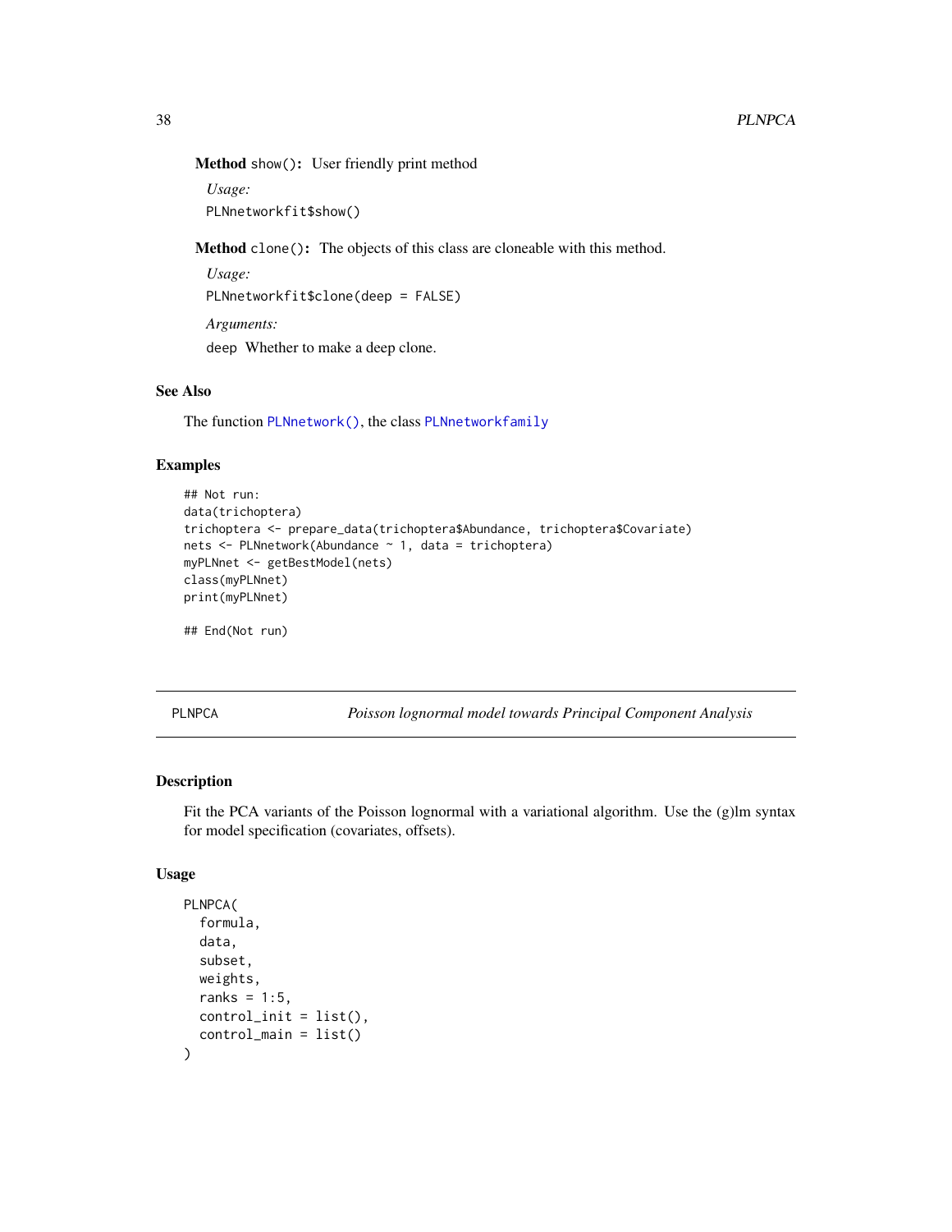**Method** `show()`: User friendly print method

*Usage:*

```
PLNnetworkfit$show()
```

**Method** `clone()`: The objects of this class are cloneable with this method.

*Usage:*

```
PLNnetworkfit$clone(deep = FALSE)
```

*Arguments:*

`deep` Whether to make a deep clone.

## See Also

The function `PLNnetwork()`, the class `PLNnetworkfamily`

## Examples

```
## Not run:
data(trichoptera)
trichoptera <- prepare_data(trichoptera$Abundance, trichoptera$Covariate)
nets <- PLNnetwork(Abundance ~ 1, data = trichoptera)
myPLNnet <- getBestModel(nets)
class(myPLNnet)
print(myPLNnet)

## End(Not run)
```

---

# PLNPCA — *Poisson lognormal model towards Principal Component Analysis*

## Description

Fit the PCA variants of the Poisson lognormal with a variational algorithm. Use the (g)lm syntax for model specification (covariates, offsets).

## Usage

```
PLNPCA(
  formula,
  data,
  subset,
  weights,
  ranks = 1:5,
  control_init = list(),
  control_main = list()
)
```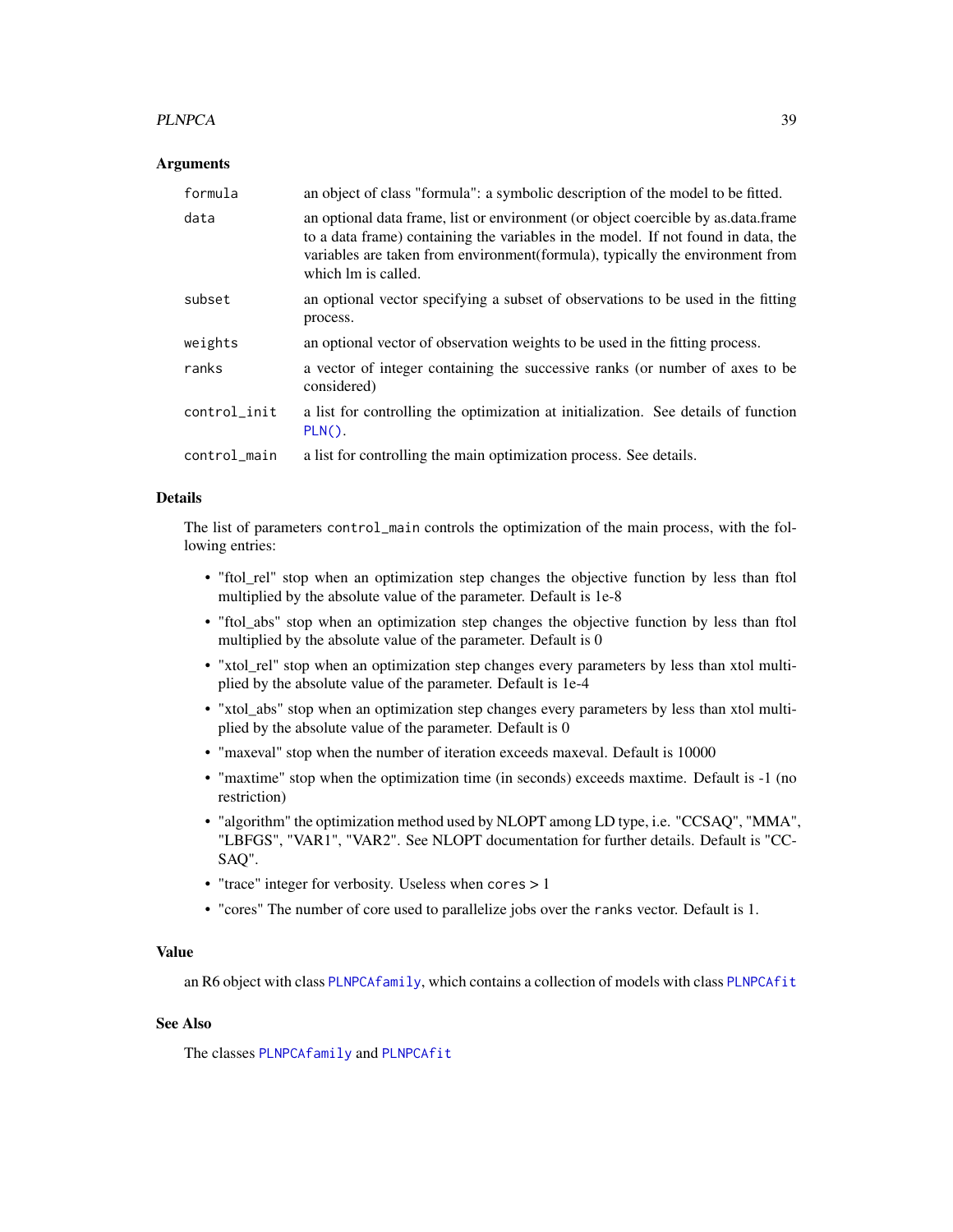### Arguments

| | |
|---|---|
| formula | an object of class "formula": a symbolic description of the model to be fitted. |
| data | an optional data frame, list or environment (or object coercible by as.data.frame to a data frame) containing the variables in the model. If not found in data, the variables are taken from environment(formula), typically the environment from which lm is called. |
| subset | an optional vector specifying a subset of observations to be used in the fitting process. |
| weights | an optional vector of observation weights to be used in the fitting process. |
| ranks | a vector of integer containing the successive ranks (or number of axes to be considered) |
| control_init | a list for controlling the optimization at initialization. See details of function PLN(). |
| control_main | a list for controlling the main optimization process. See details. |

### Details

The list of parameters `control_main` controls the optimization of the main process, with the following entries:

- "ftol_rel" stop when an optimization step changes the objective function by less than ftol multiplied by the absolute value of the parameter. Default is 1e-8
- "ftol_abs" stop when an optimization step changes the objective function by less than ftol multiplied by the absolute value of the parameter. Default is 0
- "xtol_rel" stop when an optimization step changes every parameters by less than xtol multiplied by the absolute value of the parameter. Default is 1e-4
- "xtol_abs" stop when an optimization step changes every parameters by less than xtol multiplied by the absolute value of the parameter. Default is 0
- "maxeval" stop when the number of iteration exceeds maxeval. Default is 10000
- "maxtime" stop when the optimization time (in seconds) exceeds maxtime. Default is -1 (no restriction)
- "algorithm" the optimization method used by NLOPT among LD type, i.e. "CCSAQ", "MMA", "LBFGS", "VAR1", "VAR2". See NLOPT documentation for further details. Default is "CCSAQ".
- "trace" integer for verbosity. Useless when `cores` > 1
- "cores" The number of core used to parallelize jobs over the `ranks` vector. Default is 1.

### Value

an R6 object with class `PLNPCAfamily`, which contains a collection of models with class `PLNPCAfit`

### See Also

The classes `PLNPCAfamily` and `PLNPCAfit`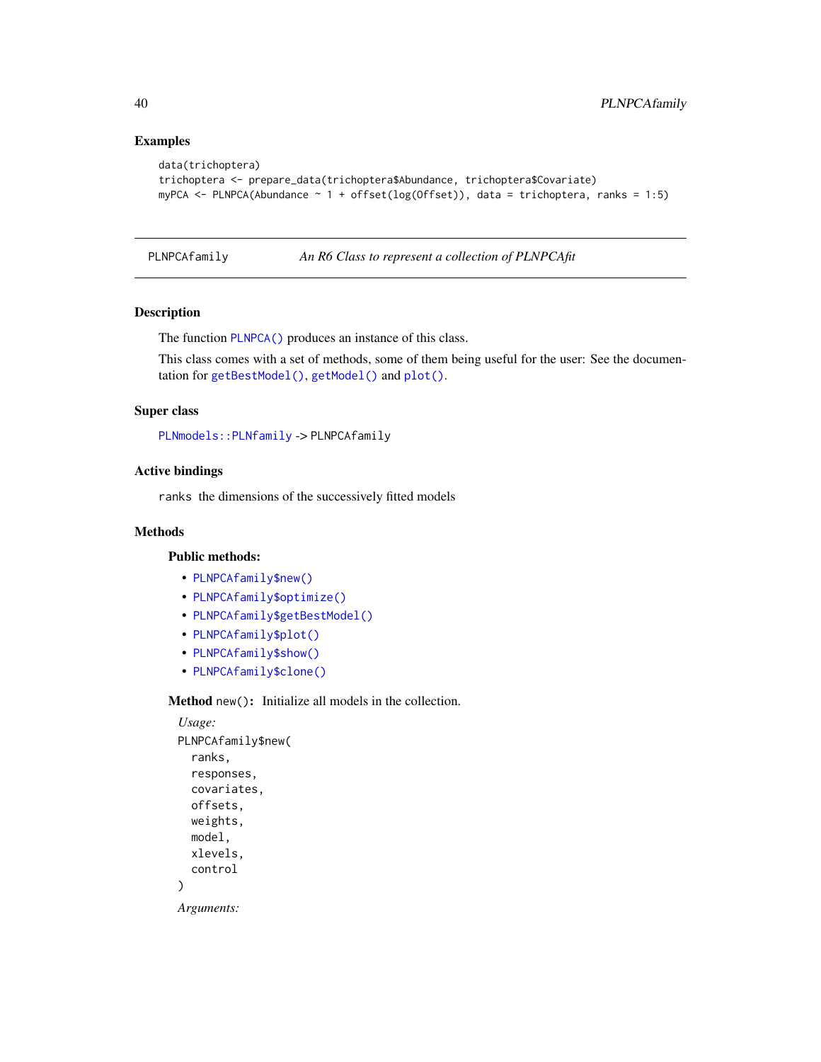## Examples

```
data(trichoptera)
trichoptera <- prepare_data(trichoptera$Abundance, trichoptera$Covariate)
myPCA <- PLNPCA(Abundance ~ 1 + offset(log(Offset)), data = trichoptera, ranks = 1:5)
```

---

# PLNPCAfamily    *An R6 Class to represent a collection of PLNPCAfit*

---

## Description

The function `PLNPCA()` produces an instance of this class.

This class comes with a set of methods, some of them being useful for the user: See the documentation for `getBestModel()`, `getModel()` and `plot()`.

## Super class

`PLNmodels::PLNfamily` -> `PLNPCAfamily`

## Active bindings

`ranks` the dimensions of the successively fitted models

## Methods

### Public methods:

- `PLNPCAfamily$new()`
- `PLNPCAfamily$optimize()`
- `PLNPCAfamily$getBestModel()`
- `PLNPCAfamily$plot()`
- `PLNPCAfamily$show()`
- `PLNPCAfamily$clone()`

**Method** `new()`**:** Initialize all models in the collection.

*Usage:*

```
PLNPCAfamily$new(
  ranks,
  responses,
  covariates,
  offsets,
  weights,
  model,
  xlevels,
  control
)
```

*Arguments:*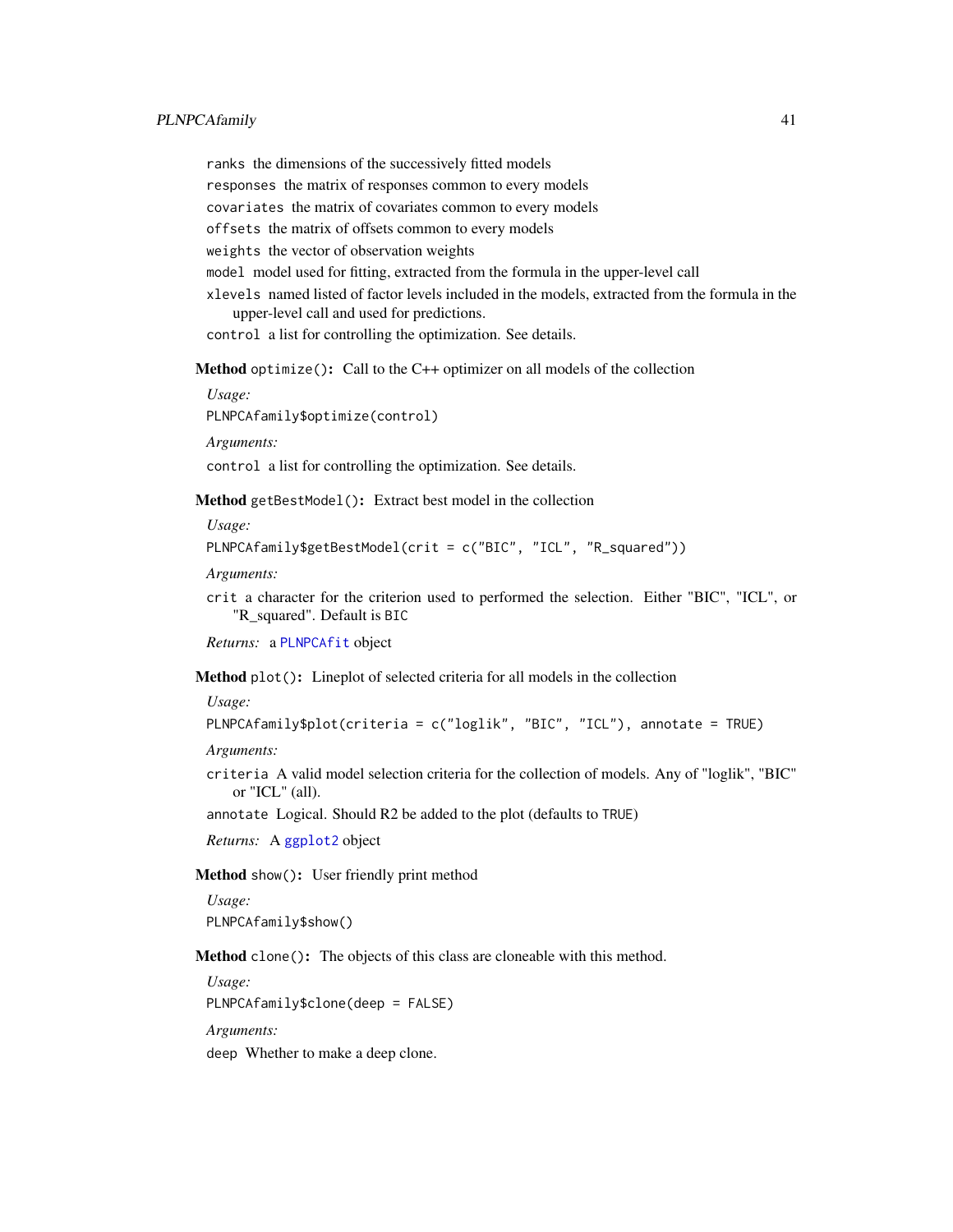`ranks` the dimensions of the successively fitted models

`responses` the matrix of responses common to every models

`covariates` the matrix of covariates common to every models

`offsets` the matrix of offsets common to every models

`weights` the vector of observation weights

`model` model used for fitting, extracted from the formula in the upper-level call

`xlevels` named listed of factor levels included in the models, extracted from the formula in the upper-level call and used for predictions.

`control` a list for controlling the optimization. See details.

**Method** `optimize()`**:** Call to the C++ optimizer on all models of the collection

*Usage:*

```
PLNPCAfamily$optimize(control)
```

*Arguments:*

`control` a list for controlling the optimization. See details.

**Method** `getBestModel()`**:** Extract best model in the collection

*Usage:*

```
PLNPCAfamily$getBestModel(crit = c("BIC", "ICL", "R_squared"))
```

*Arguments:*

`crit` a character for the criterion used to performed the selection. Either "BIC", "ICL", or "R_squared". Default is `BIC`

*Returns:* a `PLNPCAfit` object

**Method** `plot()`**:** Lineplot of selected criteria for all models in the collection

*Usage:*

```
PLNPCAfamily$plot(criteria = c("loglik", "BIC", "ICL"), annotate = TRUE)
```

*Arguments:*

`criteria` A valid model selection criteria for the collection of models. Any of "loglik", "BIC" or "ICL" (all).

`annotate` Logical. Should R2 be added to the plot (defaults to `TRUE`)

*Returns:* A `ggplot2` object

**Method** `show()`**:** User friendly print method

*Usage:*

```
PLNPCAfamily$show()
```

**Method** `clone()`**:** The objects of this class are cloneable with this method.

*Usage:*

```
PLNPCAfamily$clone(deep = FALSE)
```

*Arguments:*

`deep` Whether to make a deep clone.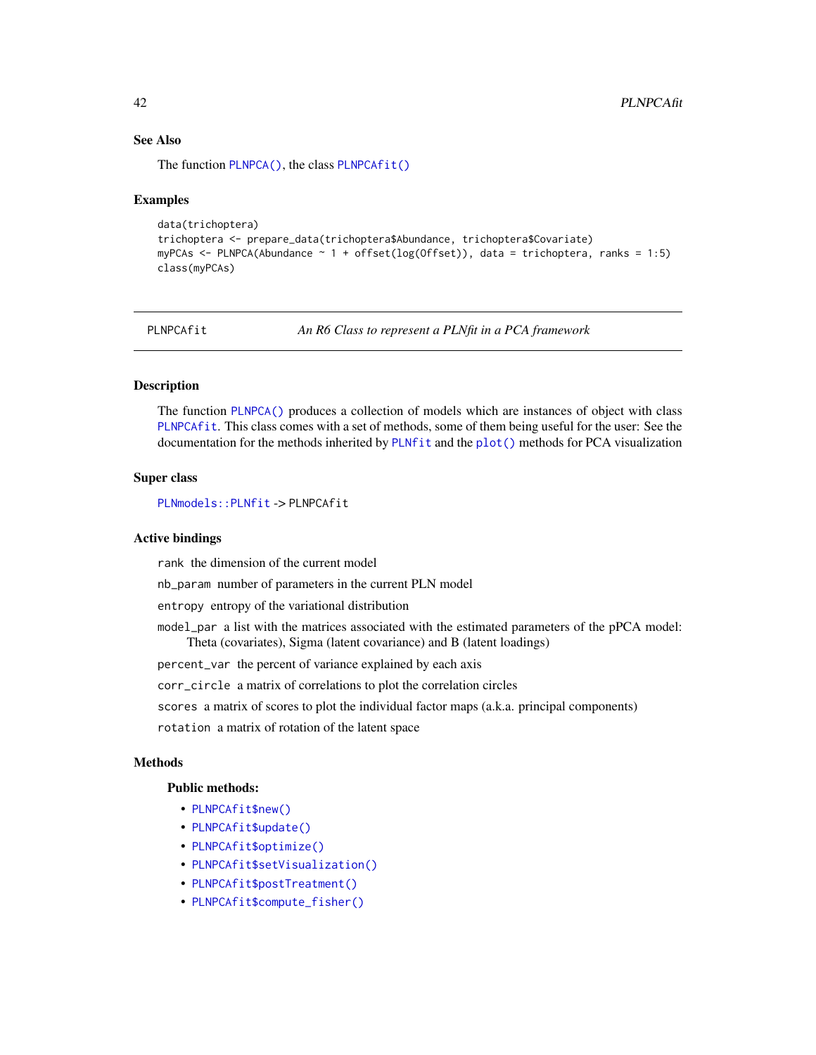## See Also

The function `PLNPCA()`, the class `PLNPCAfit()`

## Examples

```
data(trichoptera)
trichoptera <- prepare_data(trichoptera$Abundance, trichoptera$Covariate)
myPCAs <- PLNPCA(Abundance ~ 1 + offset(log(Offset)), data = trichoptera, ranks = 1:5)
class(myPCAs)
```

---

# PLNPCAfit — *An R6 Class to represent a PLNfit in a PCA framework*

---

## Description

The function `PLNPCA()` produces a collection of models which are instances of object with class `PLNPCAfit`. This class comes with a set of methods, some of them being useful for the user: See the documentation for the methods inherited by `PLNfit` and the `plot()` methods for PCA visualization

## Super class

`PLNmodels::PLNfit` -> `PLNPCAfit`

## Active bindings

`rank` the dimension of the current model

`nb_param` number of parameters in the current PLN model

`entropy` entropy of the variational distribution

`model_par` a list with the matrices associated with the estimated parameters of the pPCA model: Theta (covariates), Sigma (latent covariance) and B (latent loadings)

`percent_var` the percent of variance explained by each axis

`corr_circle` a matrix of correlations to plot the correlation circles

`scores` a matrix of scores to plot the individual factor maps (a.k.a. principal components)

`rotation` a matrix of rotation of the latent space

## Methods

### Public methods:

- `PLNPCAfit$new()`
- `PLNPCAfit$update()`
- `PLNPCAfit$optimize()`
- `PLNPCAfit$setVisualization()`
- `PLNPCAfit$postTreatment()`
- `PLNPCAfit$compute_fisher()`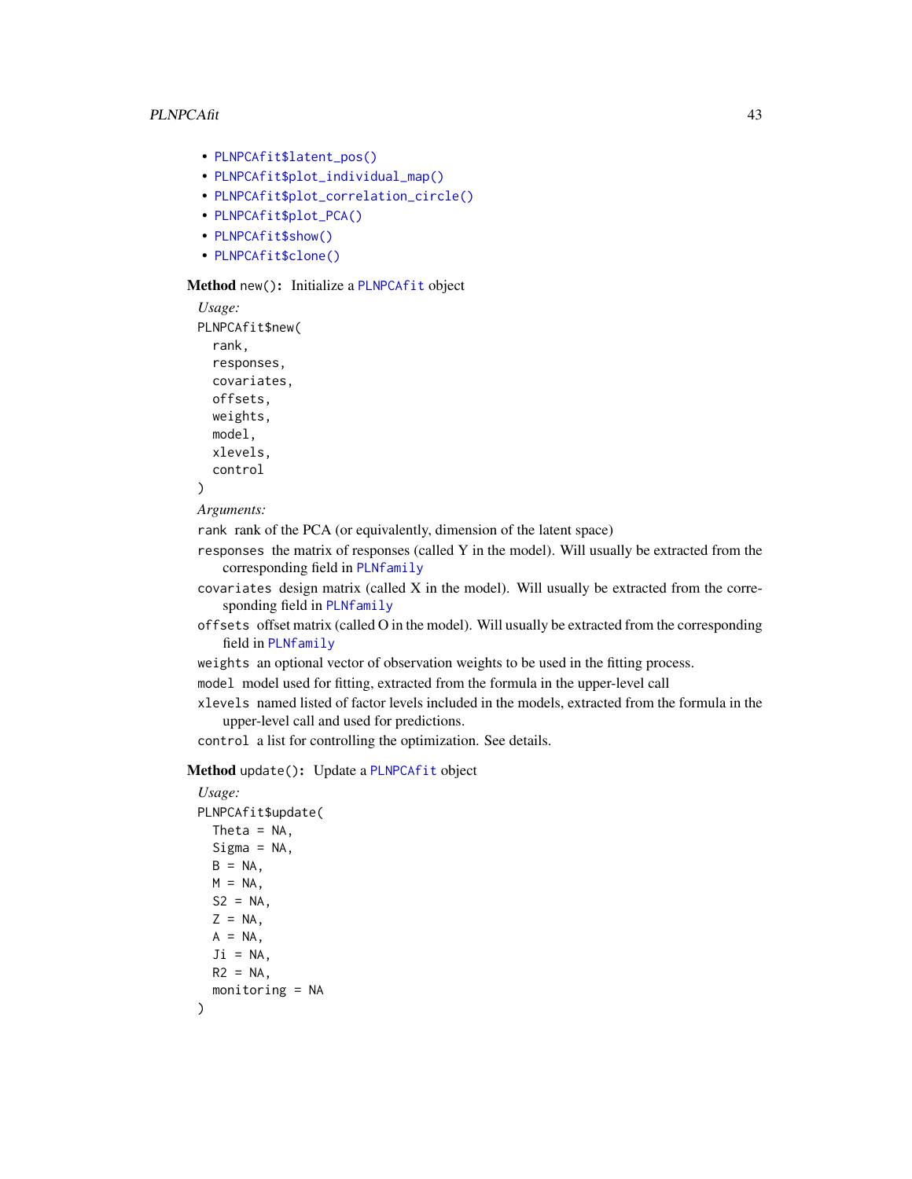- PLNPCAfit$latent_pos()
- PLNPCAfit$plot_individual_map()
- PLNPCAfit$plot_correlation_circle()
- PLNPCAfit$plot_PCA()
- PLNPCAfit$show()
- PLNPCAfit$clone()

**Method** `new()`**:** Initialize a PLNPCAfit object

*Usage:*

```
PLNPCAfit$new(
  rank,
  responses,
  covariates,
  offsets,
  weights,
  model,
  xlevels,
  control
)
```

*Arguments:*

`rank` rank of the PCA (or equivalently, dimension of the latent space)

`responses` the matrix of responses (called Y in the model). Will usually be extracted from the corresponding field in PLNfamily

`covariates` design matrix (called X in the model). Will usually be extracted from the corresponding field in PLNfamily

`offsets` offset matrix (called O in the model). Will usually be extracted from the corresponding field in PLNfamily

`weights` an optional vector of observation weights to be used in the fitting process.

`model` model used for fitting, extracted from the formula in the upper-level call

`xlevels` named listed of factor levels included in the models, extracted from the formula in the upper-level call and used for predictions.

`control` a list for controlling the optimization. See details.

**Method** `update()`**:** Update a PLNPCAfit object

*Usage:*

```
PLNPCAfit$update(
  Theta = NA,
  Sigma = NA,
  B = NA,
  M = NA,
  S2 = NA,
  Z = NA,
  A = NA,
  Ji = NA,
  R2 = NA,
  monitoring = NA
)
```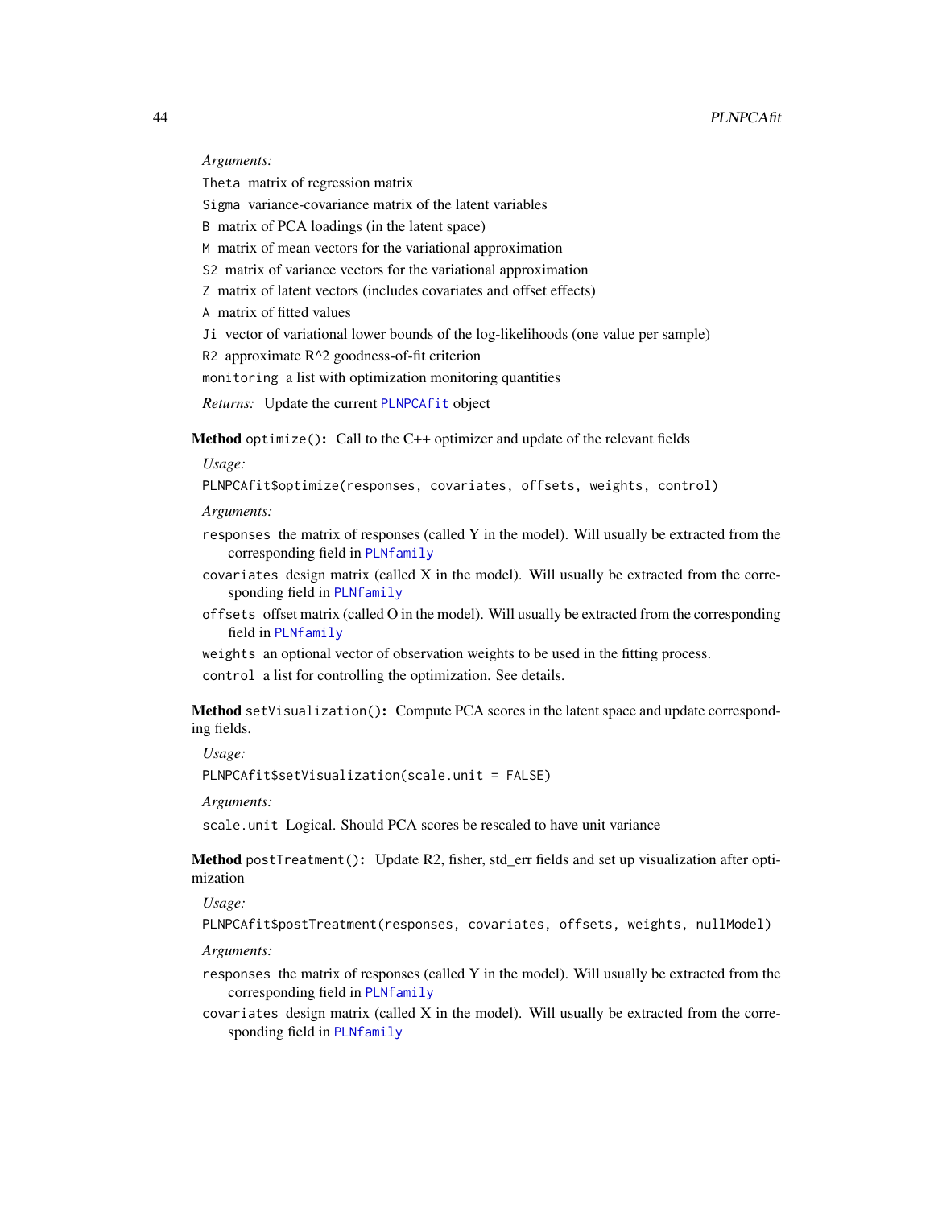*Arguments:*

`Theta` matrix of regression matrix

`Sigma` variance-covariance matrix of the latent variables

`B` matrix of PCA loadings (in the latent space)

`M` matrix of mean vectors for the variational approximation

`S2` matrix of variance vectors for the variational approximation

`Z` matrix of latent vectors (includes covariates and offset effects)

`A` matrix of fitted values

`Ji` vector of variational lower bounds of the log-likelihoods (one value per sample)

`R2` approximate R^2 goodness-of-fit criterion

`monitoring` a list with optimization monitoring quantities

*Returns:* Update the current `PLNPCAfit` object

**Method** `optimize()`**:** Call to the C++ optimizer and update of the relevant fields

*Usage:*

```
PLNPCAfit$optimize(responses, covariates, offsets, weights, control)
```

*Arguments:*

`responses` the matrix of responses (called Y in the model). Will usually be extracted from the corresponding field in `PLNfamily`

`covariates` design matrix (called X in the model). Will usually be extracted from the corresponding field in `PLNfamily`

`offsets` offset matrix (called O in the model). Will usually be extracted from the corresponding field in `PLNfamily`

`weights` an optional vector of observation weights to be used in the fitting process.

`control` a list for controlling the optimization. See details.

**Method** `setVisualization()`**:** Compute PCA scores in the latent space and update corresponding fields.

*Usage:*

```
PLNPCAfit$setVisualization(scale.unit = FALSE)
```

*Arguments:*

`scale.unit` Logical. Should PCA scores be rescaled to have unit variance

**Method** `postTreatment()`**:** Update R2, fisher, std_err fields and set up visualization after optimization

*Usage:*

```
PLNPCAfit$postTreatment(responses, covariates, offsets, weights, nullModel)
```

*Arguments:*

`responses` the matrix of responses (called Y in the model). Will usually be extracted from the corresponding field in `PLNfamily`

`covariates` design matrix (called X in the model). Will usually be extracted from the corresponding field in `PLNfamily`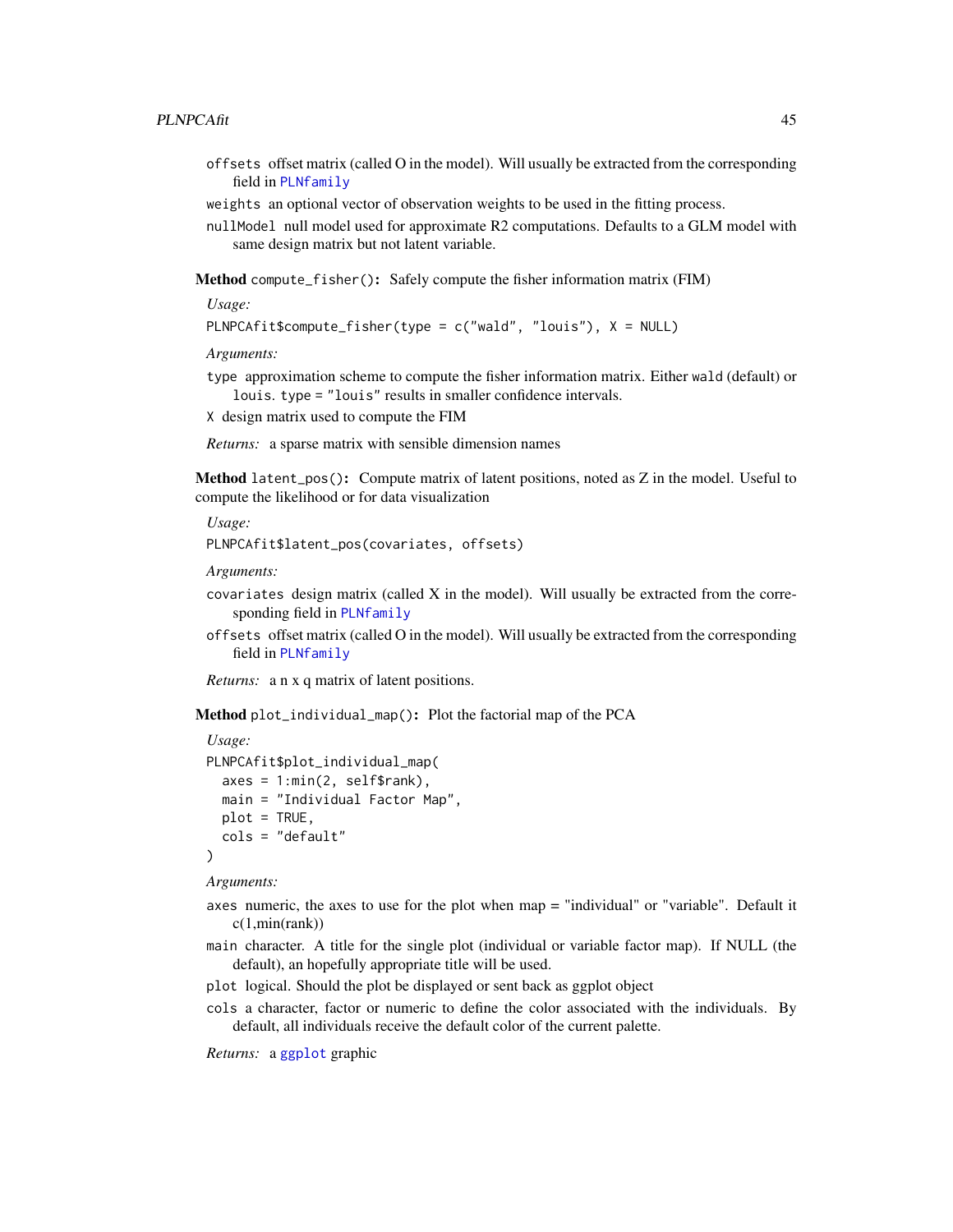`offsets` offset matrix (called O in the model). Will usually be extracted from the corresponding field in PLNfamily

`weights` an optional vector of observation weights to be used in the fitting process.

`nullModel` null model used for approximate R2 computations. Defaults to a GLM model with same design matrix but not latent variable.

**Method** `compute_fisher()`**:** Safely compute the fisher information matrix (FIM)

*Usage:*

```
PLNPCAfit$compute_fisher(type = c("wald", "louis"), X = NULL)
```

*Arguments:*

`type` approximation scheme to compute the fisher information matrix. Either `wald` (default) or `louis`. `type = "louis"` results in smaller confidence intervals.

`X` design matrix used to compute the FIM

*Returns:* a sparse matrix with sensible dimension names

**Method** `latent_pos()`**:** Compute matrix of latent positions, noted as Z in the model. Useful to compute the likelihood or for data visualization

*Usage:*

```
PLNPCAfit$latent_pos(covariates, offsets)
```

*Arguments:*

`covariates` design matrix (called X in the model). Will usually be extracted from the corresponding field in PLNfamily

`offsets` offset matrix (called O in the model). Will usually be extracted from the corresponding field in PLNfamily

*Returns:* a n x q matrix of latent positions.

**Method** `plot_individual_map()`**:** Plot the factorial map of the PCA

*Usage:*

```
PLNPCAfit$plot_individual_map(
  axes = 1:min(2, self$rank),
  main = "Individual Factor Map",
  plot = TRUE,
  cols = "default"
)
```

*Arguments:*

`axes` numeric, the axes to use for the plot when map = "individual" or "variable". Default it c(1,min(rank))

`main` character. A title for the single plot (individual or variable factor map). If NULL (the default), an hopefully appropriate title will be used.

`plot` logical. Should the plot be displayed or sent back as ggplot object

`cols` a character, factor or numeric to define the color associated with the individuals. By default, all individuals receive the default color of the current palette.

*Returns:* a ggplot graphic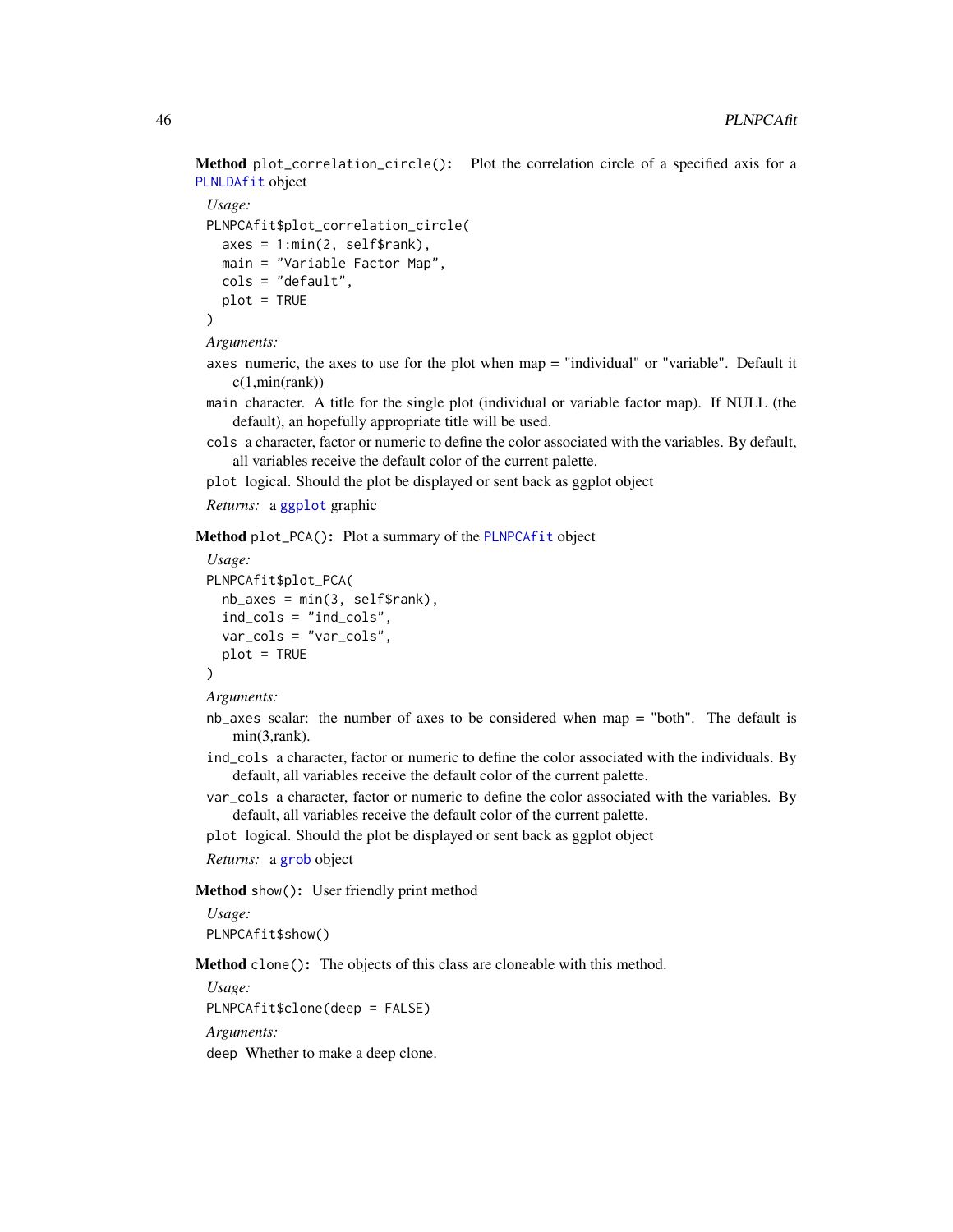**Method** `plot_correlation_circle()`: Plot the correlation circle of a specified axis for a `PLNLDAfit` object

*Usage:*

```
PLNPCAfit$plot_correlation_circle(
  axes = 1:min(2, self$rank),
  main = "Variable Factor Map",
  cols = "default",
  plot = TRUE
)
```

*Arguments:*

`axes` numeric, the axes to use for the plot when map = "individual" or "variable". Default it c(1,min(rank))

`main` character. A title for the single plot (individual or variable factor map). If NULL (the default), an hopefully appropriate title will be used.

`cols` a character, factor or numeric to define the color associated with the variables. By default, all variables receive the default color of the current palette.

`plot` logical. Should the plot be displayed or sent back as ggplot object

*Returns:* a `ggplot` graphic

**Method** `plot_PCA()`: Plot a summary of the `PLNPCAfit` object

*Usage:*

```
PLNPCAfit$plot_PCA(
  nb_axes = min(3, self$rank),
  ind_cols = "ind_cols",
  var_cols = "var_cols",
  plot = TRUE
)
```

*Arguments:*

`nb_axes` scalar: the number of axes to be considered when map = "both". The default is min(3,rank).

`ind_cols` a character, factor or numeric to define the color associated with the individuals. By default, all variables receive the default color of the current palette.

`var_cols` a character, factor or numeric to define the color associated with the variables. By default, all variables receive the default color of the current palette.

`plot` logical. Should the plot be displayed or sent back as ggplot object

*Returns:* a `grob` object

**Method** `show()`: User friendly print method

*Usage:*

```
PLNPCAfit$show()
```

**Method** `clone()`: The objects of this class are cloneable with this method.

*Usage:*

```
PLNPCAfit$clone(deep = FALSE)
```

*Arguments:*

`deep` Whether to make a deep clone.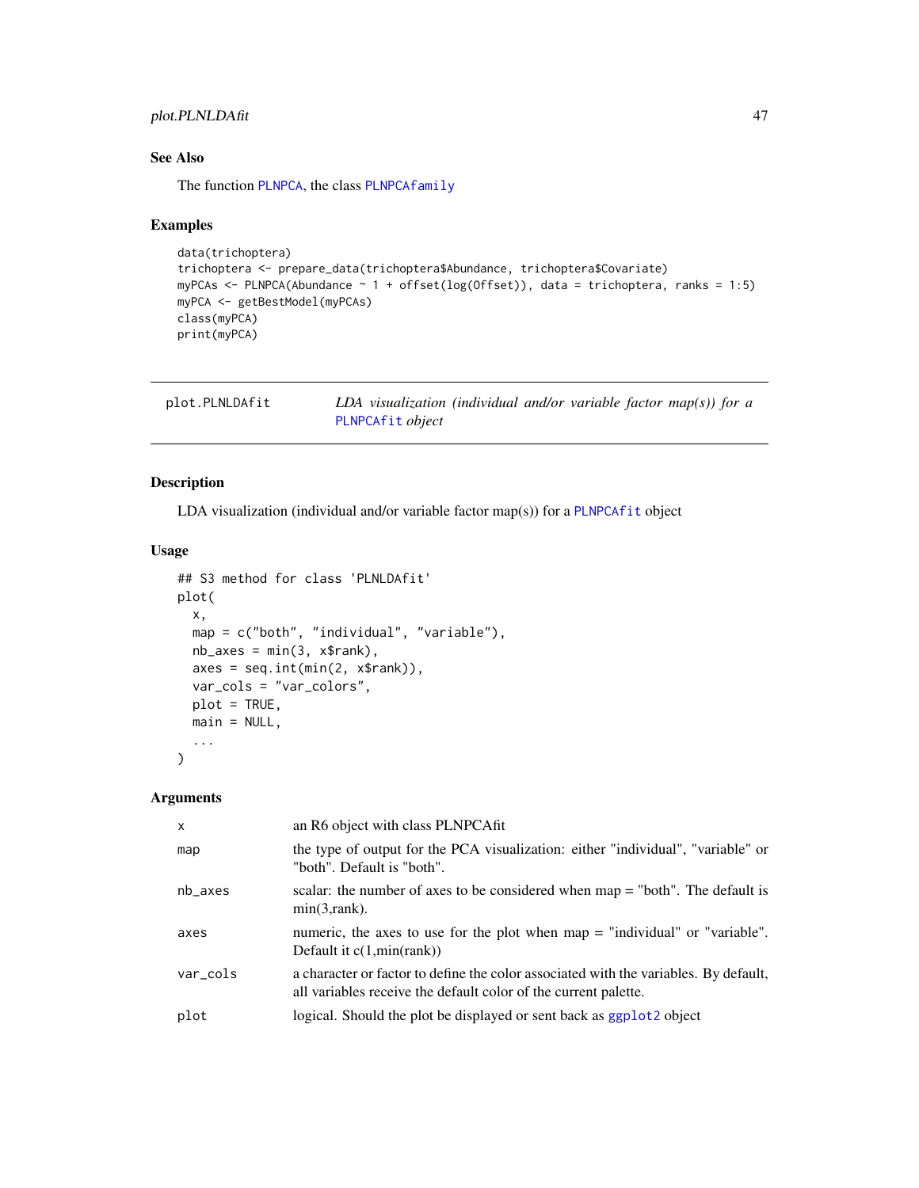### See Also

The function PLNPCA, the class PLNPCAfamily

### Examples

```
data(trichoptera)
trichoptera <- prepare_data(trichoptera$Abundance, trichoptera$Covariate)
myPCAs <- PLNPCA(Abundance ~ 1 + offset(log(Offset)), data = trichoptera, ranks = 1:5)
myPCA <- getBestModel(myPCAs)
class(myPCA)
print(myPCA)
```

---

## plot.PLNLDAfit — *LDA visualization (individual and/or variable factor map(s)) for a* PLNPCAfit *object*

---

### Description

LDA visualization (individual and/or variable factor map(s)) for a PLNPCAfit object

### Usage

```
## S3 method for class 'PLNLDAfit'
plot(
  x,
  map = c("both", "individual", "variable"),
  nb_axes = min(3, x$rank),
  axes = seq.int(min(2, x$rank)),
  var_cols = "var_colors",
  plot = TRUE,
  main = NULL,
  ...
)
```

### Arguments

| | |
|---|---|
| x | an R6 object with class PLNPCAfit |
| map | the type of output for the PCA visualization: either "individual", "variable" or "both". Default is "both". |
| nb_axes | scalar: the number of axes to be considered when map = "both". The default is min(3,rank). |
| axes | numeric, the axes to use for the plot when map = "individual" or "variable". Default it c(1,min(rank)) |
| var_cols | a character or factor to define the color associated with the variables. By default, all variables receive the default color of the current palette. |
| plot | logical. Should the plot be displayed or sent back as ggplot2 object |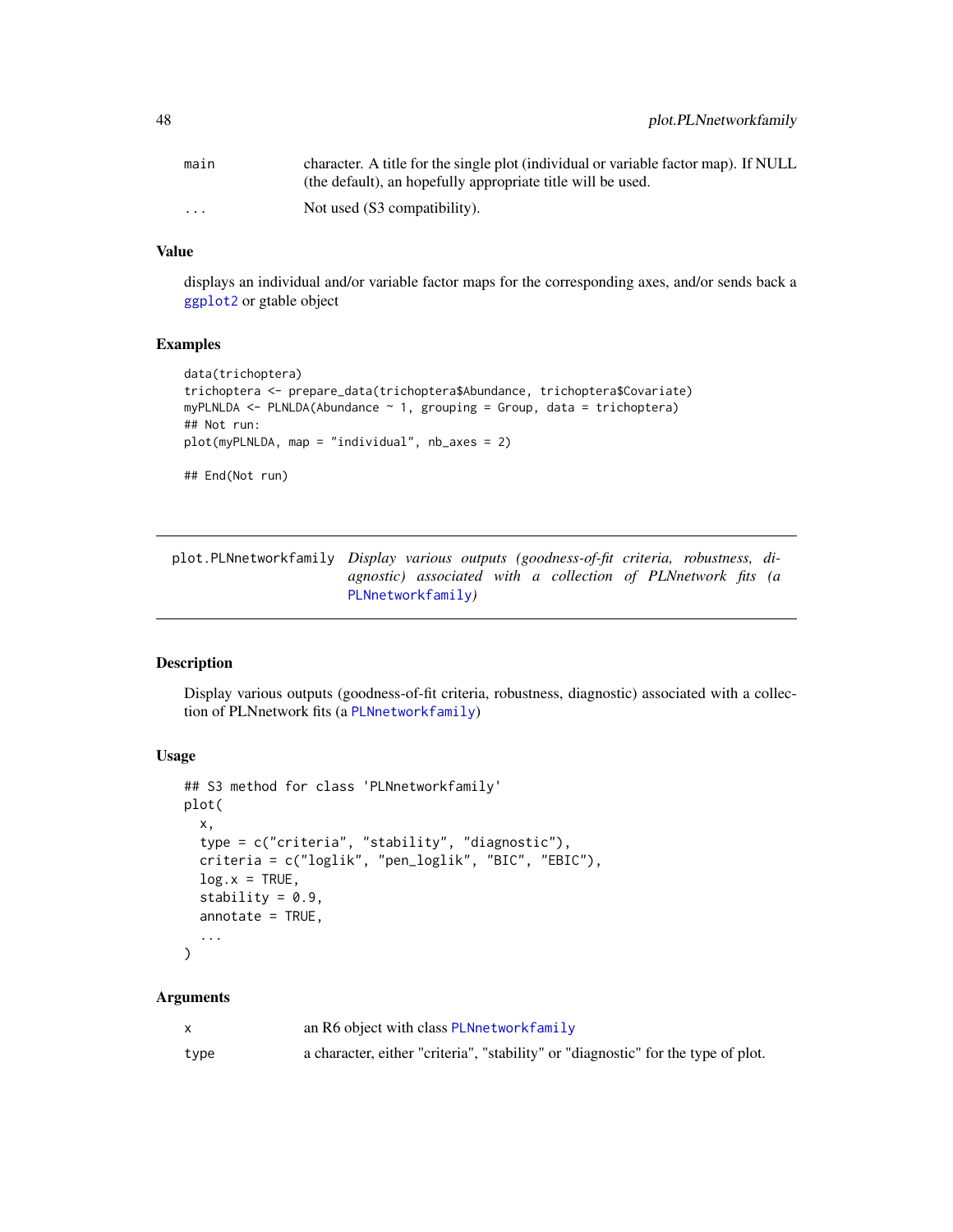| | |
|---|---|
| main | character. A title for the single plot (individual or variable factor map). If NULL (the default), an hopefully appropriate title will be used. |
| ... | Not used (S3 compatibility). |

### Value

displays an individual and/or variable factor maps for the corresponding axes, and/or sends back a ggplot2 or gtable object

### Examples

```
data(trichoptera)
trichoptera <- prepare_data(trichoptera$Abundance, trichoptera$Covariate)
myPLNLDA <- PLNLDA(Abundance ~ 1, grouping = Group, data = trichoptera)
## Not run:
plot(myPLNLDA, map = "individual", nb_axes = 2)

## End(Not run)
```

---

## plot.PLNnetworkfamily

*Display various outputs (goodness-of-fit criteria, robustness, diagnostic) associated with a collection of PLNnetwork fits (a PLNnetworkfamily)*

---

### Description

Display various outputs (goodness-of-fit criteria, robustness, diagnostic) associated with a collection of PLNnetwork fits (a PLNnetworkfamily)

### Usage

```
## S3 method for class 'PLNnetworkfamily'
plot(
  x,
  type = c("criteria", "stability", "diagnostic"),
  criteria = c("loglik", "pen_loglik", "BIC", "EBIC"),
  log.x = TRUE,
  stability = 0.9,
  annotate = TRUE,
  ...
)
```

### Arguments

| | |
|---|---|
| x | an R6 object with class PLNnetworkfamily |
| type | a character, either "criteria", "stability" or "diagnostic" for the type of plot. |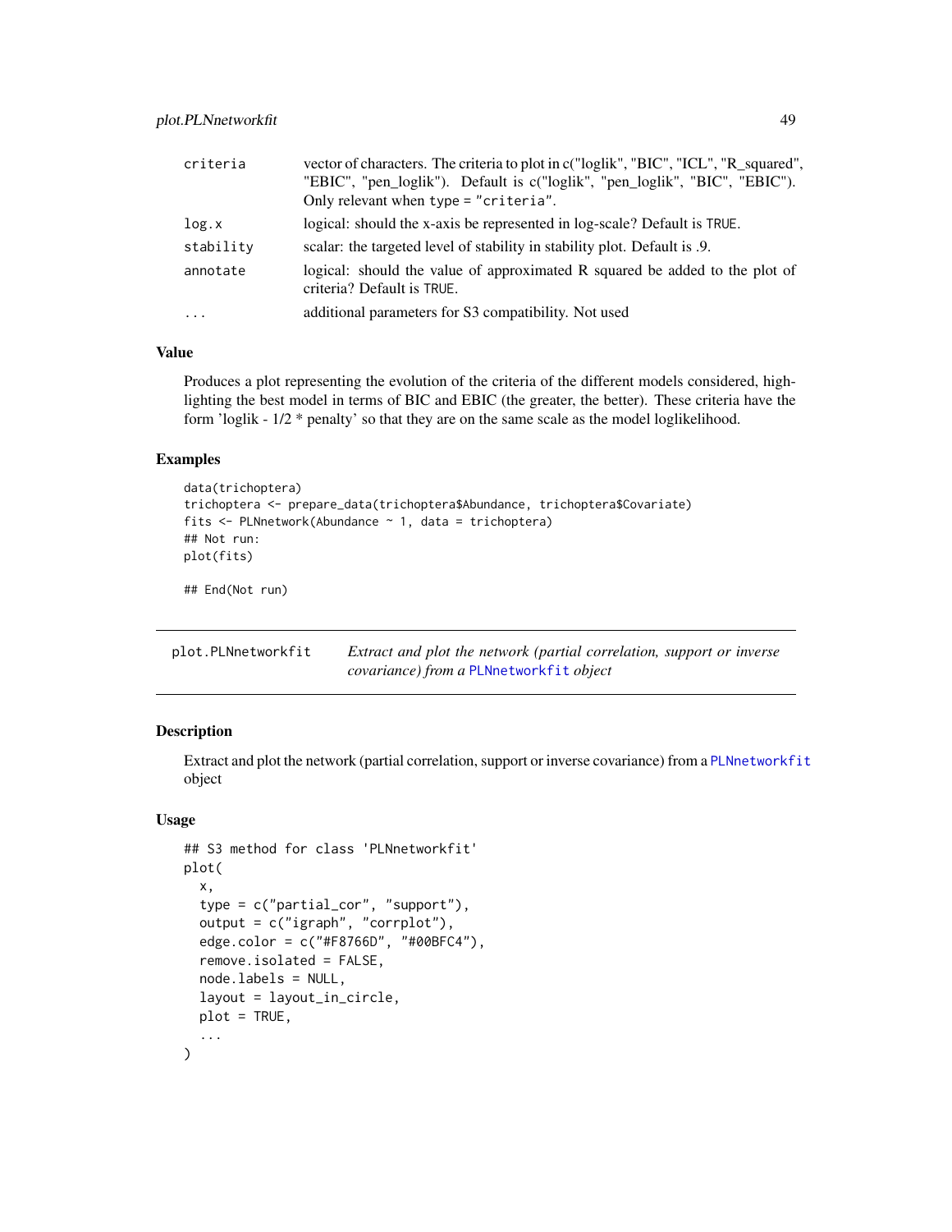| | |
|---|---|
| criteria | vector of characters. The criteria to plot in c("loglik", "BIC", "ICL", "R_squared", "EBIC", "pen_loglik"). Default is c("loglik", "pen_loglik", "BIC", "EBIC"). Only relevant when `type = "criteria"`. |
| log.x | logical: should the x-axis be represented in log-scale? Default is `TRUE`. |
| stability | scalar: the targeted level of stability in stability plot. Default is .9. |
| annotate | logical: should the value of approximated R squared be added to the plot of criteria? Default is `TRUE`. |
| ... | additional parameters for S3 compatibility. Not used |

### Value

Produces a plot representing the evolution of the criteria of the different models considered, highlighting the best model in terms of BIC and EBIC (the greater, the better). These criteria have the form 'loglik - 1/2 * penalty' so that they are on the same scale as the model loglikelihood.

### Examples

```
data(trichoptera)
trichoptera <- prepare_data(trichoptera$Abundance, trichoptera$Covariate)
fits <- PLNnetwork(Abundance ~ 1, data = trichoptera)
## Not run:
plot(fits)

## End(Not run)
```

---

## plot.PLNnetworkfit — *Extract and plot the network (partial correlation, support or inverse covariance) from a PLNnetworkfit object*

### Description

Extract and plot the network (partial correlation, support or inverse covariance) from a `PLNnetworkfit` object

### Usage

```
## S3 method for class 'PLNnetworkfit'
plot(
  x,
  type = c("partial_cor", "support"),
  output = c("igraph", "corrplot"),
  edge.color = c("#F8766D", "#00BFC4"),
  remove.isolated = FALSE,
  node.labels = NULL,
  layout = layout_in_circle,
  plot = TRUE,
  ...
)
```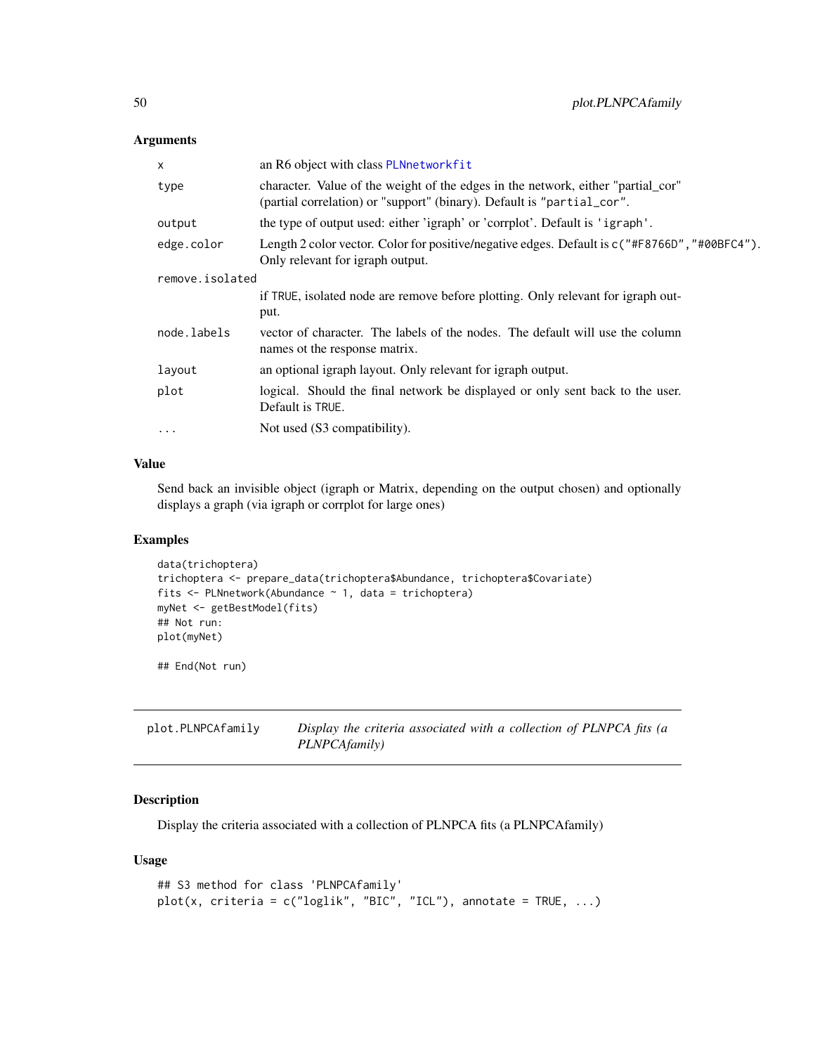### Arguments

| | |
|---|---|
| `x` | an R6 object with class `PLNnetworkfit` |
| `type` | character. Value of the weight of the edges in the network, either "partial_cor" (partial correlation) or "support" (binary). Default is `"partial_cor"`. |
| `output` | the type of output used: either 'igraph' or 'corrplot'. Default is `'igraph'`. |
| `edge.color` | Length 2 color vector. Color for positive/negative edges. Default is `c("#F8766D","#00BFC4")`. Only relevant for igraph output. |
| `remove.isolated` | if `TRUE`, isolated node are remove before plotting. Only relevant for igraph output. |
| `node.labels` | vector of character. The labels of the nodes. The default will use the column names ot the response matrix. |
| `layout` | an optional igraph layout. Only relevant for igraph output. |
| `plot` | logical. Should the final network be displayed or only sent back to the user. Default is `TRUE`. |
| `...` | Not used (S3 compatibility). |

### Value

Send back an invisible object (igraph or Matrix, depending on the output chosen) and optionally displays a graph (via igraph or corrplot for large ones)

### Examples

```
data(trichoptera)
trichoptera <- prepare_data(trichoptera$Abundance, trichoptera$Covariate)
fits <- PLNnetwork(Abundance ~ 1, data = trichoptera)
myNet <- getBestModel(fits)
## Not run:
plot(myNet)

## End(Not run)
```

---

## plot.PLNPCAfamily    *Display the criteria associated with a collection of PLNPCA fits (a PLNPCAfamily)*

### Description

Display the criteria associated with a collection of PLNPCA fits (a PLNPCAfamily)

### Usage

```
## S3 method for class 'PLNPCAfamily'
plot(x, criteria = c("loglik", "BIC", "ICL"), annotate = TRUE, ...)
```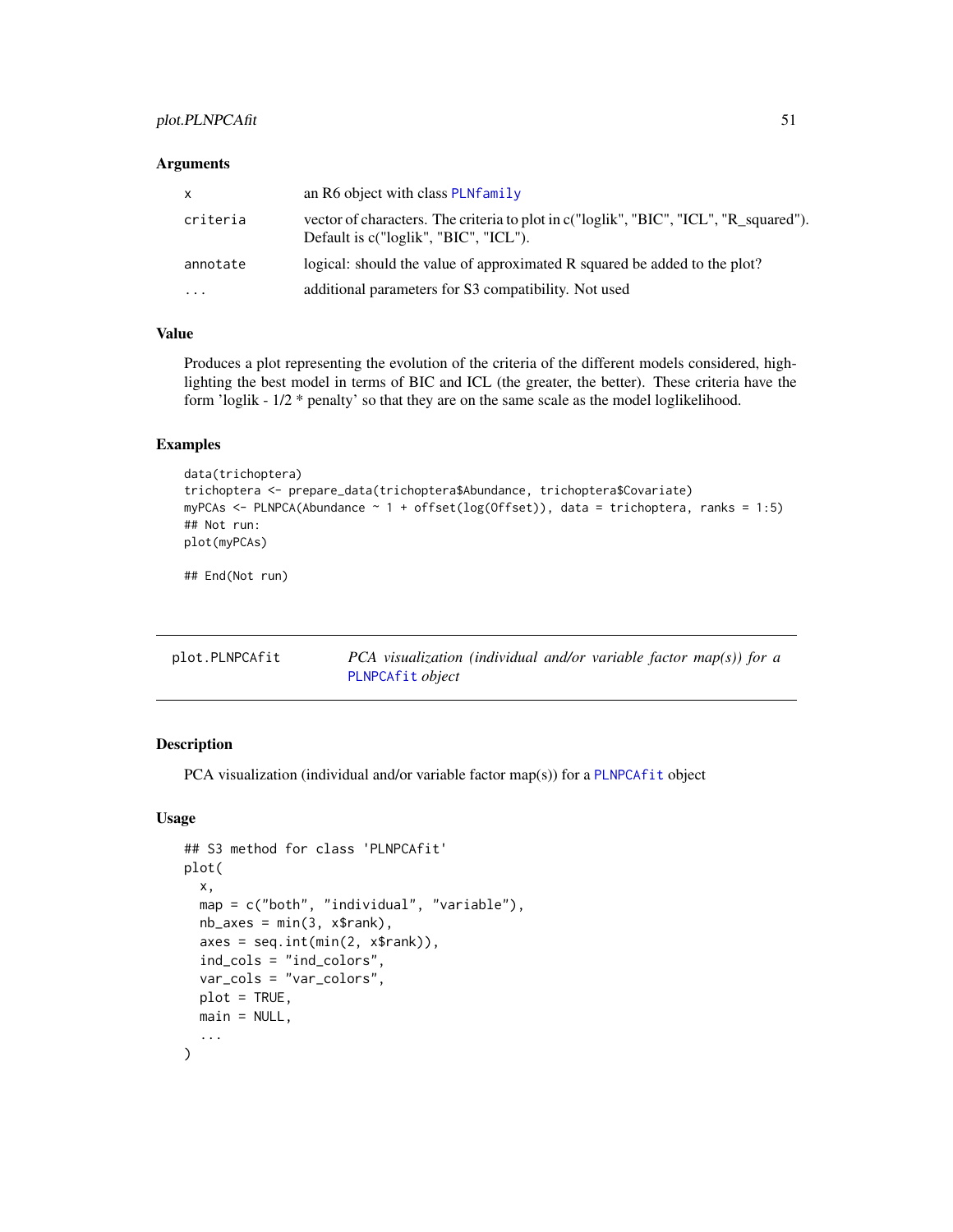### Arguments

| | |
|---|---|
| x | an R6 object with class PLNfamily |
| criteria | vector of characters. The criteria to plot in c("loglik", "BIC", "ICL", "R_squared"). Default is c("loglik", "BIC", "ICL"). |
| annotate | logical: should the value of approximated R squared be added to the plot? |
| ... | additional parameters for S3 compatibility. Not used |

### Value

Produces a plot representing the evolution of the criteria of the different models considered, highlighting the best model in terms of BIC and ICL (the greater, the better). These criteria have the form 'loglik - 1/2 * penalty' so that they are on the same scale as the model loglikelihood.

### Examples

```
data(trichoptera)
trichoptera <- prepare_data(trichoptera$Abundance, trichoptera$Covariate)
myPCAs <- PLNPCA(Abundance ~ 1 + offset(log(Offset)), data = trichoptera, ranks = 1:5)
## Not run:
plot(myPCAs)

## End(Not run)
```

---

## plot.PLNPCAfit — *PCA visualization (individual and/or variable factor map(s)) for a PLNPCAfit object*

### Description

PCA visualization (individual and/or variable factor map(s)) for a PLNPCAfit object

### Usage

```
## S3 method for class 'PLNPCAfit'
plot(
  x,
  map = c("both", "individual", "variable"),
  nb_axes = min(3, x$rank),
  axes = seq.int(min(2, x$rank)),
  ind_cols = "ind_colors",
  var_cols = "var_colors",
  plot = TRUE,
  main = NULL,
  ...
)
```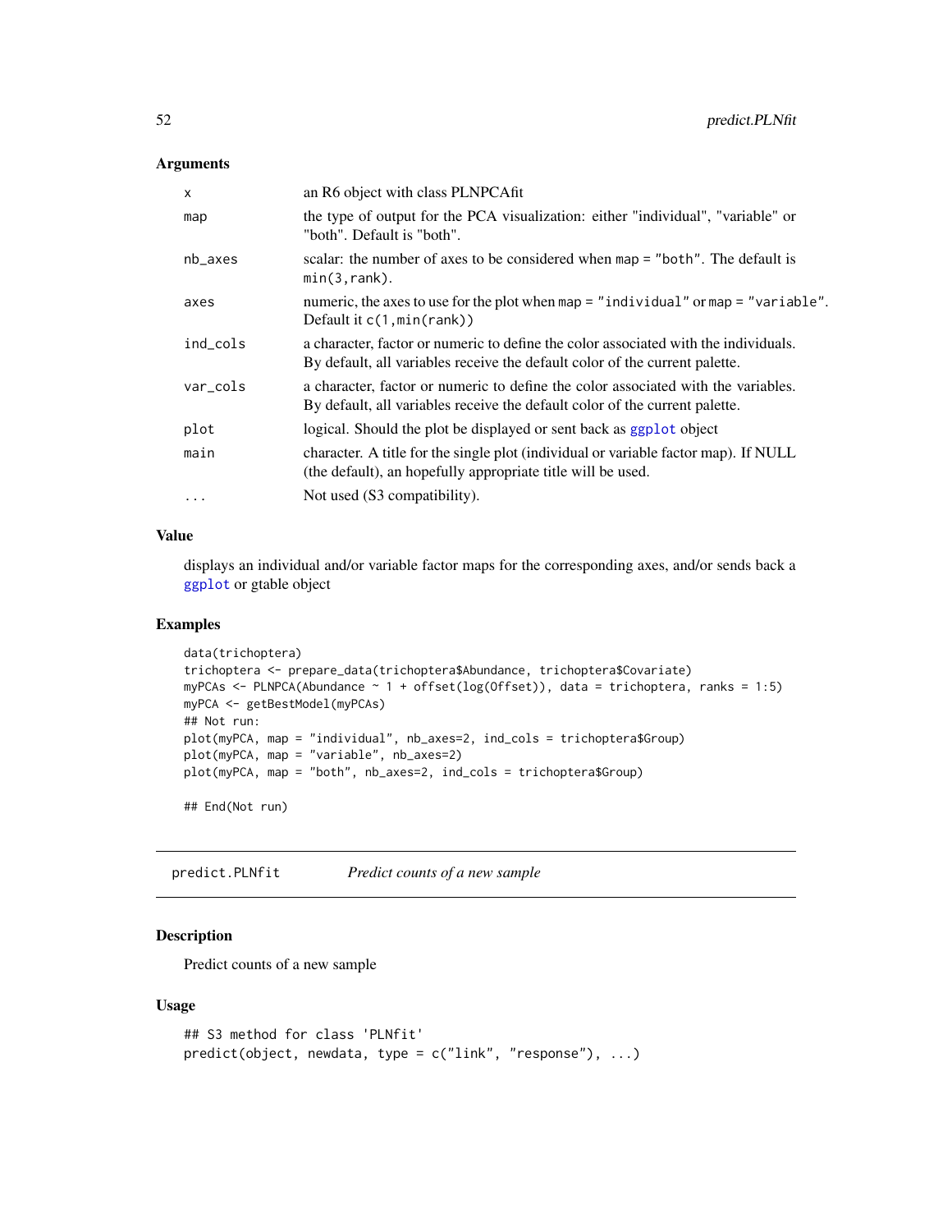### Arguments

| | |
|---|---|
| x | an R6 object with class PLNPCAfit |
| map | the type of output for the PCA visualization: either "individual", "variable" or "both". Default is "both". |
| nb_axes | scalar: the number of axes to be considered when map = "both". The default is min(3,rank). |
| axes | numeric, the axes to use for the plot when map = "individual" or map = "variable". Default it c(1,min(rank)) |
| ind_cols | a character, factor or numeric to define the color associated with the individuals. By default, all variables receive the default color of the current palette. |
| var_cols | a character, factor or numeric to define the color associated with the variables. By default, all variables receive the default color of the current palette. |
| plot | logical. Should the plot be displayed or sent back as ggplot object |
| main | character. A title for the single plot (individual or variable factor map). If NULL (the default), an hopefully appropriate title will be used. |
| ... | Not used (S3 compatibility). |

### Value

displays an individual and/or variable factor maps for the corresponding axes, and/or sends back a ggplot or gtable object

### Examples

```
data(trichoptera)
trichoptera <- prepare_data(trichoptera$Abundance, trichoptera$Covariate)
myPCAs <- PLNPCA(Abundance ~ 1 + offset(log(Offset)), data = trichoptera, ranks = 1:5)
myPCA <- getBestModel(myPCAs)
## Not run:
plot(myPCA, map = "individual", nb_axes=2, ind_cols = trichoptera$Group)
plot(myPCA, map = "variable", nb_axes=2)
plot(myPCA, map = "both", nb_axes=2, ind_cols = trichoptera$Group)

## End(Not run)
```

---

## predict.PLNfit &nbsp;&nbsp;&nbsp; *Predict counts of a new sample*

### Description

Predict counts of a new sample

### Usage

```
## S3 method for class 'PLNfit'
predict(object, newdata, type = c("link", "response"), ...)
```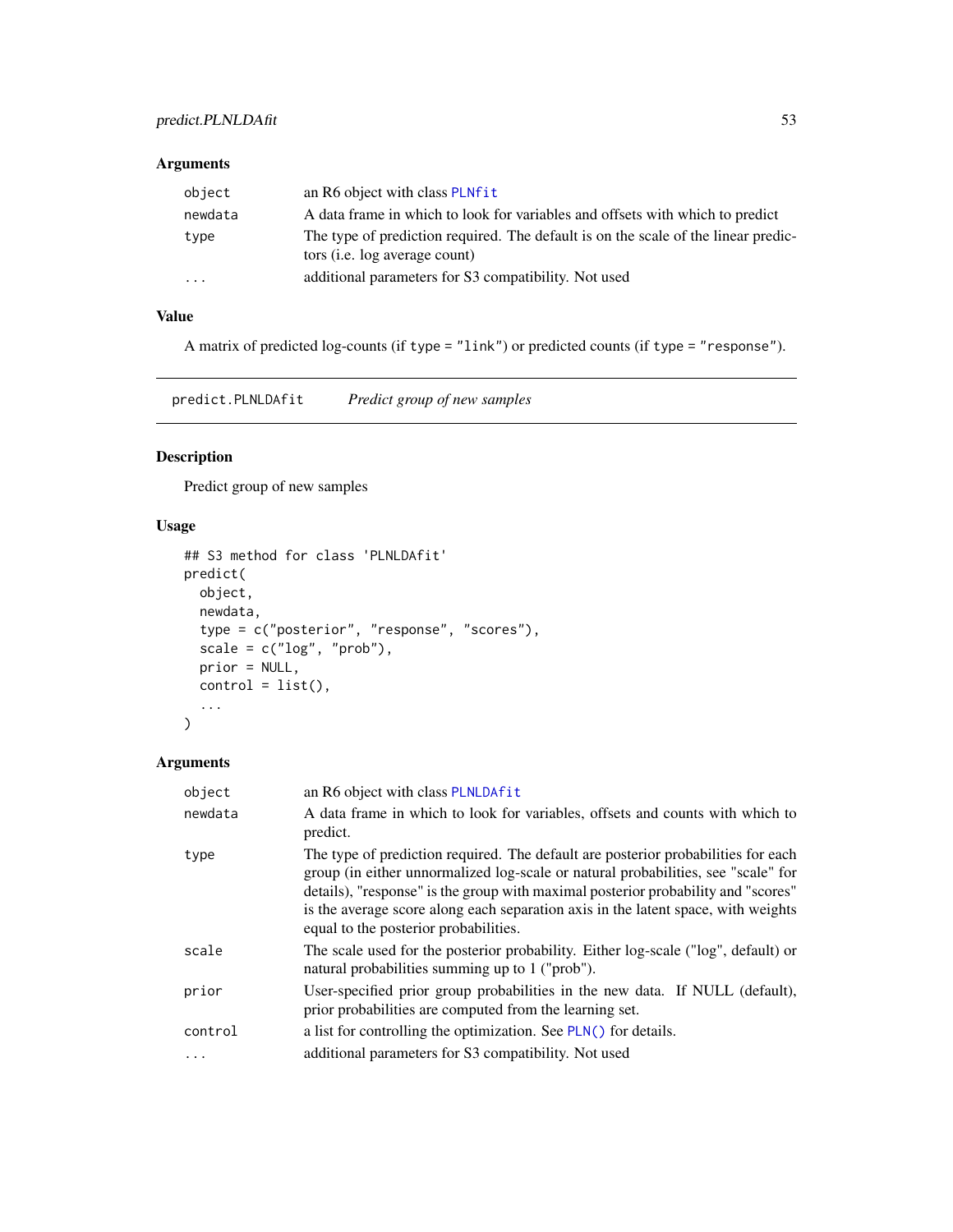### Arguments

| | |
|---|---|
| object | an R6 object with class PLNfit |
| newdata | A data frame in which to look for variables and offsets with which to predict |
| type | The type of prediction required. The default is on the scale of the linear predictors (i.e. log average count) |
| ... | additional parameters for S3 compatibility. Not used |

### Value

A matrix of predicted log-counts (if `type = "link"`) or predicted counts (if `type = "response"`).

---

## predict.PLNLDAfit *Predict group of new samples*

### Description

Predict group of new samples

### Usage

```
## S3 method for class 'PLNLDAfit'
predict(
  object,
  newdata,
  type = c("posterior", "response", "scores"),
  scale = c("log", "prob"),
  prior = NULL,
  control = list(),
  ...
)
```

### Arguments

| | |
|---|---|
| object | an R6 object with class PLNLDAfit |
| newdata | A data frame in which to look for variables, offsets and counts with which to predict. |
| type | The type of prediction required. The default are posterior probabilities for each group (in either unnormalized log-scale or natural probabilities, see "scale" for details), "response" is the group with maximal posterior probability and "scores" is the average score along each separation axis in the latent space, with weights equal to the posterior probabilities. |
| scale | The scale used for the posterior probability. Either log-scale ("log", default) or natural probabilities summing up to 1 ("prob"). |
| prior | User-specified prior group probabilities in the new data. If NULL (default), prior probabilities are computed from the learning set. |
| control | a list for controlling the optimization. See PLN() for details. |
| ... | additional parameters for S3 compatibility. Not used |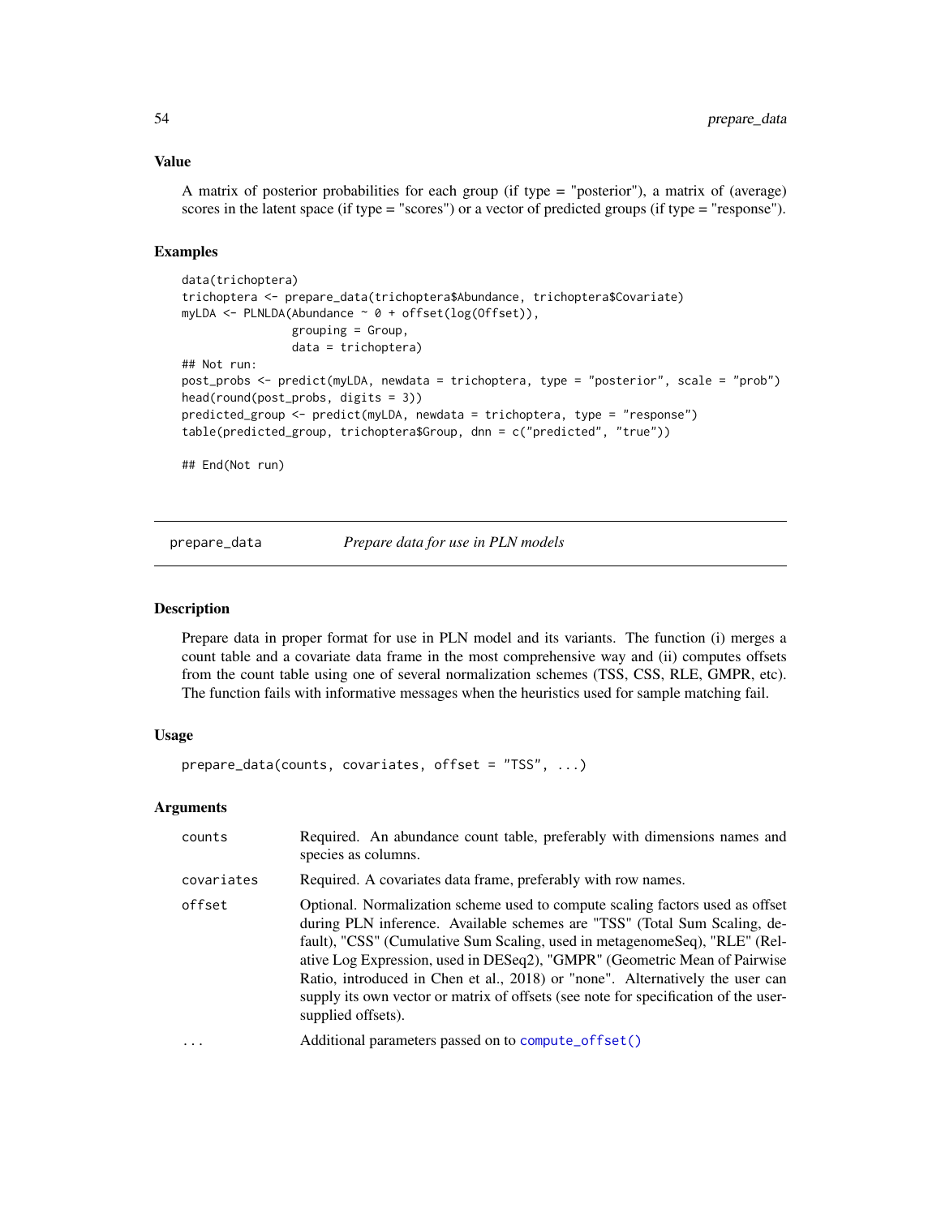### Value

A matrix of posterior probabilities for each group (if type = "posterior"), a matrix of (average) scores in the latent space (if type = "scores") or a vector of predicted groups (if type = "response").

### Examples

```
data(trichoptera)
trichoptera <- prepare_data(trichoptera$Abundance, trichoptera$Covariate)
myLDA <- PLNLDA(Abundance ~ 0 + offset(log(Offset)),
                grouping = Group,
                data = trichoptera)
## Not run:
post_probs <- predict(myLDA, newdata = trichoptera, type = "posterior", scale = "prob")
head(round(post_probs, digits = 3))
predicted_group <- predict(myLDA, newdata = trichoptera, type = "response")
table(predicted_group, trichoptera$Group, dnn = c("predicted", "true"))

## End(Not run)
```

---

## prepare_data — *Prepare data for use in PLN models*

### Description

Prepare data in proper format for use in PLN model and its variants. The function (i) merges a count table and a covariate data frame in the most comprehensive way and (ii) computes offsets from the count table using one of several normalization schemes (TSS, CSS, RLE, GMPR, etc). The function fails with informative messages when the heuristics used for sample matching fail.

### Usage

```
prepare_data(counts, covariates, offset = "TSS", ...)
```

### Arguments

| | |
|---|---|
| `counts` | Required. An abundance count table, preferably with dimensions names and species as columns. |
| `covariates` | Required. A covariates data frame, preferably with row names. |
| `offset` | Optional. Normalization scheme used to compute scaling factors used as offset during PLN inference. Available schemes are "TSS" (Total Sum Scaling, default), "CSS" (Cumulative Sum Scaling, used in metagenomeSeq), "RLE" (Relative Log Expression, used in DESeq2), "GMPR" (Geometric Mean of Pairwise Ratio, introduced in Chen et al., 2018) or "none". Alternatively the user can supply its own vector or matrix of offsets (see note for specification of the user-supplied offsets). |
| `...` | Additional parameters passed on to `compute_offset()` |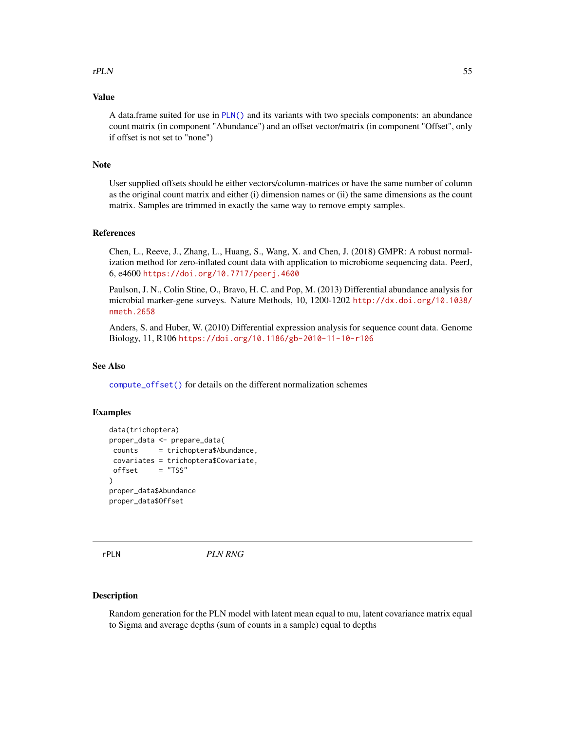## Value

A data.frame suited for use in `PLN()` and its variants with two specials components: an abundance count matrix (in component "Abundance") and an offset vector/matrix (in component "Offset", only if offset is not set to "none")

## Note

User supplied offsets should be either vectors/column-matrices or have the same number of column as the original count matrix and either (i) dimension names or (ii) the same dimensions as the count matrix. Samples are trimmed in exactly the same way to remove empty samples.

## References

Chen, L., Reeve, J., Zhang, L., Huang, S., Wang, X. and Chen, J. (2018) GMPR: A robust normalization method for zero-inflated count data with application to microbiome sequencing data. PeerJ, 6, e4600 https://doi.org/10.7717/peerj.4600

Paulson, J. N., Colin Stine, O., Bravo, H. C. and Pop, M. (2013) Differential abundance analysis for microbial marker-gene surveys. Nature Methods, 10, 1200-1202 http://dx.doi.org/10.1038/nmeth.2658

Anders, S. and Huber, W. (2010) Differential expression analysis for sequence count data. Genome Biology, 11, R106 https://doi.org/10.1186/gb-2010-11-10-r106

## See Also

`compute_offset()` for details on the different normalization schemes

## Examples

```
data(trichoptera)
proper_data <- prepare_data(
 counts     = trichoptera$Abundance,
 covariates = trichoptera$Covariate,
 offset     = "TSS"
)
proper_data$Abundance
proper_data$Offset
```

---

# rPLN *PLN RNG*

## Description

Random generation for the PLN model with latent mean equal to mu, latent covariance matrix equal to Sigma and average depths (sum of counts in a sample) equal to depths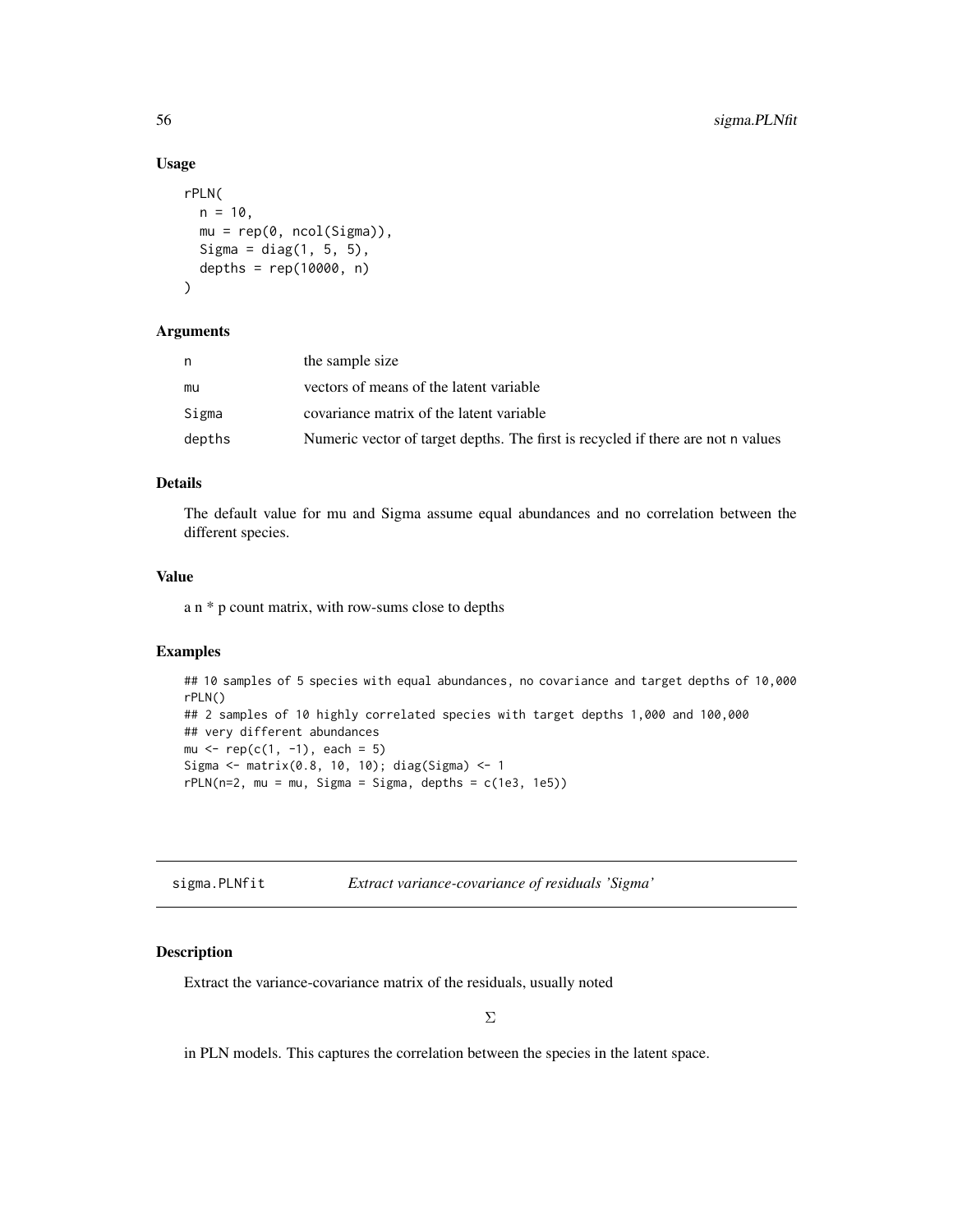### Usage

```
rPLN(
  n = 10,
  mu = rep(0, ncol(Sigma)),
  Sigma = diag(1, 5, 5),
  depths = rep(10000, n)
)
```

### Arguments

| | |
|---|---|
| n | the sample size |
| mu | vectors of means of the latent variable |
| Sigma | covariance matrix of the latent variable |
| depths | Numeric vector of target depths. The first is recycled if there are not n values |

### Details

The default value for mu and Sigma assume equal abundances and no correlation between the different species.

### Value

a n * p count matrix, with row-sums close to depths

### Examples

```
## 10 samples of 5 species with equal abundances, no covariance and target depths of 10,000
rPLN()
## 2 samples of 10 highly correlated species with target depths 1,000 and 100,000
## very different abundances
mu <- rep(c(1, -1), each = 5)
Sigma <- matrix(0.8, 10, 10); diag(Sigma) <- 1
rPLN(n=2, mu = mu, Sigma = Sigma, depths = c(1e3, 1e5))
```

---

## sigma.PLNfit — *Extract variance-covariance of residuals 'Sigma'*

### Description

Extract the variance-covariance matrix of the residuals, usually noted

$$\Sigma$$

in PLN models. This captures the correlation between the species in the latent space.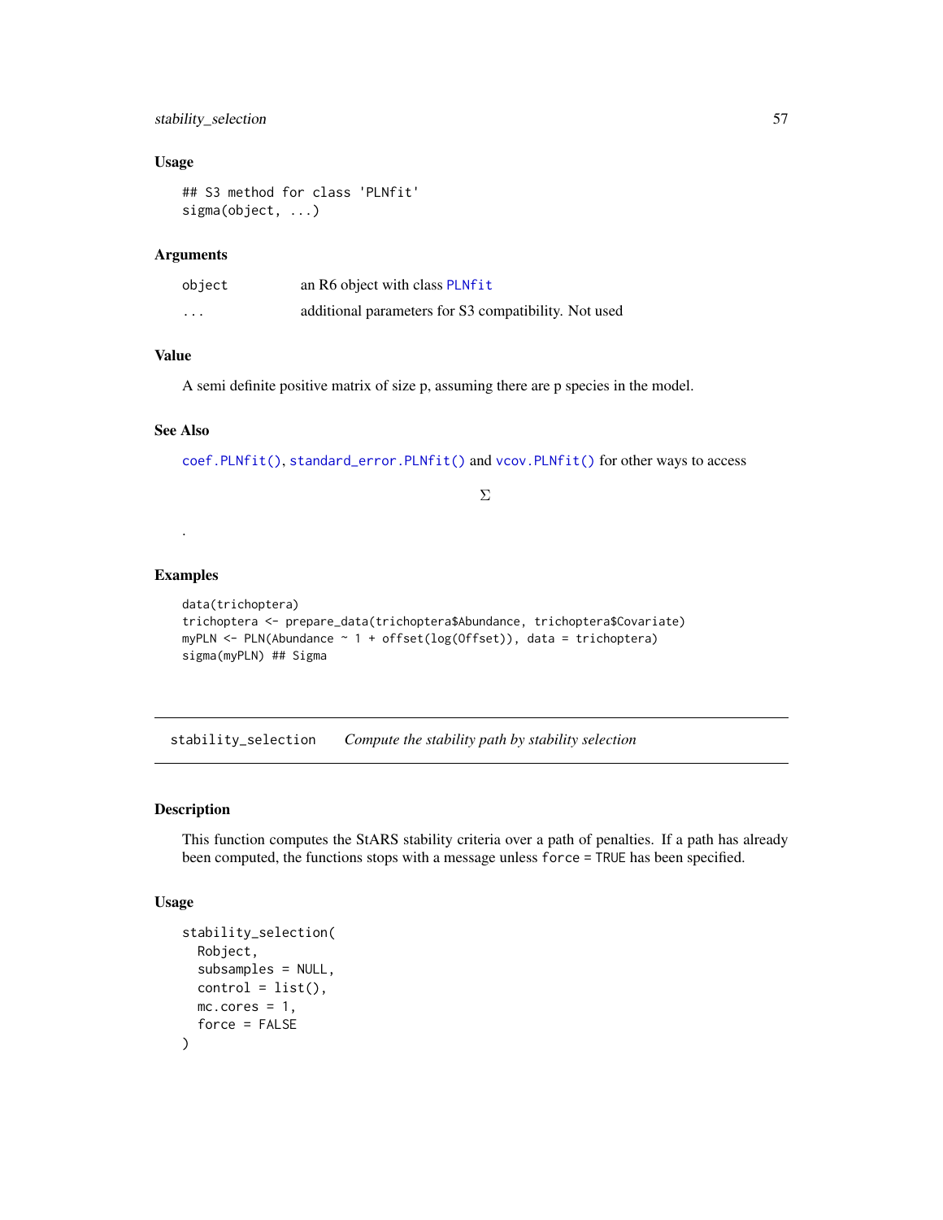### Usage

```
## S3 method for class 'PLNfit'
sigma(object, ...)
```

### Arguments

| | |
|---|---|
| object | an R6 object with class PLNfit |
| ... | additional parameters for S3 compatibility. Not used |

### Value

A semi definite positive matrix of size p, assuming there are p species in the model.

### See Also

coef.PLNfit(), standard_error.PLNfit() and vcov.PLNfit() for other ways to access

$$\Sigma$$

.

### Examples

```
data(trichoptera)
trichoptera <- prepare_data(trichoptera$Abundance, trichoptera$Covariate)
myPLN <- PLN(Abundance ~ 1 + offset(log(Offset)), data = trichoptera)
sigma(myPLN) ## Sigma
```

---

## stability_selection *Compute the stability path by stability selection*

### Description

This function computes the StARS stability criteria over a path of penalties. If a path has already been computed, the functions stops with a message unless force = TRUE has been specified.

### Usage

```
stability_selection(
  Robject,
  subsamples = NULL,
  control = list(),
  mc.cores = 1,
  force = FALSE
)
```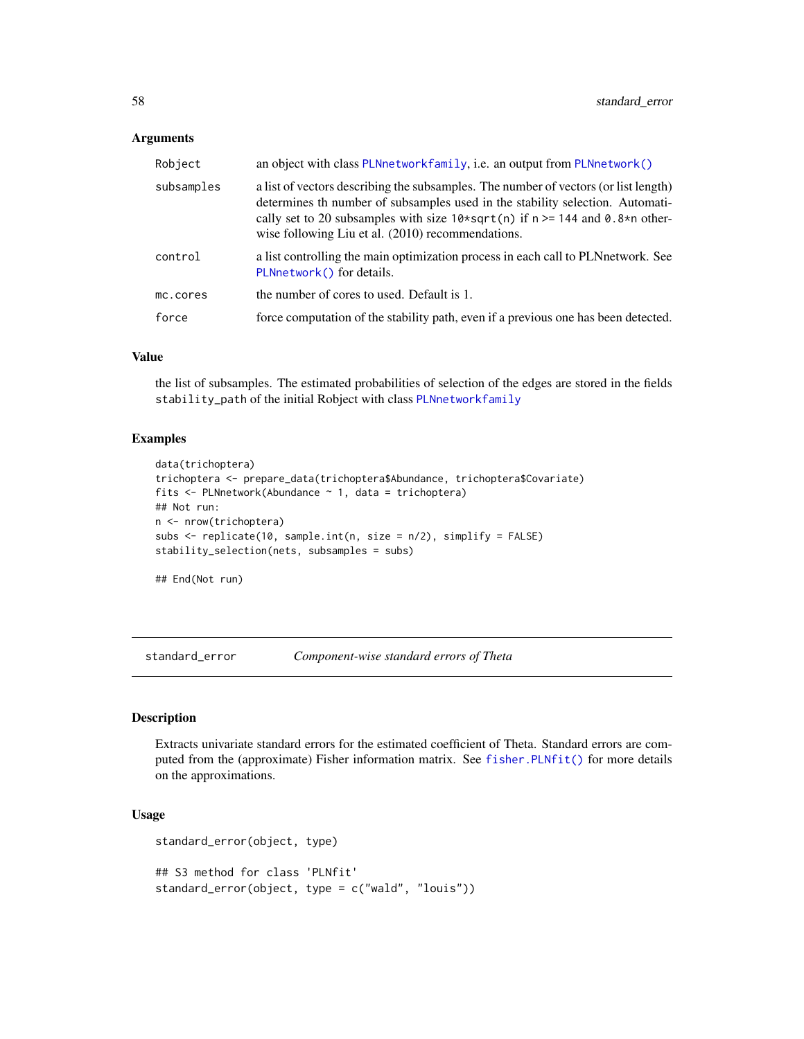### Arguments

| | |
|---|---|
| Robject | an object with class PLNnetworkfamily, i.e. an output from PLNnetwork() |
| subsamples | a list of vectors describing the subsamples. The number of vectors (or list length) determines th number of subsamples used in the stability selection. Automatically set to 20 subsamples with size 10*sqrt(n) if n >= 144 and 0.8*n otherwise following Liu et al. (2010) recommendations. |
| control | a list controlling the main optimization process in each call to PLNnetwork. See PLNnetwork() for details. |
| mc.cores | the number of cores to used. Default is 1. |
| force | force computation of the stability path, even if a previous one has been detected. |

### Value

the list of subsamples. The estimated probabilities of selection of the edges are stored in the fields stability_path of the initial Robject with class PLNnetworkfamily

### Examples

```
data(trichoptera)
trichoptera <- prepare_data(trichoptera$Abundance, trichoptera$Covariate)
fits <- PLNnetwork(Abundance ~ 1, data = trichoptera)
## Not run:
n <- nrow(trichoptera)
subs <- replicate(10, sample.int(n, size = n/2), simplify = FALSE)
stability_selection(nets, subsamples = subs)

## End(Not run)
```

---

## standard_error &nbsp;&nbsp;&nbsp; *Component-wise standard errors of Theta*

### Description

Extracts univariate standard errors for the estimated coefficient of Theta. Standard errors are computed from the (approximate) Fisher information matrix. See fisher.PLNfit() for more details on the approximations.

### Usage

```
standard_error(object, type)

## S3 method for class 'PLNfit'
standard_error(object, type = c("wald", "louis"))
```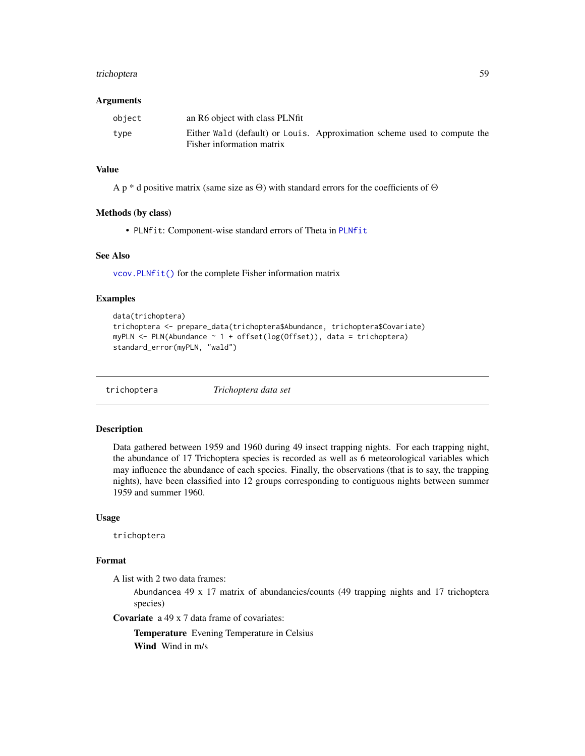### Arguments

| | |
|---|---|
| `object` | an R6 object with class PLNfit |
| `type` | Either `Wald` (default) or `Louis`. Approximation scheme used to compute the Fisher information matrix |

### Value

A p * d positive matrix (same size as $\Theta$) with standard errors for the coefficients of $\Theta$

### Methods (by class)

- `PLNfit`: Component-wise standard errors of Theta in `PLNfit`

### See Also

`vcov.PLNfit()` for the complete Fisher information matrix

### Examples

```
data(trichoptera)
trichoptera <- prepare_data(trichoptera$Abundance, trichoptera$Covariate)
myPLN <- PLN(Abundance ~ 1 + offset(log(Offset)), data = trichoptera)
standard_error(myPLN, "wald")
```

---

## trichoptera &nbsp;&nbsp;&nbsp; *Trichoptera data set*

---

### Description

Data gathered between 1959 and 1960 during 49 insect trapping nights. For each trapping night, the abundance of 17 Trichoptera species is recorded as well as 6 meteorological variables which may influence the abundance of each species. Finally, the observations (that is to say, the trapping nights), have been classified into 12 groups corresponding to contiguous nights between summer 1959 and summer 1960.

### Usage

```
trichoptera
```

### Format

A list with 2 two data frames:

`Abundancea` 49 x 17 matrix of abundancies/counts (49 trapping nights and 17 trichoptera species)

**Covariate** a 49 x 7 data frame of covariates:

- **Temperature** Evening Temperature in Celsius
- **Wind** Wind in m/s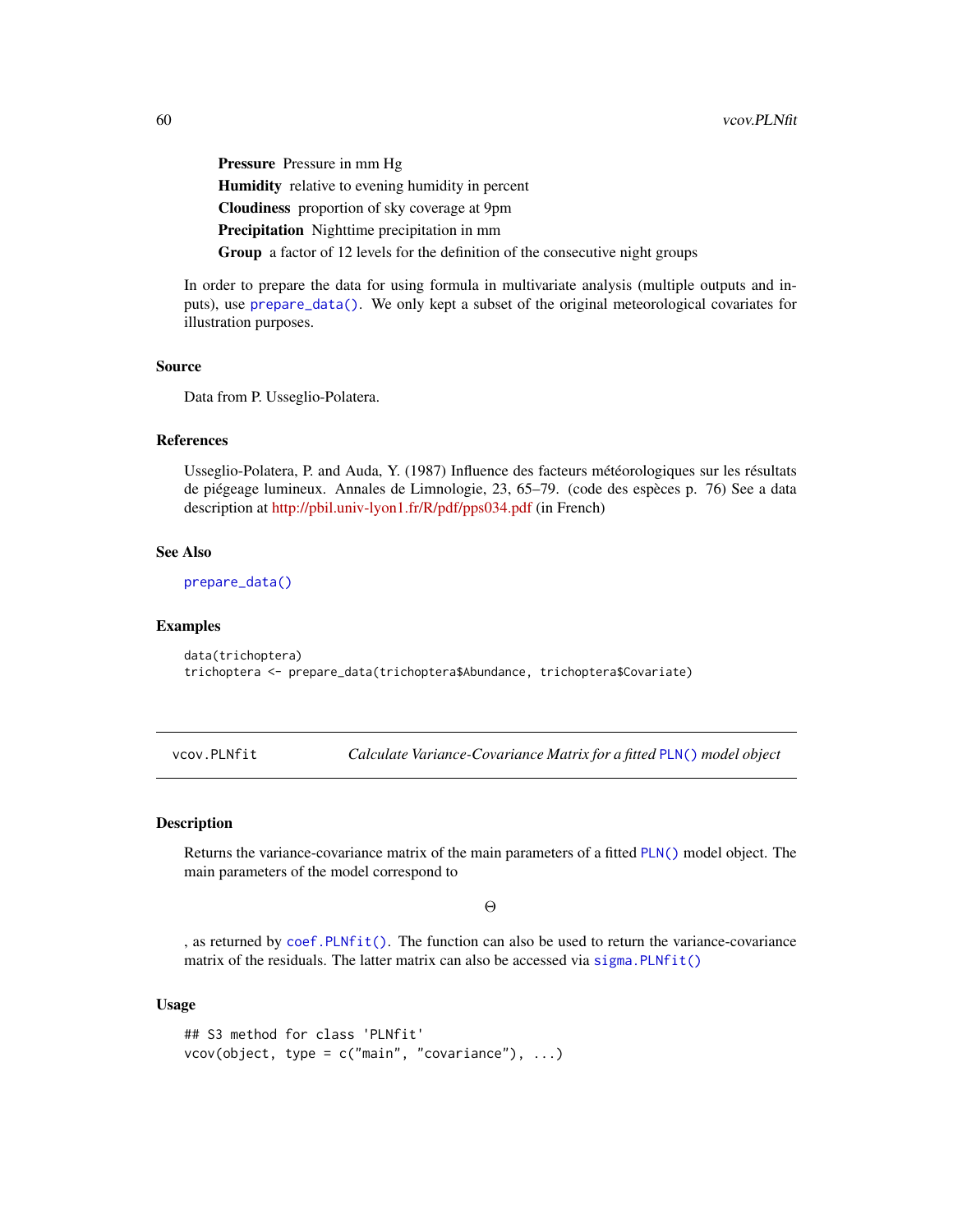**Pressure** Pressure in mm Hg

**Humidity** relative to evening humidity in percent

**Cloudiness** proportion of sky coverage at 9pm

**Precipitation** Nighttime precipitation in mm

**Group** a factor of 12 levels for the definition of the consecutive night groups

In order to prepare the data for using formula in multivariate analysis (multiple outputs and inputs), use `prepare_data()`. We only kept a subset of the original meteorological covariates for illustration purposes.

### Source

Data from P. Usseglio-Polatera.

### References

Usseglio-Polatera, P. and Auda, Y. (1987) Influence des facteurs météorologiques sur les résultats de piégeage lumineux. Annales de Limnologie, 23, 65–79. (code des espèces p. 76) See a data description at http://pbil.univ-lyon1.fr/R/pdf/pps034.pdf (in French)

### See Also

`prepare_data()`

### Examples

```
data(trichoptera)
trichoptera <- prepare_data(trichoptera$Abundance, trichoptera$Covariate)
```

---

## vcov.PLNfit — *Calculate Variance-Covariance Matrix for a fitted `PLN()` model object*

### Description

Returns the variance-covariance matrix of the main parameters of a fitted `PLN()` model object. The main parameters of the model correspond to

$$\Theta$$

, as returned by `coef.PLNfit()`. The function can also be used to return the variance-covariance matrix of the residuals. The latter matrix can also be accessed via `sigma.PLNfit()`

### Usage

```
## S3 method for class 'PLNfit'
vcov(object, type = c("main", "covariance"), ...)
```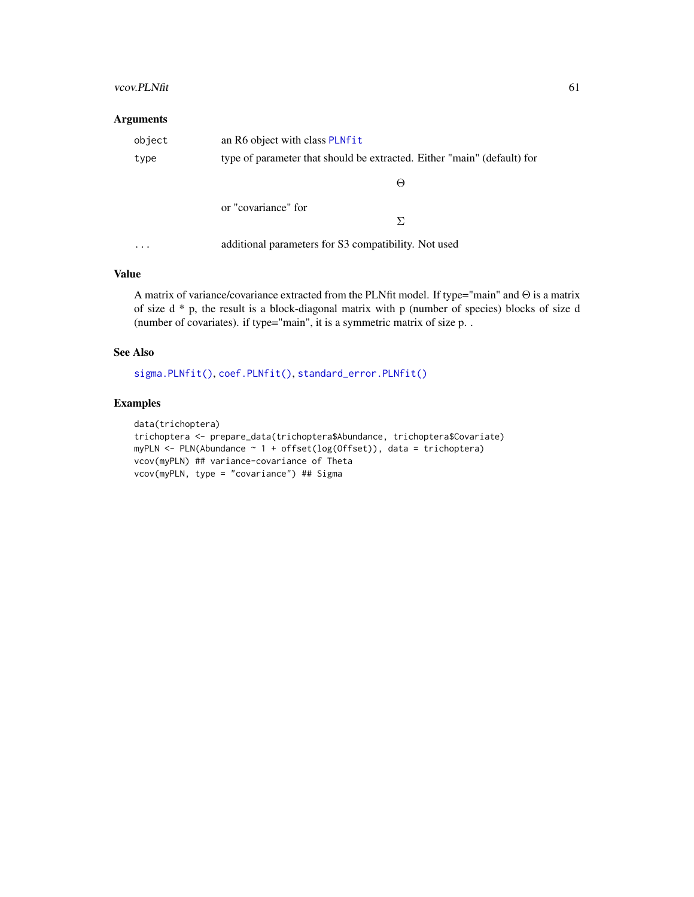## Arguments

| | |
|---|---|
| object | an R6 object with class PLNfit |
| type | type of parameter that should be extracted. Either "main" (default) for $$\Theta$$ or "covariance" for $$\Sigma$$ |
| ... | additional parameters for S3 compatibility. Not used |

## Value

A matrix of variance/covariance extracted from the PLNfit model. If type="main" and $\Theta$ is a matrix of size d * p, the result is a block-diagonal matrix with p (number of species) blocks of size d (number of covariates). if type="main", it is a symmetric matrix of size p. .

## See Also

sigma.PLNfit(), coef.PLNfit(), standard_error.PLNfit()

## Examples

```
data(trichoptera)
trichoptera <- prepare_data(trichoptera$Abundance, trichoptera$Covariate)
myPLN <- PLN(Abundance ~ 1 + offset(log(Offset)), data = trichoptera)
vcov(myPLN) ## variance-covariance of Theta
vcov(myPLN, type = "covariance") ## Sigma
```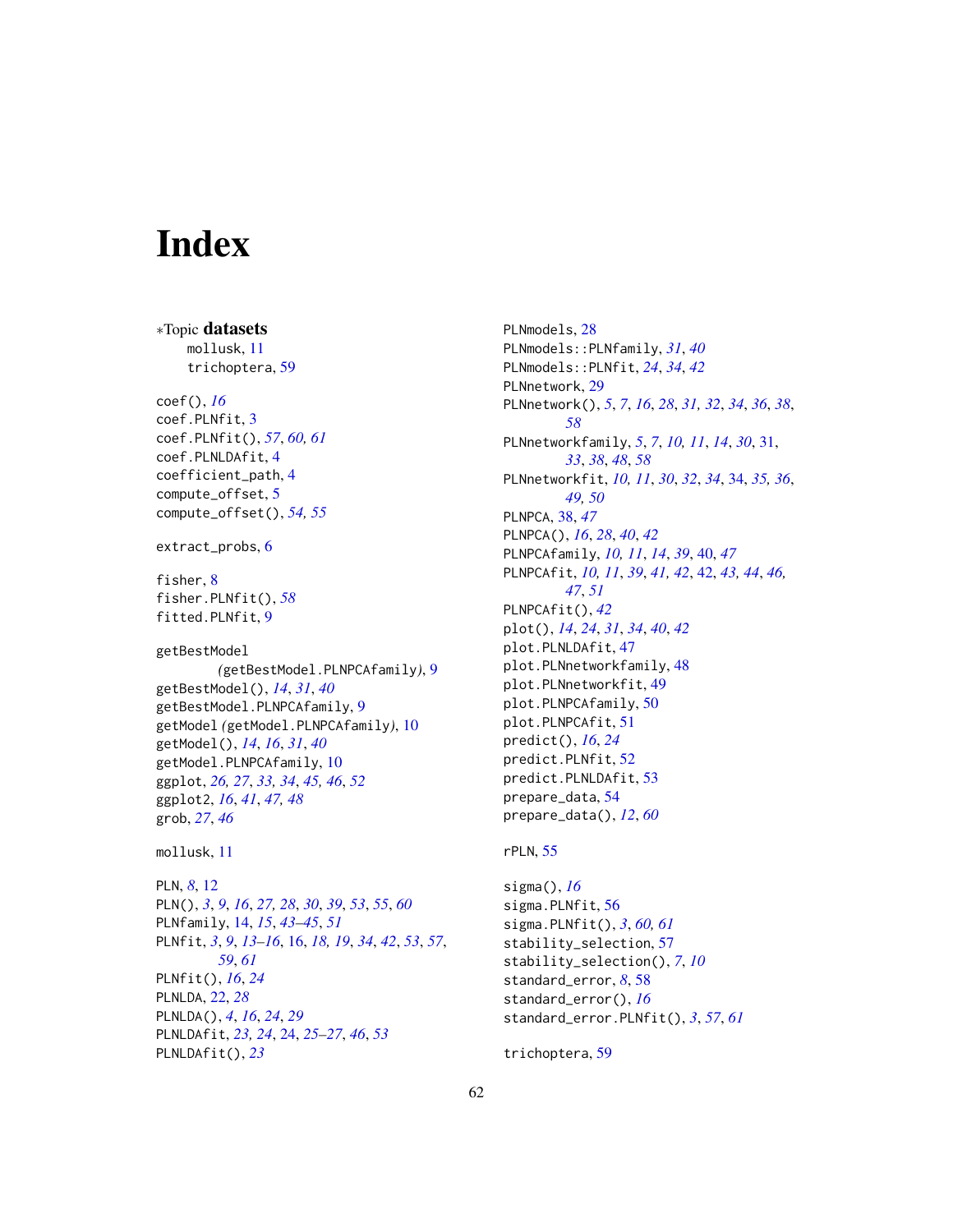# Index

*Topic **datasets**
- mollusk, 11
- trichoptera, 59

coef(), *16*
coef.PLNfit, 3
coef.PLNfit(), *57*, *60, 61*
coef.PLNLDAfit, 4
coefficient_path, 4
compute_offset, 5
compute_offset(), *54, 55*

extract_probs, 6

fisher, 8
fisher.PLNfit(), *58*
fitted.PLNfit, 9

getBestModel *(*getBestModel.PLNPCAfamily*)*, 9
getBestModel(), *14*, *31*, *40*
getBestModel.PLNPCAfamily, 9
getModel *(*getModel.PLNPCAfamily*)*, 10
getModel(), *14*, *16*, *31*, *40*
getModel.PLNPCAfamily, 10
ggplot, *26, 27*, *33*, *34*, *45, 46*, *52*
ggplot2, *16*, *41*, *47, 48*
grob, *27*, *46*

mollusk, 11

PLN, *8*, 12
PLN(), *3*, *9*, *16*, *27, 28*, *30*, *39*, *53*, *55*, *60*
PLNfamily, 14, *15*, *43–45*, *51*
PLNfit, *3*, *9*, *13–16*, 16, *18, 19*, *34*, *42*, *53*, *57*, *59*, *61*
PLNfit(), *16*, *24*
PLNLDA, 22, *28*
PLNLDA(), *4*, *16*, *24*, *29*
PLNLDAfit, *23, 24*, 24, *25–27*, *46*, *53*
PLNLDAfit(), *23*
PLNmodels, 28
PLNmodels::PLNfamily, *31*, *40*
PLNmodels::PLNfit, *24*, *34*, *42*
PLNnetwork, 29
PLNnetwork(), *5*, *7*, *16*, *28*, *31, 32*, *34*, *36*, *38*, *58*
PLNnetworkfamily, *5*, *7*, *10, 11*, *14*, *30*, 31, *33*, *38*, *48*, *58*
PLNnetworkfit, *10, 11*, *30*, *32*, *34*, 34, *35, 36*, *49, 50*
PLNPCA, 38, *47*
PLNPCA(), *16*, *28*, *40*, *42*
PLNPCAfamily, *10, 11*, *14*, *39*, 40, *47*
PLNPCAfit, *10, 11*, *39*, *41, 42*, 42, *43, 44*, *46*, *47*, *51*
PLNPCAfit(), *42*
plot(), *14*, *24*, *31*, *34*, *40*, *42*
plot.PLNLDAfit, 47
plot.PLNnetworkfamily, 48
plot.PLNnetworkfit, 49
plot.PLNPCAfamily, 50
plot.PLNPCAfit, 51
predict(), *16*, *24*
predict.PLNfit, 52
predict.PLNLDAfit, 53
prepare_data, 54
prepare_data(), *12*, *60*

rPLN, 55

sigma(), *16*
sigma.PLNfit, 56
sigma.PLNfit(), *3*, *60, 61*
stability_selection, 57
stability_selection(), *7*, *10*
standard_error, *8*, 58
standard_error(), *16*
standard_error.PLNfit(), *3*, *57*, *61*

trichoptera, 59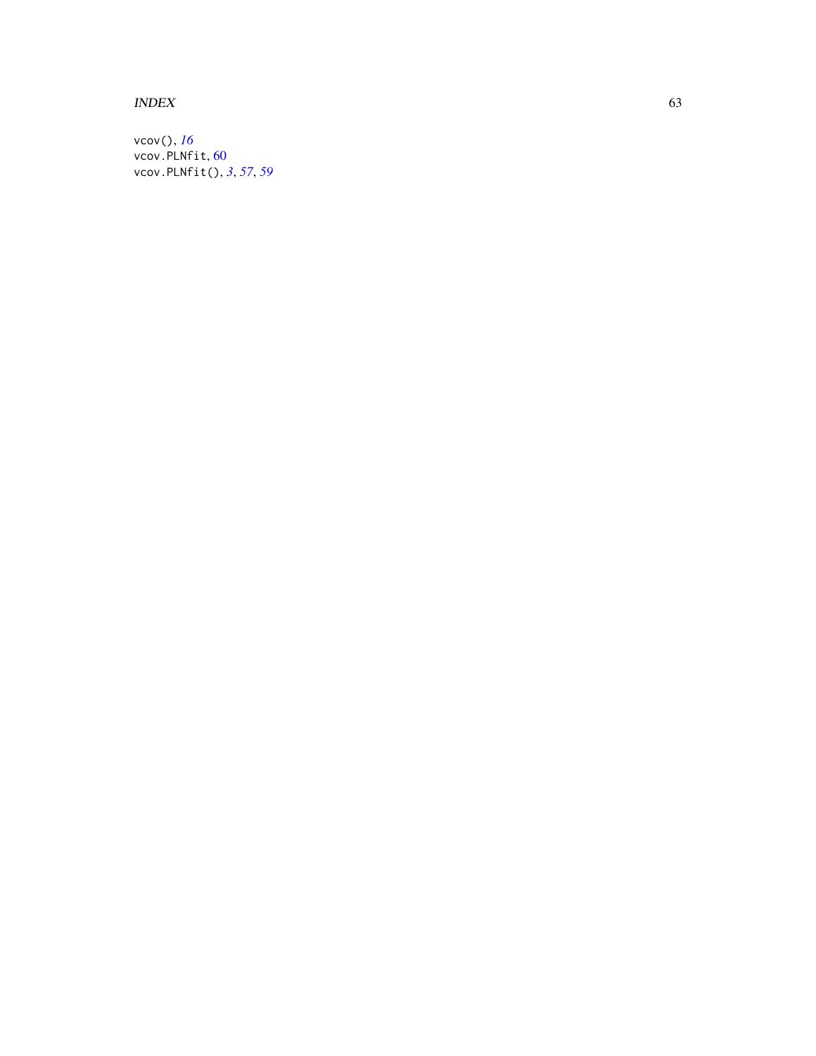vcov(), *16*
vcov.PLNfit, 60
vcov.PLNfit(), *3*, *57*, *59*